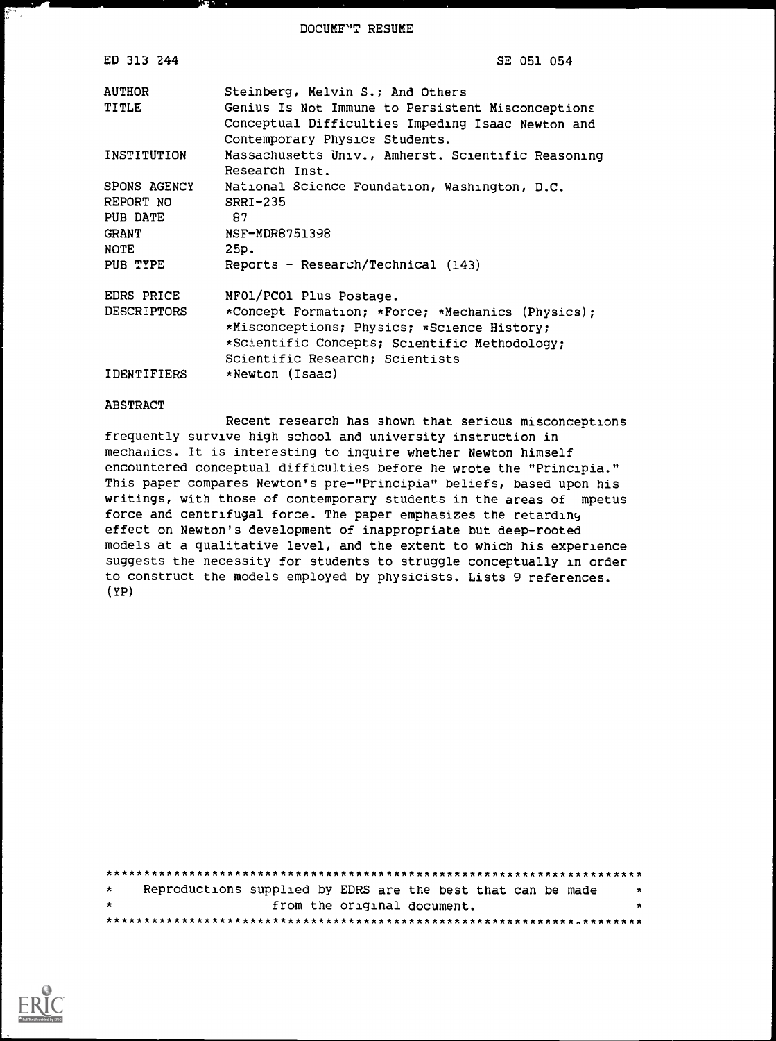DOCUMENT RESUME

| | |
|---|---|
| ED 313 244 | SE 051 054 |
| AUTHOR | Steinberg, Melvin S.; And Others |
| TITLE | Genius Is Not Immune to Persistent Misconceptions: Conceptual Difficulties Impeding Isaac Newton and Contemporary Physics Students. |
| INSTITUTION | Massachusetts Univ., Amherst. Scientific Reasoning Research Inst. |
| SPONS AGENCY | National Science Foundation, Washington, D.C. |
| REPORT NO | SRRI-235 |
| PUB DATE | 87 |
| GRANT | NSF-MDR8751398 |
| NOTE | 25p. |
| PUB TYPE | Reports - Research/Technical (143) |
| EDRS PRICE | MF01/PC01 Plus Postage. |
| DESCRIPTORS | *Concept Formation; *Force; *Mechanics (Physics); *Misconceptions; Physics; *Science History; *Scientific Concepts; Scientific Methodology; Scientific Research; Scientists |
| IDENTIFIERS | *Newton (Isaac) |

ABSTRACT

Recent research has shown that serious misconceptions frequently survive high school and university instruction in mechanics. It is interesting to inquire whether Newton himself encountered conceptual difficulties before he wrote the "Principia." This paper compares Newton's pre-"Principia" beliefs, based upon his writings, with those of contemporary students in the areas of impetus force and centrifugal force. The paper emphasizes the retarding effect on Newton's development of inappropriate but deep-rooted models at a qualitative level, and the extent to which his experience suggests the necessity for students to struggle conceptually in order to construct the models employed by physicists. Lists 9 references. (YP)

***********************************************************************
* Reproductions supplied by EDRS are the best that can be made *
* from the original document. *
***********************************************************************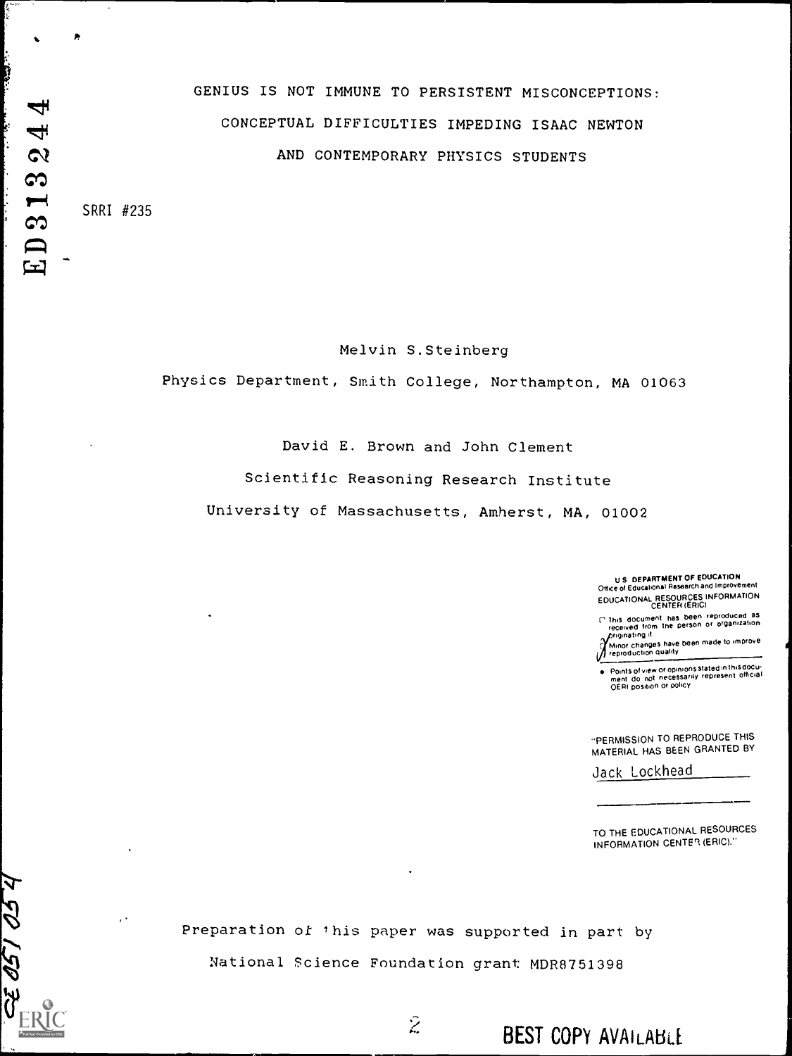ED313244

# GENIUS IS NOT IMMUNE TO PERSISTENT MISCONCEPTIONS: CONCEPTUAL DIFFICULTIES IMPEDING ISAAC NEWTON AND CONTEMPORARY PHYSICS STUDENTS

SRRI #235

Melvin S.Steinberg

Physics Department, Smith College, Northampton, MA 01063

David E. Brown and John Clement

Scientific Reasoning Research Institute

University of Massachusetts, Amherst, MA, 01002

U.S. DEPARTMENT OF EDUCATION
Office of Educational Research and Improvement
EDUCATIONAL RESOURCES INFORMATION CENTER (ERIC)

- This document has been reproduced as received from the person or organization originating it
- Minor changes have been made to improve reproduction quality
- Points of view or opinions stated in this document do not necessarily represent official OERI position or policy

"PERMISSION TO REPRODUCE THIS MATERIAL HAS BEEN GRANTED BY

Jack Lockhead

TO THE EDUCATIONAL RESOURCES INFORMATION CENTER (ERIC)."

Preparation of this paper was supported in part by National Science Foundation grant MDR8751398

SE 051 054

BEST COPY AVAILABLE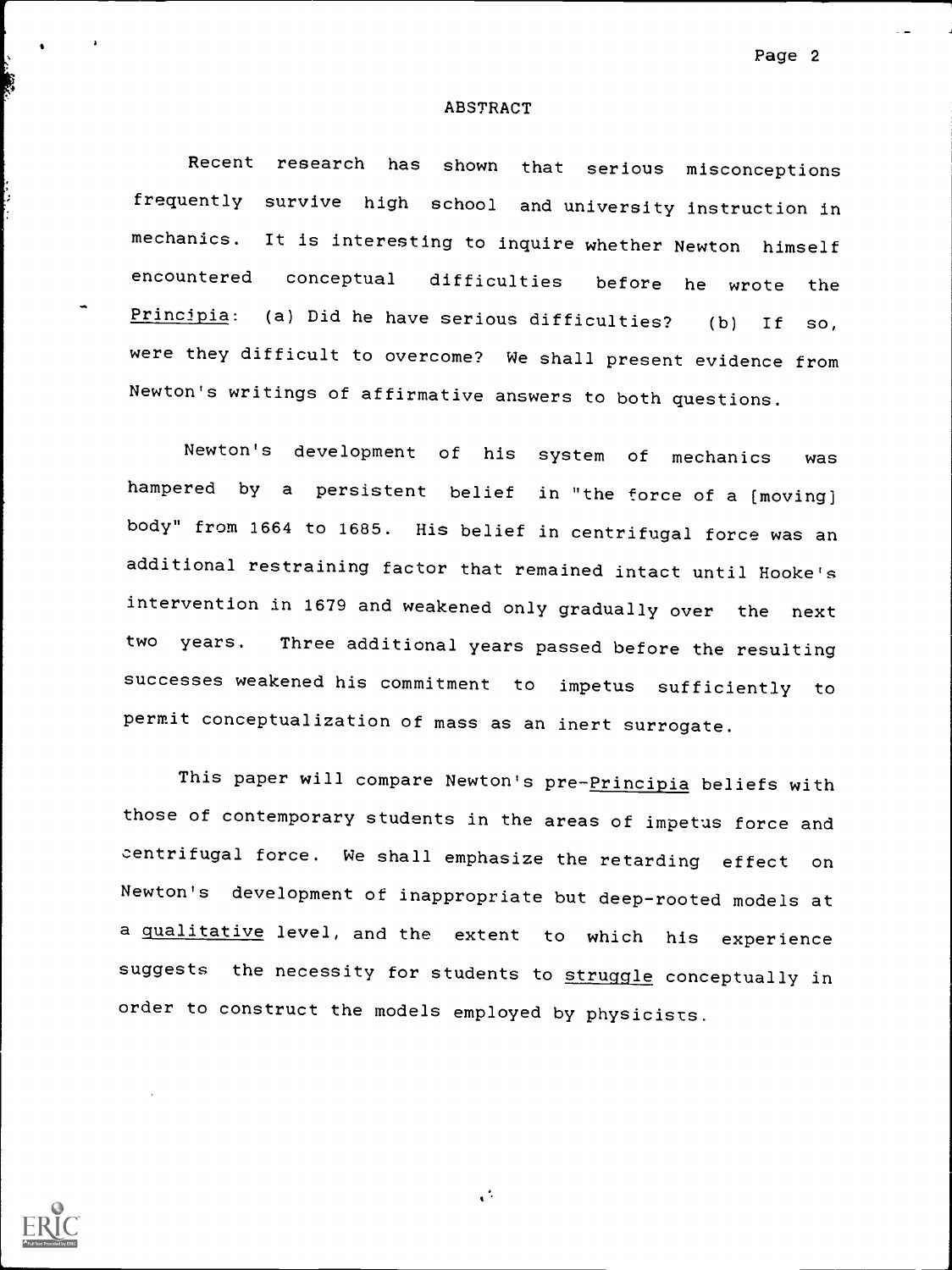## ABSTRACT

Recent research has shown that serious misconceptions frequently survive high school and university instruction in mechanics. It is interesting to inquire whether Newton himself encountered conceptual difficulties before he wrote the *Principia*: (a) Did he have serious difficulties? (b) If so, were they difficult to overcome? We shall present evidence from Newton's writings of affirmative answers to both questions.

Newton's development of his system of mechanics was hampered by a persistent belief in "the force of a [moving] body" from 1664 to 1685. His belief in centrifugal force was an additional restraining factor that remained intact until Hooke's intervention in 1679 and weakened only gradually over the next two years. Three additional years passed before the resulting successes weakened his commitment to impetus sufficiently to permit conceptualization of mass as an inert surrogate.

This paper will compare Newton's pre-*Principia* beliefs with those of contemporary students in the areas of impetus force and centrifugal force. We shall emphasize the retarding effect on Newton's development of inappropriate but deep-rooted models at a *qualitative* level, and the extent to which his experience suggests the necessity for students to *struggle* conceptually in order to construct the models employed by physicists.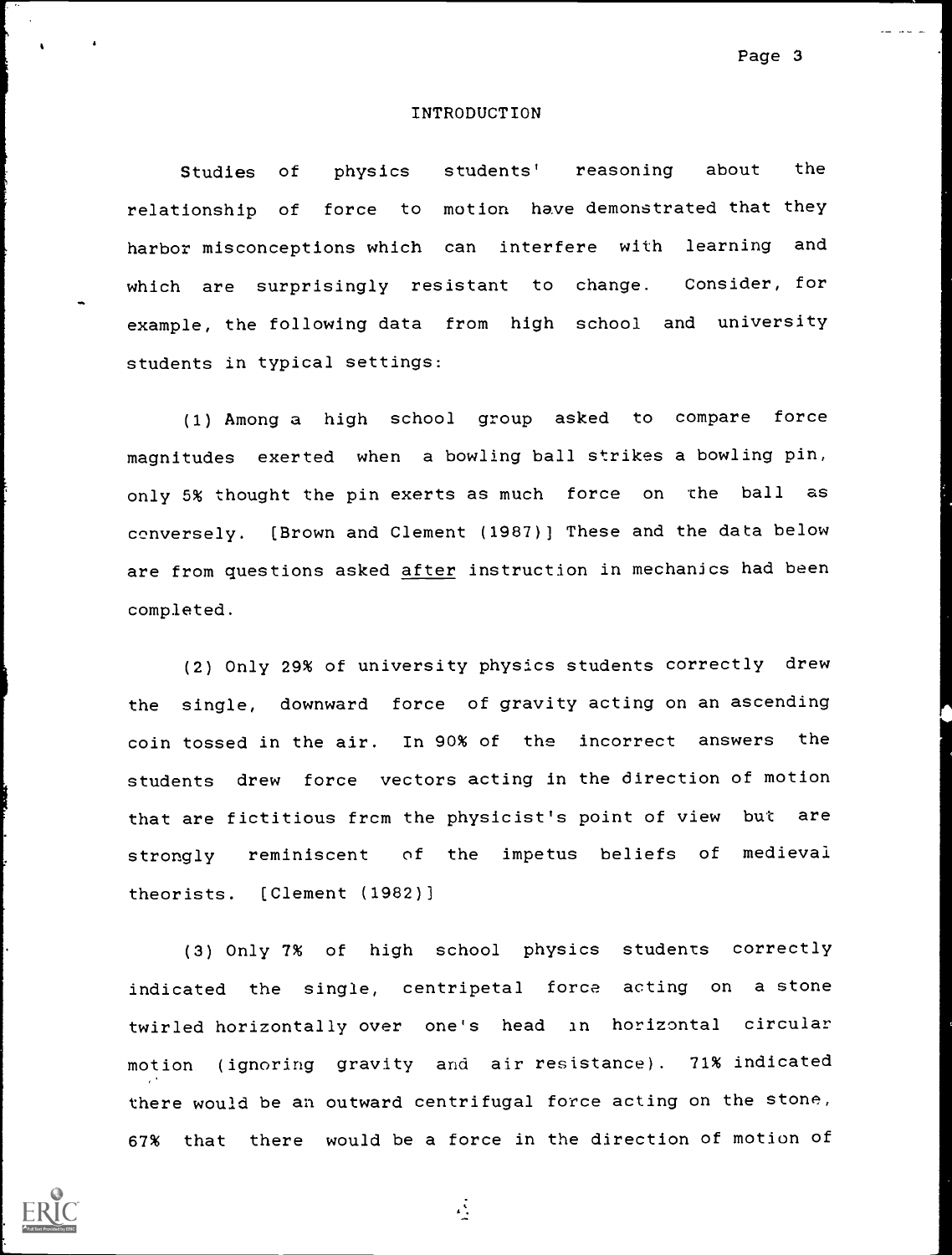# INTRODUCTION

Studies of physics students' reasoning about the relationship of force to motion have demonstrated that they harbor misconceptions which can interfere with learning and which are surprisingly resistant to change. Consider, for example, the following data from high school and university students in typical settings:

(1) Among a high school group asked to compare force magnitudes exerted when a bowling ball strikes a bowling pin, only 5% thought the pin exerts as much force on the ball as conversely. [Brown and Clement (1987)] These and the data below are from questions asked <u>after</u> instruction in mechanics had been completed.

(2) Only 29% of university physics students correctly drew the single, downward force of gravity acting on an ascending coin tossed in the air. In 90% of the incorrect answers the students drew force vectors acting in the direction of motion that are fictitious from the physicist's point of view but are strongly reminiscent of the impetus beliefs of medieval theorists. [Clement (1982)]

(3) Only 7% of high school physics students correctly indicated the single, centripetal force acting on a stone twirled horizontally over one's head in horizontal circular motion (ignoring gravity and air resistance). 71% indicated there would be an outward centrifugal force acting on the stone, 67% that there would be a force in the direction of motion of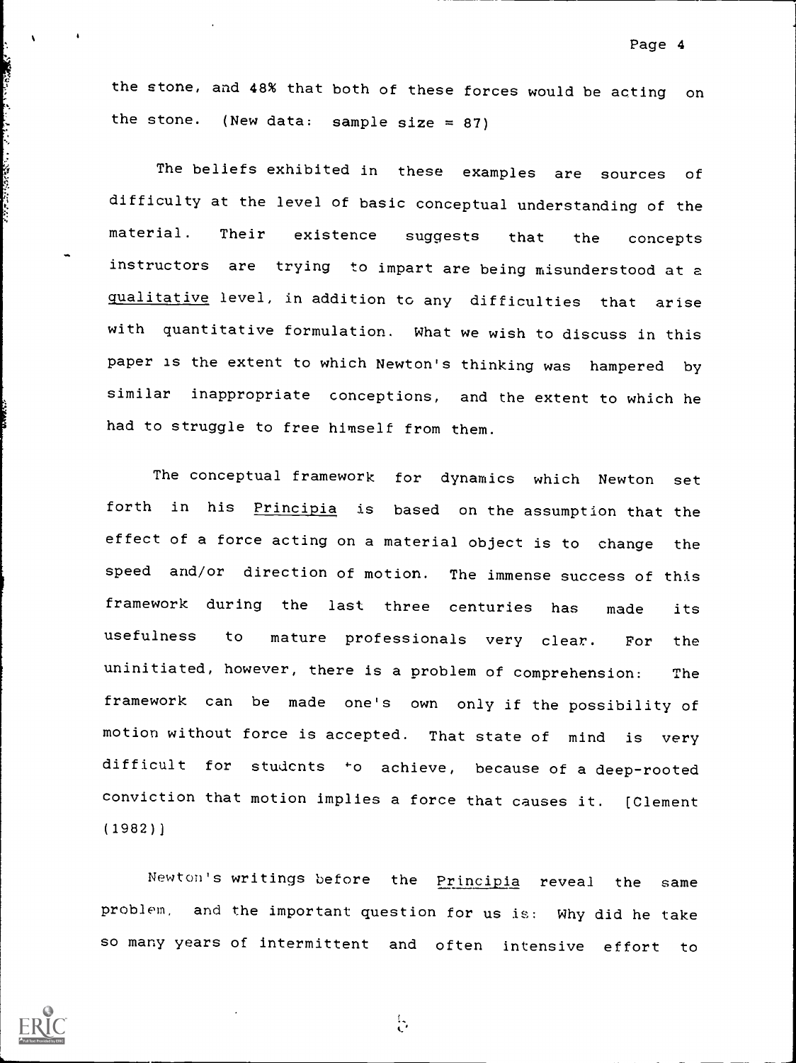the stone, and 48% that both of these forces would be acting on the stone. (New data: sample size = 87)

The beliefs exhibited in these examples are sources of difficulty at the level of basic conceptual understanding of the material. Their existence suggests that the concepts instructors are trying to impart are being misunderstood at a qualitative level, in addition to any difficulties that arise with quantitative formulation. What we wish to discuss in this paper is the extent to which Newton's thinking was hampered by similar inappropriate conceptions, and the extent to which he had to struggle to free himself from them.

The conceptual framework for dynamics which Newton set forth in his Principia is based on the assumption that the effect of a force acting on a material object is to change the speed and/or direction of motion. The immense success of this framework during the last three centuries has made its usefulness to mature professionals very clear. For the uninitiated, however, there is a problem of comprehension: The framework can be made one's own only if the possibility of motion without force is accepted. That state of mind is very difficult for students to achieve, because of a deep-rooted conviction that motion implies a force that causes it. [Clement (1982)]

Newton's writings before the Principia reveal the same problem, and the important question for us is: Why did he take so many years of intermittent and often intensive effort to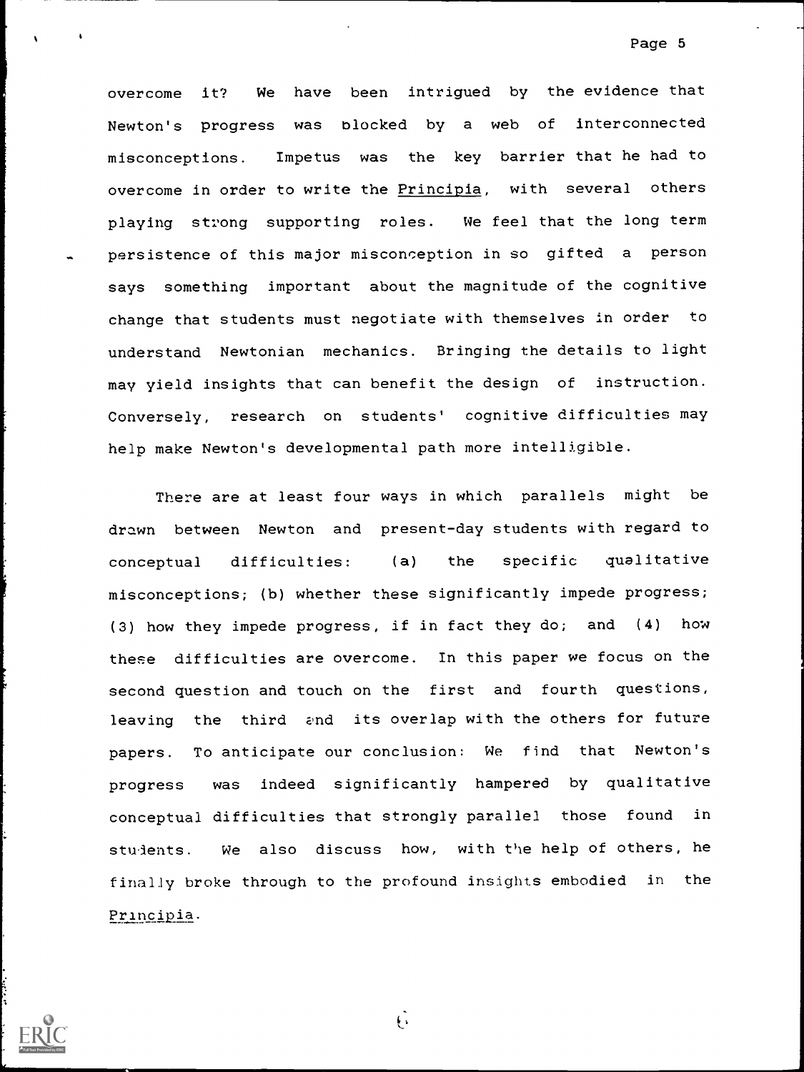overcome it? We have been intrigued by the evidence that Newton's progress was blocked by a web of interconnected misconceptions. Impetus was the key barrier that he had to overcome in order to write the Principia, with several others playing strong supporting roles. We feel that the long term persistence of this major misconception in so gifted a person says something important about the magnitude of the cognitive change that students must negotiate with themselves in order to understand Newtonian mechanics. Bringing the details to light may yield insights that can benefit the design of instruction. Conversely, research on students' cognitive difficulties may help make Newton's developmental path more intelligible.

There are at least four ways in which parallels might be drawn between Newton and present-day students with regard to conceptual difficulties: (a) the specific qualitative misconceptions; (b) whether these significantly impede progress; (3) how they impede progress, if in fact they do; and (4) how these difficulties are overcome. In this paper we focus on the second question and touch on the first and fourth questions, leaving the third and its overlap with the others for future papers. To anticipate our conclusion: We find that Newton's progress was indeed significantly hampered by qualitative conceptual difficulties that strongly parallel those found in students. We also discuss how, with the help of others, he finally broke through to the profound insights embodied in the Principia.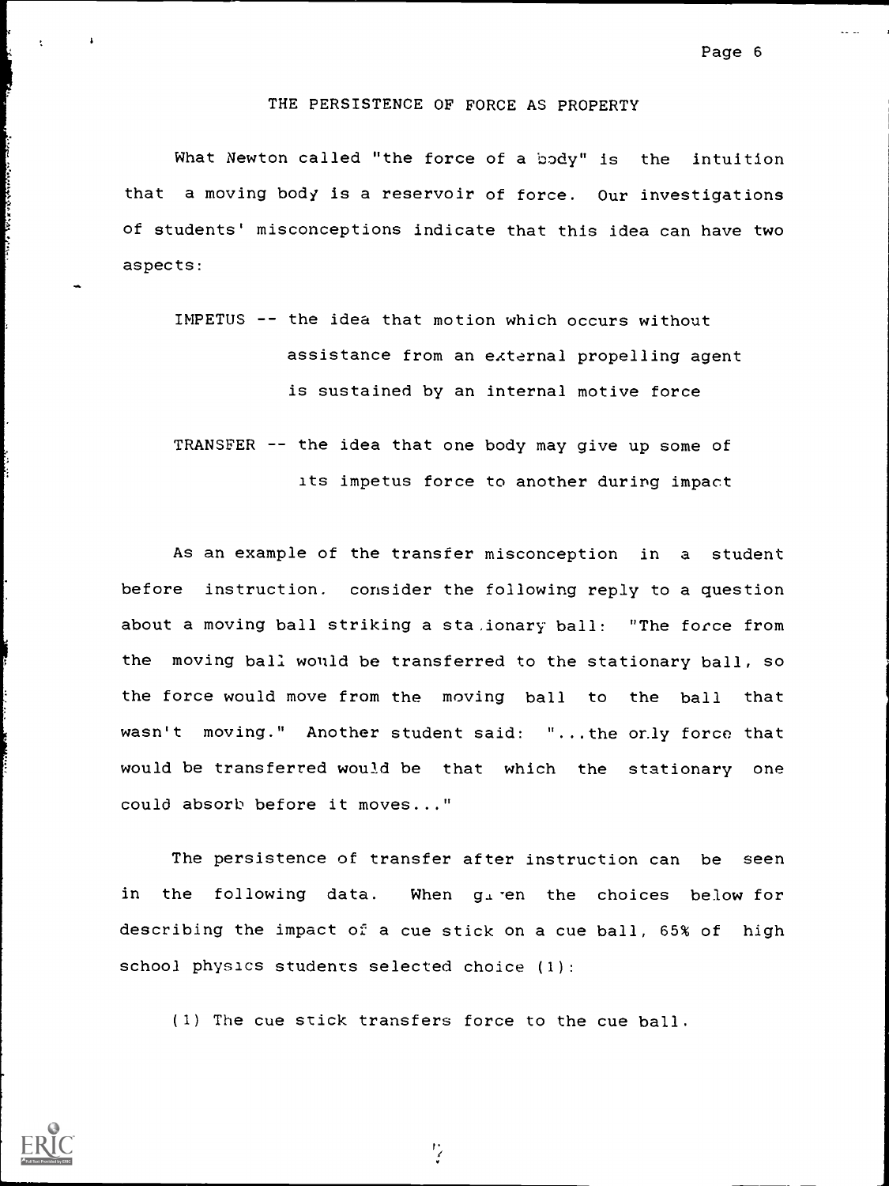## THE PERSISTENCE OF FORCE AS PROPERTY

What Newton called "the force of a body" is the intuition that a moving body is a reservoir of force. Our investigations of students' misconceptions indicate that this idea can have two aspects:

IMPETUS -- the idea that motion which occurs without assistance from an external propelling agent is sustained by an internal motive force

TRANSFER -- the idea that one body may give up some of its impetus force to another during impact

As an example of the transfer misconception in a student before instruction, consider the following reply to a question about a moving ball striking a stationary ball: "The force from the moving ball would be transferred to the stationary ball, so the force would move from the moving ball to the ball that wasn't moving." Another student said: "...the only force that would be transferred would be that which the stationary one could absorb before it moves..."

The persistence of transfer after instruction can be seen in the following data. When given the choices below for describing the impact of a cue stick on a cue ball, 65% of high school physics students selected choice (1):

(1) The cue stick transfers force to the cue ball.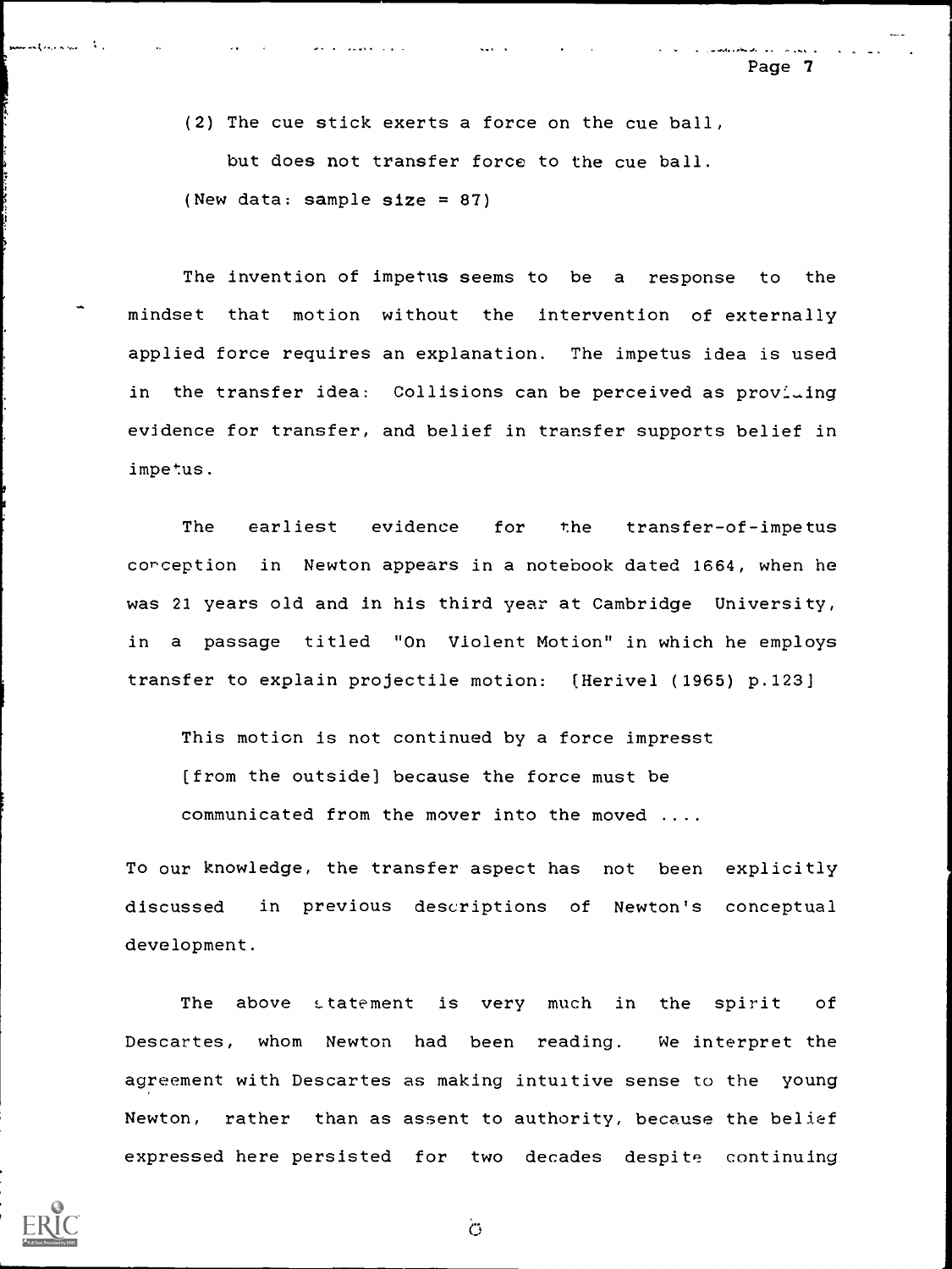(2) The cue stick exerts a force on the cue ball, but does not transfer force to the cue ball.

(New data: sample size = 87)

The invention of impetus seems to be a response to the mindset that motion without the intervention of externally applied force requires an explanation. The impetus idea is used in the transfer idea: Collisions can be perceived as providing evidence for transfer, and belief in transfer supports belief in impetus.

The earliest evidence for the transfer-of-impetus conception in Newton appears in a notebook dated 1664, when he was 21 years old and in his third year at Cambridge University, in a passage titled "On Violent Motion" in which he employs transfer to explain projectile motion: [Herivel (1965) p.123]

> This motion is not continued by a force impresst [from the outside] because the force must be communicated from the mover into the moved ....

To our knowledge, the transfer aspect has not been explicitly discussed in previous descriptions of Newton's conceptual development.

The above statement is very much in the spirit of Descartes, whom Newton had been reading. We interpret the agreement with Descartes as making intuitive sense to the young Newton, rather than as assent to authority, because the belief expressed here persisted for two decades despite continuing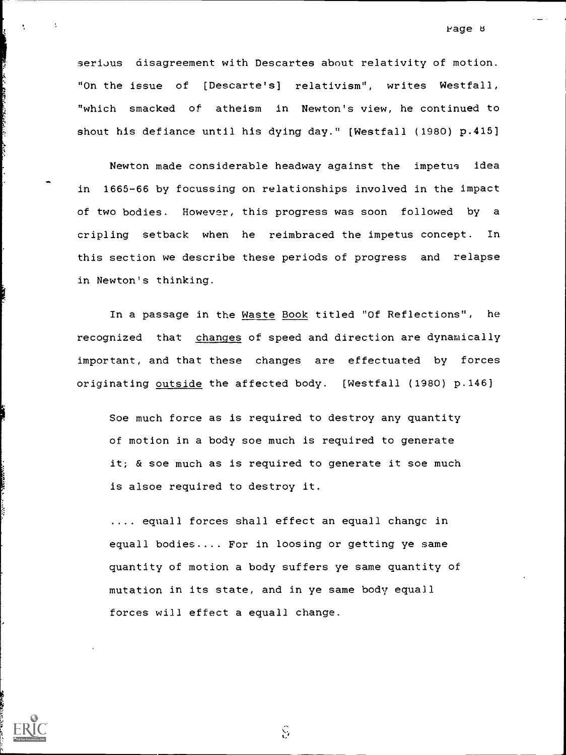serious disagreement with Descartes about relativity of motion. "On the issue of [Descarte's] relativism", writes Westfall, "which smacked of atheism in Newton's view, he continued to shout his defiance until his dying day." [Westfall (1980) p.415]

Newton made considerable headway against the impetus idea in 1665-66 by focussing on relationships involved in the impact of two bodies. However, this progress was soon followed by a cripling setback when he reimbraced the impetus concept. In this section we describe these periods of progress and relapse in Newton's thinking.

In a passage in the <u>Waste Book</u> titled "Of Reflections", he recognized that <u>changes</u> of speed and direction are dynamically important, and that these changes are effectuated by forces originating <u>outside</u> the affected body. [Westfall (1980) p.146]

> Soe much force as is required to destroy any quantity of motion in a body soe much is required to generate it; & soe much as is required to generate it soe much is alsoe required to destroy it.
>
> .... equall forces shall effect an equall change in equall bodies.... For in loosing or getting ye same quantity of motion a body suffers ye same quantity of mutation in its state, and in ye same body equall forces will effect a equall change.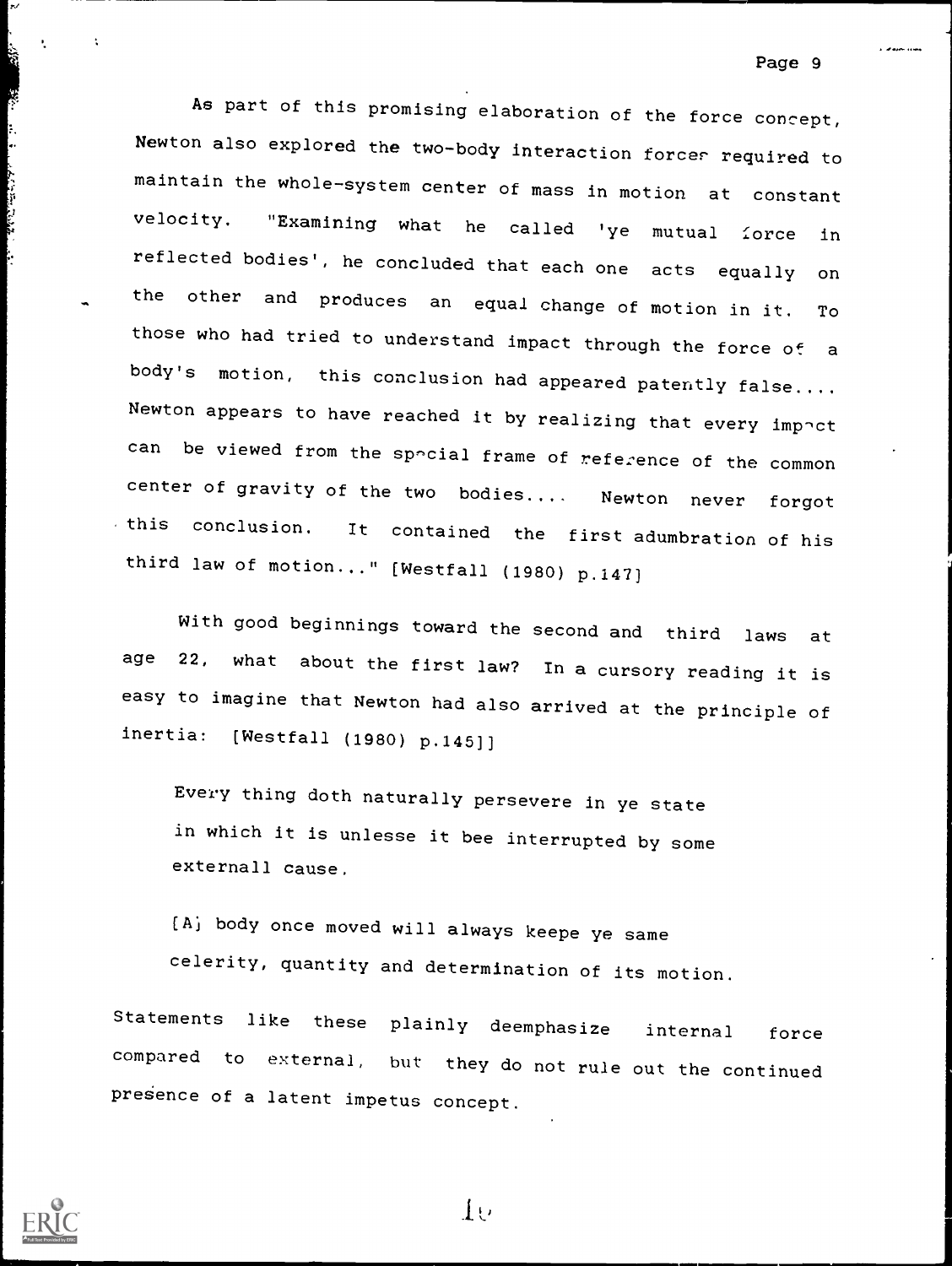As part of this promising elaboration of the force concept, Newton also explored the two-body interaction forces required to maintain the whole-system center of mass in motion at constant velocity. "Examining what he called 'ye mutual force in reflected bodies', he concluded that each one acts equally on the other and produces an equal change of motion in it. To those who had tried to understand impact through the force of a body's motion, this conclusion had appeared patently false.... Newton appears to have reached it by realizing that every impact can be viewed from the special frame of reference of the common center of gravity of the two bodies.... Newton never forgot this conclusion. It contained the first adumbration of his third law of motion..." [Westfall (1980) p.147]

With good beginnings toward the second and third laws at age 22, what about the first law? In a cursory reading it is easy to imagine that Newton had also arrived at the principle of inertia: [Westfall (1980) p.145]]

> Every thing doth naturally persevere in ye state in which it is unlesse it bee interrupted by some externall cause.
>
> [A] body once moved will always keepe ye same celerity, quantity and determination of its motion.

Statements like these plainly deemphasize internal force compared to external, but they do not rule out the continued presence of a latent impetus concept.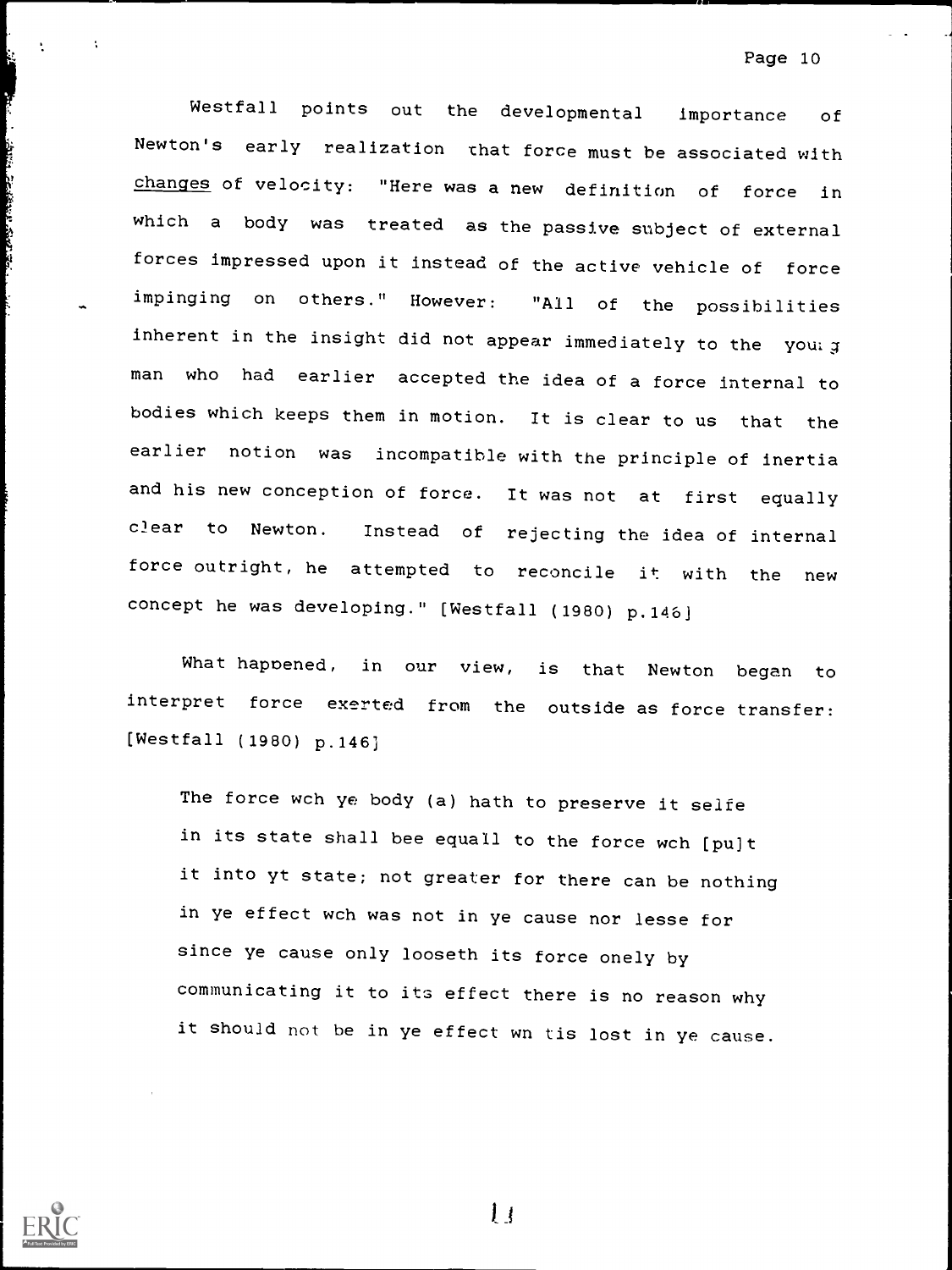Westfall points out the developmental importance of Newton's early realization that force must be associated with <u>changes</u> of velocity: "Here was a new definition of force in which a body was treated as the passive subject of external forces impressed upon it instead of the active vehicle of force impinging on others." However: "All of the possibilities inherent in the insight did not appear immediately to the young man who had earlier accepted the idea of a force internal to bodies which keeps them in motion. It is clear to us that the earlier notion was incompatible with the principle of inertia and his new conception of force. It was not at first equally clear to Newton. Instead of rejecting the idea of internal force outright, he attempted to reconcile it with the new concept he was developing." [Westfall (1980) p.146]

What happened, in our view, is that Newton began to interpret force exerted from the outside as force transfer: [Westfall (1980) p.146]

> The force wch ye body (a) hath to preserve it selfe in its state shall bee equall to the force wch [pu]t it into yt state; not greater for there can be nothing in ye effect wch was not in ye cause nor lesse for since ye cause only looseth its force onely by communicating it to its effect there is no reason why it should not be in ye effect wn tis lost in ye cause.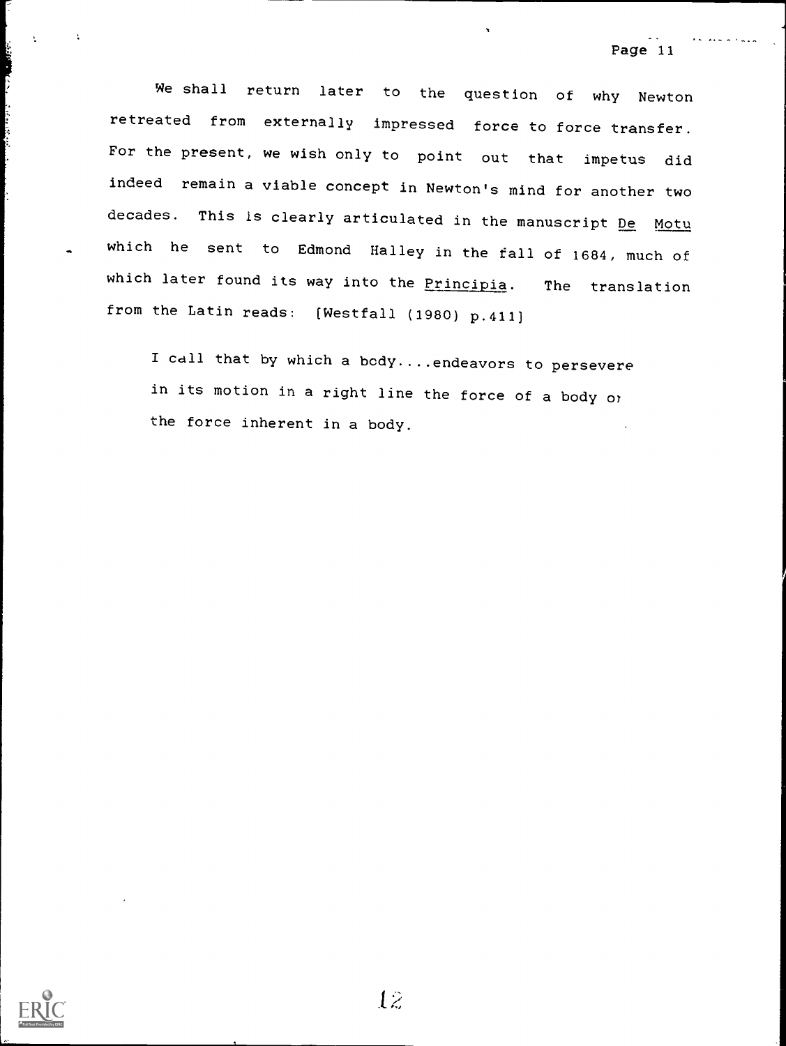We shall return later to the question of why Newton retreated from externally impressed force to force transfer. For the present, we wish only to point out that impetus did indeed remain a viable concept in Newton's mind for another two decades. This is clearly articulated in the manuscript De Motu which he sent to Edmond Halley in the fall of 1684, much of which later found its way into the Principia. The translation from the Latin reads: [Westfall (1980) p.411]

> I call that by which a body....endeavors to persevere in its motion in a right line the force of a body or the force inherent in a body.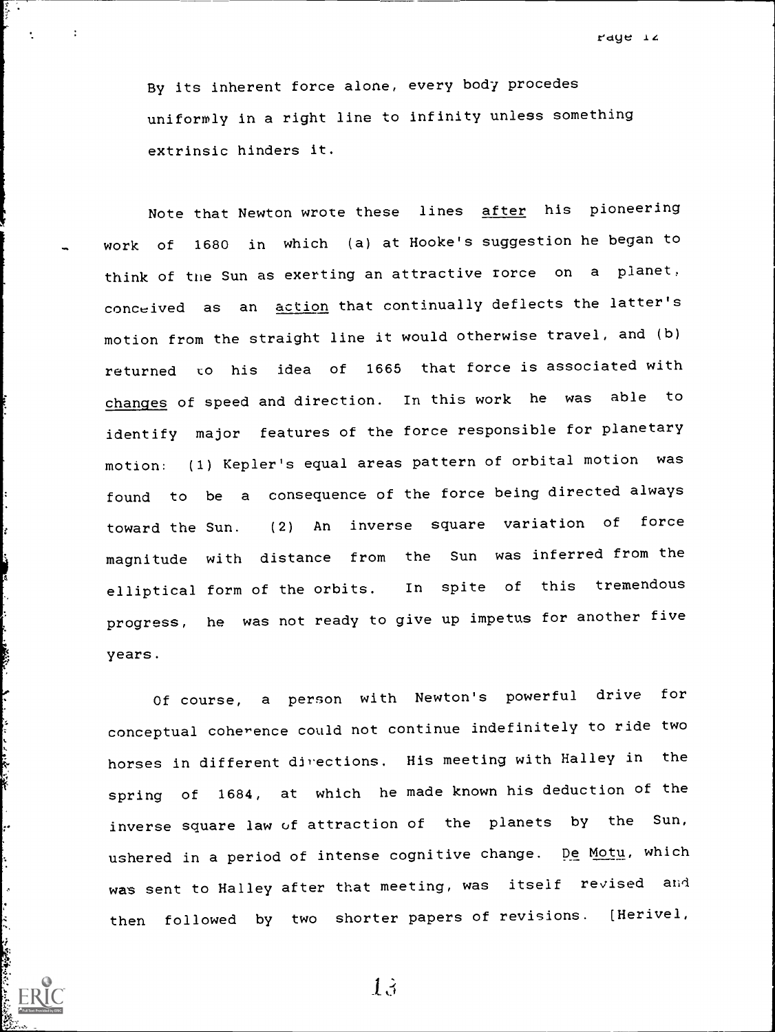By its inherent force alone, every body procedes uniformly in a right line to infinity unless something extrinsic hinders it.

Note that Newton wrote these lines after his pioneering work of 1680 in which (a) at Hooke's suggestion he began to think of the Sun as exerting an attractive force on a planet, conceived as an action that continually deflects the latter's motion from the straight line it would otherwise travel, and (b) returned to his idea of 1665 that force is associated with changes of speed and direction. In this work he was able to identify major features of the force responsible for planetary motion: (1) Kepler's equal areas pattern of orbital motion was found to be a consequence of the force being directed always toward the Sun. (2) An inverse square variation of force magnitude with distance from the Sun was inferred from the elliptical form of the orbits. In spite of this tremendous progress, he was not ready to give up impetus for another five years.

Of course, a person with Newton's powerful drive for conceptual coherence could not continue indefinitely to ride two horses in different directions. His meeting with Halley in the spring of 1684, at which he made known his deduction of the inverse square law of attraction of the planets by the Sun, ushered in a period of intense cognitive change. De Motu, which was sent to Halley after that meeting, was itself revised and then followed by two shorter papers of revisions. [Herivel,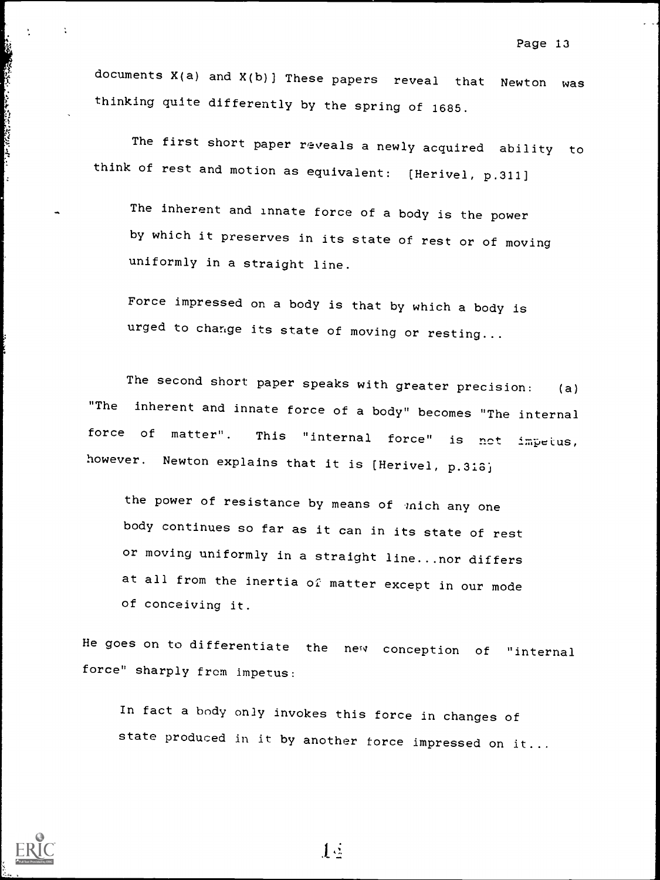documents X(a) and X(b)] These papers reveal that Newton was thinking quite differently by the spring of 1685.

The first short paper reveals a newly acquired ability to think of rest and motion as equivalent: [Herivel, p.311]

> The inherent and innate force of a body is the power by which it preserves in its state of rest or of moving uniformly in a straight line.
>
> Force impressed on a body is that by which a body is urged to change its state of moving or resting...

The second short paper speaks with greater precision: (a) "The inherent and innate force of a body" becomes "The internal force of matter". This "internal force" is not impetus, however. Newton explains that it is [Herivel, p.318]

> the power of resistance by means of which any one body continues so far as it can in its state of rest or moving uniformly in a straight line...nor differs at all from the inertia of matter except in our mode of conceiving it.

He goes on to differentiate the new conception of "internal force" sharply from impetus:

> In fact a body only invokes this force in changes of state produced in it by another force impressed on it...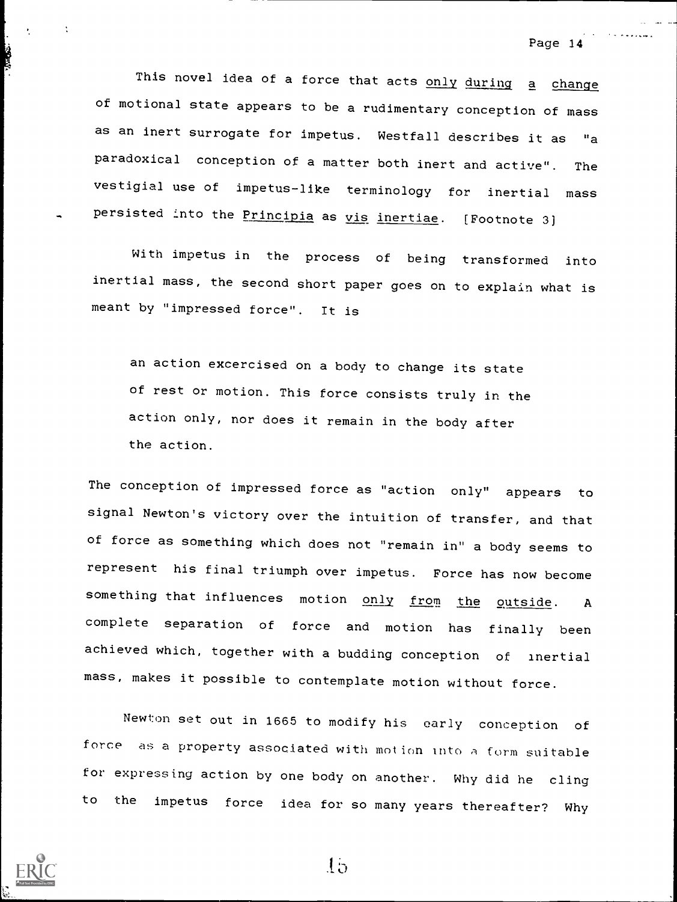This novel idea of a force that acts only during a change of motional state appears to be a rudimentary conception of mass as an inert surrogate for impetus. Westfall describes it as "a paradoxical conception of a matter both inert and active". The vestigial use of impetus-like terminology for inertial mass persisted into the *Principia* as *vis inertiae*. [Footnote 3]

With impetus in the process of being transformed into inertial mass, the second short paper goes on to explain what is meant by "impressed force". It is

> an action excercised on a body to change its state of rest or motion. This force consists truly in the action only, nor does it remain in the body after the action.

The conception of impressed force as "action only" appears to signal Newton's victory over the intuition of transfer, and that of force as something which does not "remain in" a body seems to represent his final triumph over impetus. Force has now become something that influences motion only from the outside. A complete separation of force and motion has finally been achieved which, together with a budding conception of inertial mass, makes it possible to contemplate motion without force.

Newton set out in 1665 to modify his early conception of force as a property associated with motion into a form suitable for expressing action by one body on another. Why did he cling to the impetus force idea for so many years thereafter? Why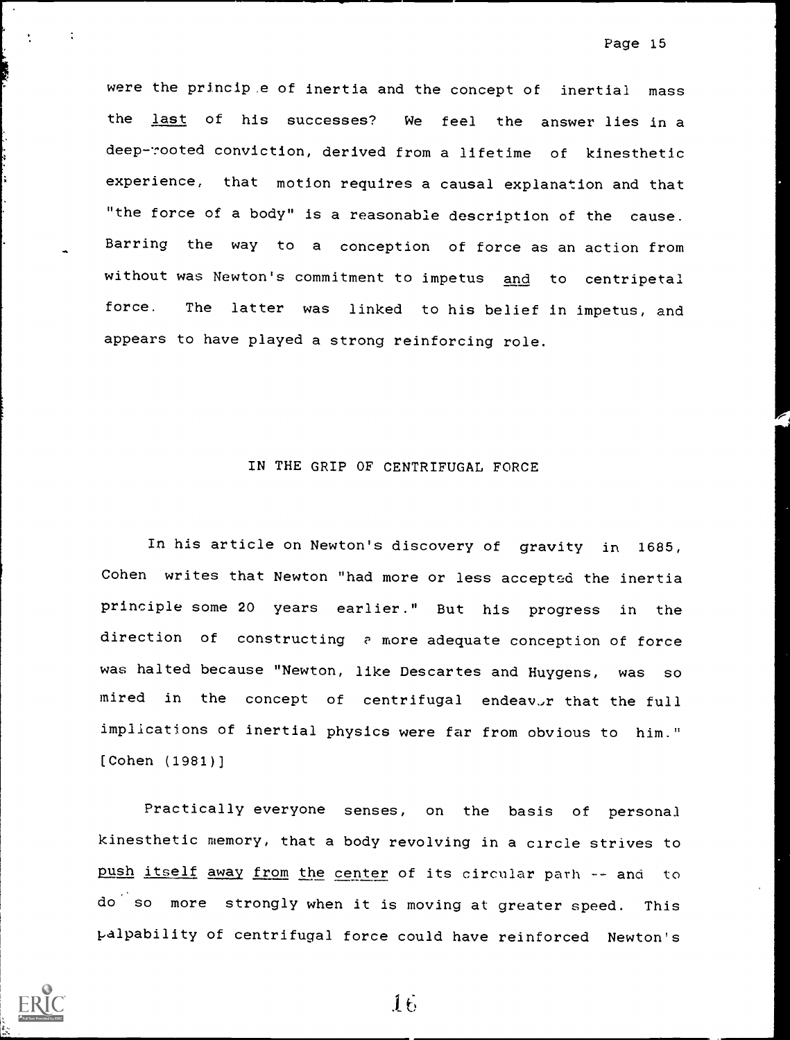were the principle of inertia and the concept of inertial mass the _last_ of his successes? We feel the answer lies in a deep-rooted conviction, derived from a lifetime of kinesthetic experience, that motion requires a causal explanation and that "the force of a body" is a reasonable description of the cause. Barring the way to a conception of force as an action from without was Newton's commitment to impetus _and_ to centripetal force. The latter was linked to his belief in impetus, and appears to have played a strong reinforcing role.

## IN THE GRIP OF CENTRIFUGAL FORCE

In his article on Newton's discovery of gravity in 1685, Cohen writes that Newton "had more or less accepted the inertia principle some 20 years earlier." But his progress in the direction of constructing a more adequate conception of force was halted because "Newton, like Descartes and Huygens, was so mired in the concept of centrifugal endeavor that the full implications of inertial physics were far from obvious to him." [Cohen (1981)]

Practically everyone senses, on the basis of personal kinesthetic memory, that a body revolving in a circle strives to _push itself away from the center_ of its circular path -- and to do so more strongly when it is moving at greater speed. This palpability of centrifugal force could have reinforced Newton's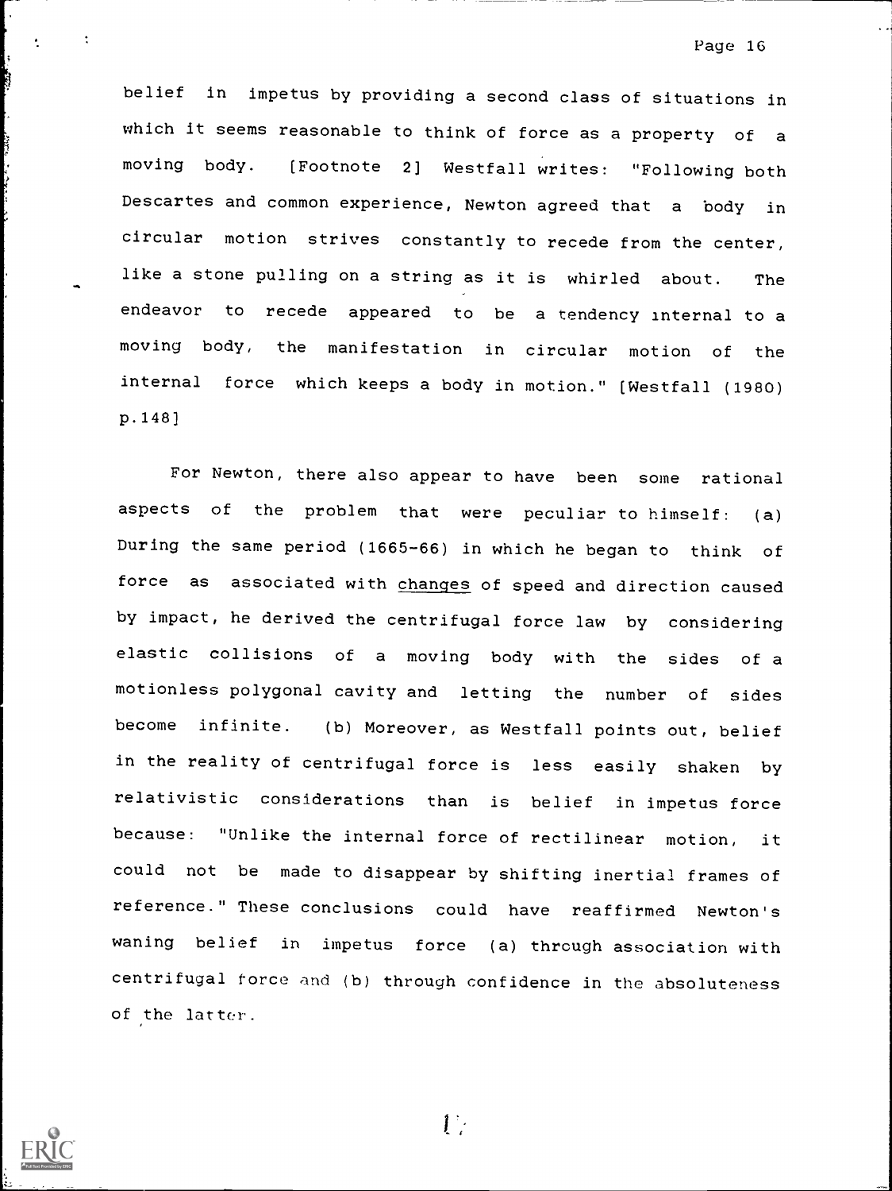belief in impetus by providing a second class of situations in which it seems reasonable to think of force as a property of a moving body. [Footnote 2] Westfall writes: "Following both Descartes and common experience, Newton agreed that a body in circular motion strives constantly to recede from the center, like a stone pulling on a string as it is whirled about. The endeavor to recede appeared to be a tendency internal to a moving body, the manifestation in circular motion of the internal force which keeps a body in motion." [Westfall (1980) p.148]

For Newton, there also appear to have been some rational aspects of the problem that were peculiar to himself: (a) During the same period (1665-66) in which he began to think of force as associated with <u>changes</u> of speed and direction caused by impact, he derived the centrifugal force law by considering elastic collisions of a moving body with the sides of a motionless polygonal cavity and letting the number of sides become infinite. (b) Moreover, as Westfall points out, belief in the reality of centrifugal force is less easily shaken by relativistic considerations than is belief in impetus force because: "Unlike the internal force of rectilinear motion, it could not be made to disappear by shifting inertial frames of reference." These conclusions could have reaffirmed Newton's waning belief in impetus force (a) through association with centrifugal force and (b) through confidence in the absoluteness of the latter.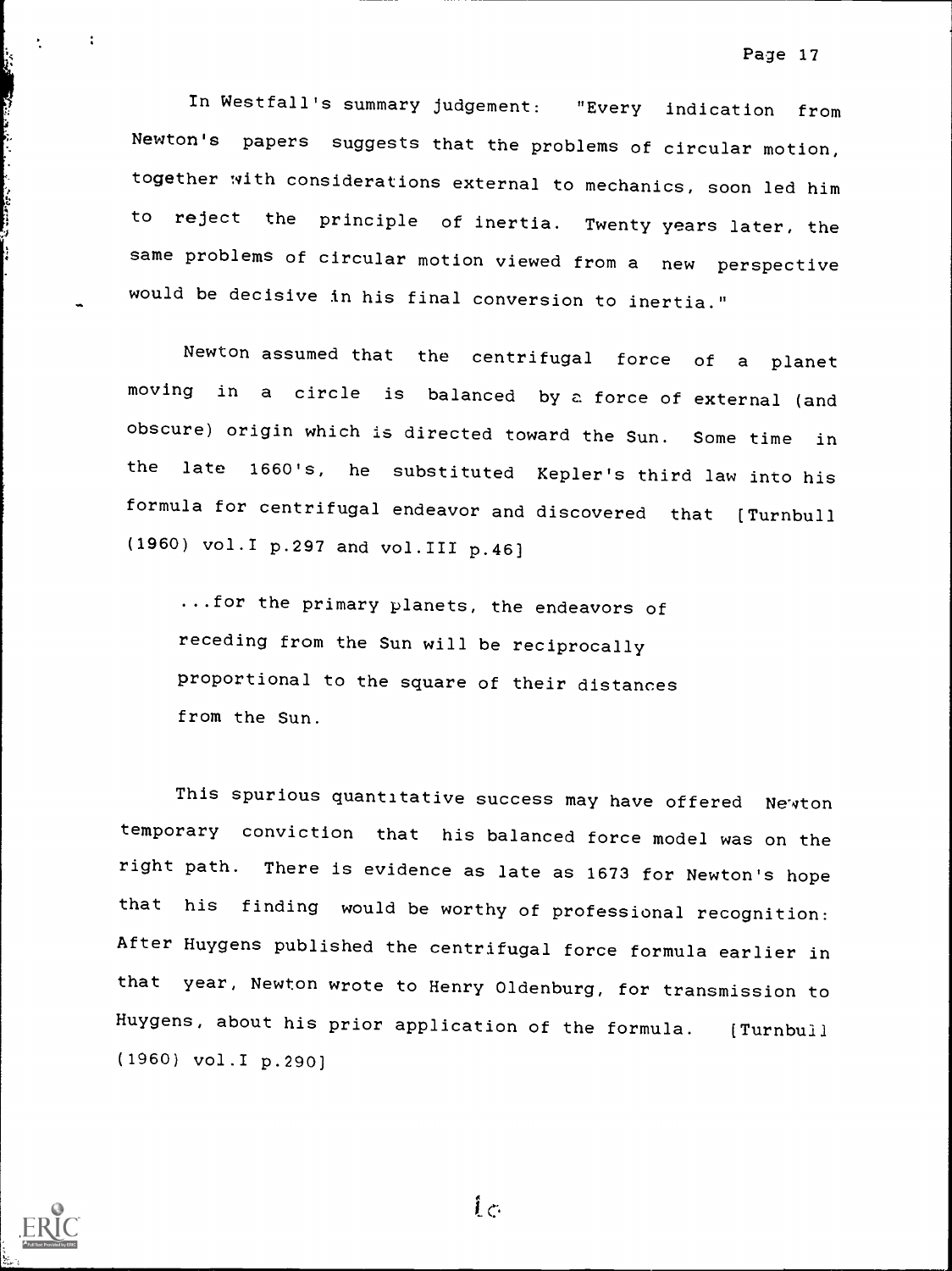In Westfall's summary judgement: "Every indication from Newton's papers suggests that the problems of circular motion, together with considerations external to mechanics, soon led him to reject the principle of inertia. Twenty years later, the same problems of circular motion viewed from a new perspective would be decisive in his final conversion to inertia."

Newton assumed that the centrifugal force of a planet moving in a circle is balanced by a force of external (and obscure) origin which is directed toward the Sun. Some time in the late 1660's, he substituted Kepler's third law into his formula for centrifugal endeavor and discovered that [Turnbull (1960) vol.I p.297 and vol.III p.46]

> ...for the primary planets, the endeavors of receding from the Sun will be reciprocally proportional to the square of their distances from the Sun.

This spurious quantitative success may have offered Newton temporary conviction that his balanced force model was on the right path. There is evidence as late as 1673 for Newton's hope that his finding would be worthy of professional recognition: After Huygens published the centrifugal force formula earlier in that year, Newton wrote to Henry Oldenburg, for transmission to Huygens, about his prior application of the formula. [Turnbull (1960) vol.I p.290]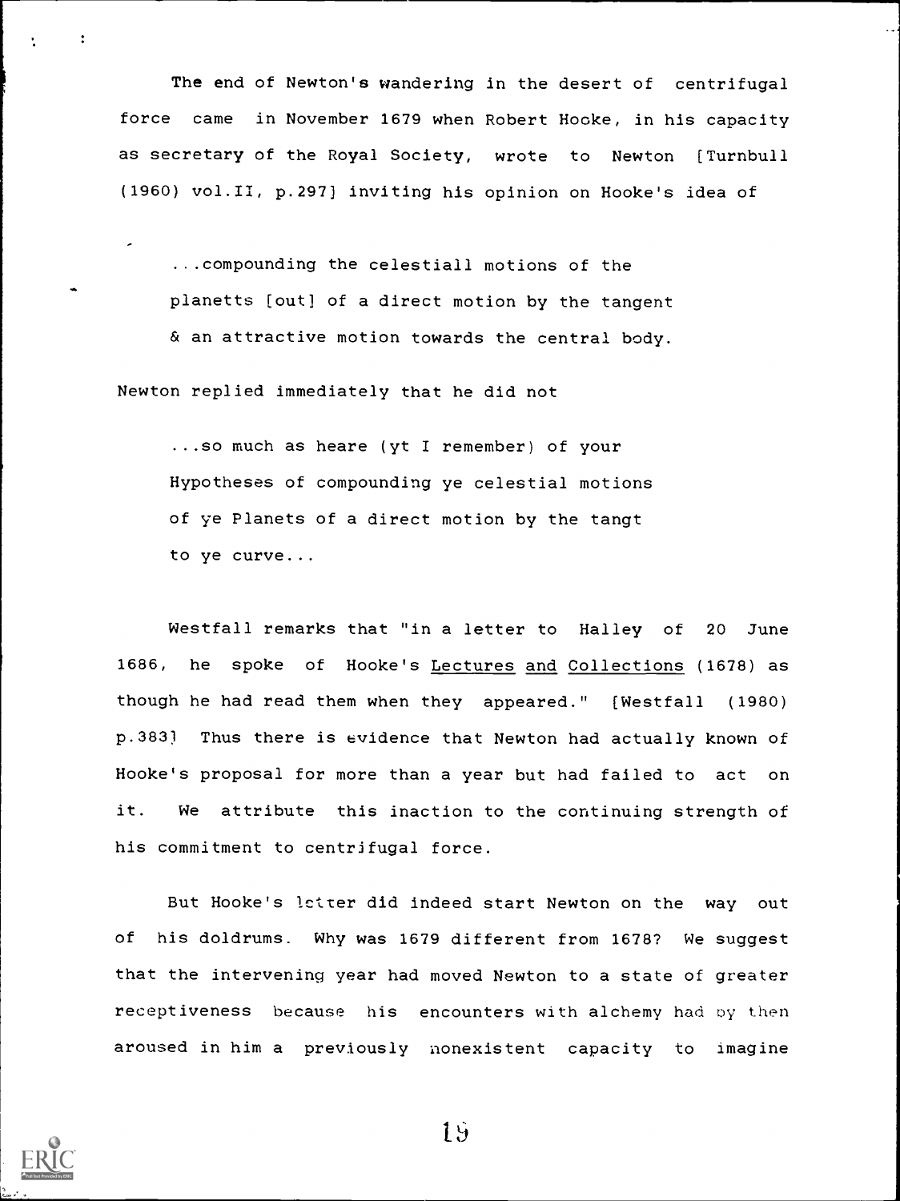The end of Newton's wandering in the desert of centrifugal force came in November 1679 when Robert Hooke, in his capacity as secretary of the Royal Society, wrote to Newton [Turnbull (1960) vol.II, p.297] inviting his opinion on Hooke's idea of

> ...compounding the celestiall motions of the planetts [out] of a direct motion by the tangent & an attractive motion towards the central body.

Newton replied immediately that he did not

> ...so much as heare (yt I remember) of your Hypotheses of compounding ye celestial motions of ye Planets of a direct motion by the tangt to ye curve...

Westfall remarks that "in a letter to Halley of 20 June 1686, he spoke of Hooke's <u>Lectures and Collections</u> (1678) as though he had read them when they appeared." [Westfall (1980) p.383] Thus there is evidence that Newton had actually known of Hooke's proposal for more than a year but had failed to act on it. We attribute this inaction to the continuing strength of his commitment to centrifugal force.

But Hooke's letter did indeed start Newton on the way out of his doldrums. Why was 1679 different from 1678? We suggest that the intervening year had moved Newton to a state of greater receptiveness because his encounters with alchemy had by then aroused in him a previously nonexistent capacity to imagine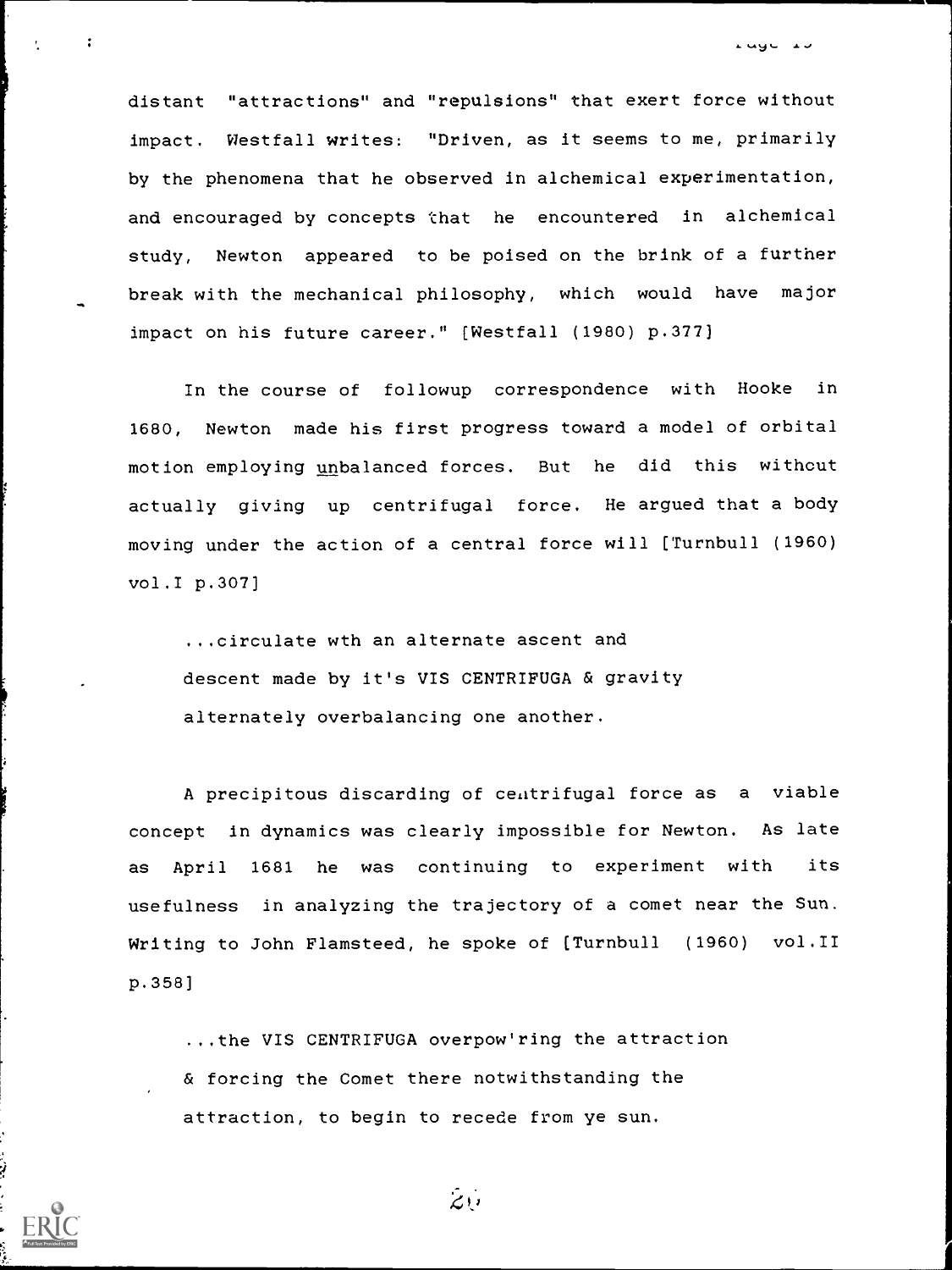distant "attractions" and "repulsions" that exert force without impact. Westfall writes: "Driven, as it seems to me, primarily by the phenomena that he observed in alchemical experimentation, and encouraged by concepts that he encountered in alchemical study, Newton appeared to be poised on the brink of a further break with the mechanical philosophy, which would have major impact on his future career." [Westfall (1980) p.377]

In the course of followup correspondence with Hooke in 1680, Newton made his first progress toward a model of orbital motion employing <u>un</u>balanced forces. But he did this without actually giving up centrifugal force. He argued that a body moving under the action of a central force will [Turnbull (1960) vol.I p.307]

> ...circulate wth an alternate ascent and descent made by it's VIS CENTRIFUGA & gravity alternately overbalancing one another.

A precipitous discarding of centrifugal force as a viable concept in dynamics was clearly impossible for Newton. As late as April 1681 he was continuing to experiment with its usefulness in analyzing the trajectory of a comet near the Sun. Writing to John Flamsteed, he spoke of [Turnbull (1960) vol.II p.358]

> ...the VIS CENTRIFUGA overpow'ring the attraction & forcing the Comet there notwithstanding the attraction, to begin to recede from ye sun.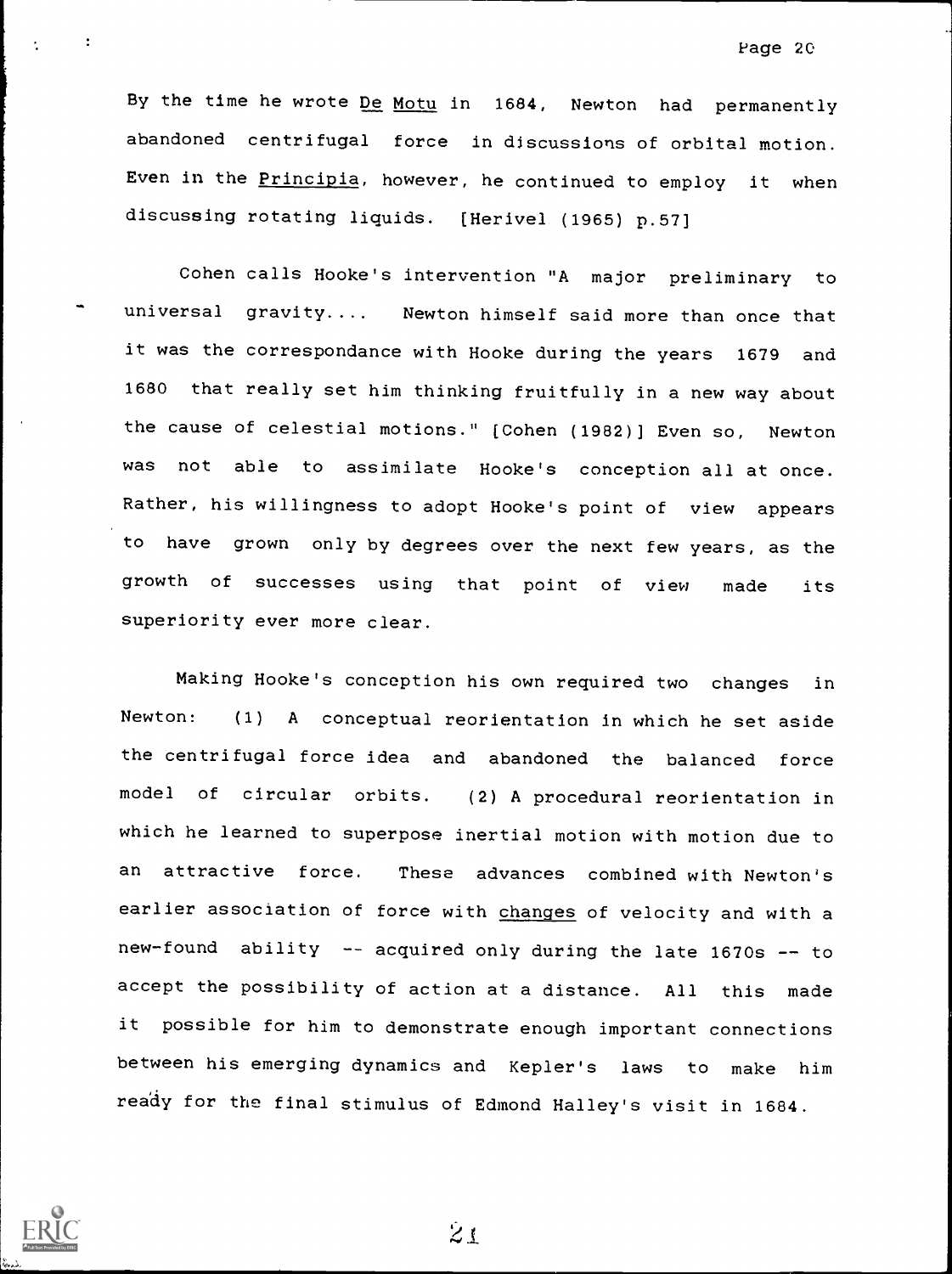By the time he wrote De Motu in 1684, Newton had permanently abandoned centrifugal force in discussions of orbital motion. Even in the Principia, however, he continued to employ it when discussing rotating liquids. [Herivel (1965) p.57]

Cohen calls Hooke's intervention "A major preliminary to universal gravity.... Newton himself said more than once that it was the correspondance with Hooke during the years 1679 and 1680 that really set him thinking fruitfully in a new way about the cause of celestial motions." [Cohen (1982)] Even so, Newton was not able to assimilate Hooke's conception all at once. Rather, his willingness to adopt Hooke's point of view appears to have grown only by degrees over the next few years, as the growth of successes using that point of view made its superiority ever more clear.

Making Hooke's conception his own required two changes in Newton: (1) A conceptual reorientation in which he set aside the centrifugal force idea and abandoned the balanced force model of circular orbits. (2) A procedural reorientation in which he learned to superpose inertial motion with motion due to an attractive force. These advances combined with Newton's earlier association of force with changes of velocity and with a new-found ability -- acquired only during the late 1670s -- to accept the possibility of action at a distance. All this made it possible for him to demonstrate enough important connections between his emerging dynamics and Kepler's laws to make him ready for the final stimulus of Edmond Halley's visit in 1684.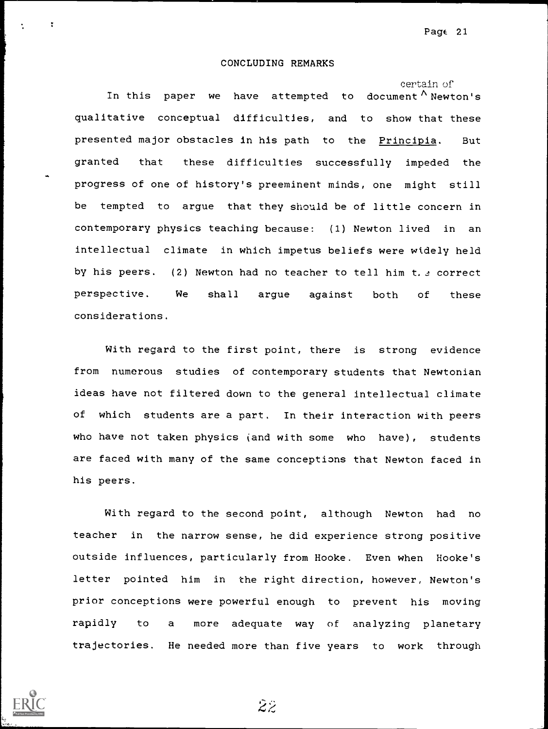## CONCLUDING REMARKS

In this paper we have attempted to document certain of Newton's qualitative conceptual difficulties, and to show that these presented major obstacles in his path to the *Principia*. But granted that these difficulties successfully impeded the progress of one of history's preeminent minds, one might still be tempted to argue that they should be of little concern in contemporary physics teaching because: (1) Newton lived in an intellectual climate in which impetus beliefs were widely held by his peers. (2) Newton had no teacher to tell him the correct perspective. We shall argue against both of these considerations.

With regard to the first point, there is strong evidence from numerous studies of contemporary students that Newtonian ideas have not filtered down to the general intellectual climate of which students are a part. In their interaction with peers who have not taken physics (and with some who have), students are faced with many of the same conceptions that Newton faced in his peers.

With regard to the second point, although Newton had no teacher in the narrow sense, he did experience strong positive outside influences, particularly from Hooke. Even when Hooke's letter pointed him in the right direction, however, Newton's prior conceptions were powerful enough to prevent his moving rapidly to a more adequate way of analyzing planetary trajectories. He needed more than five years to work through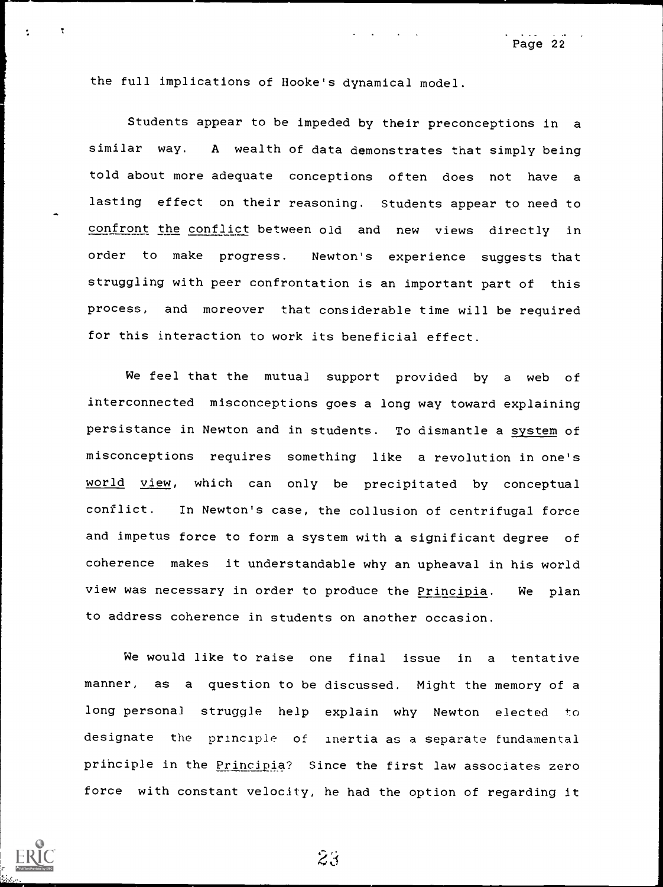the full implications of Hooke's dynamical model.

Students appear to be impeded by their preconceptions in a similar way. A wealth of data demonstrates that simply being told about more adequate conceptions often does not have a lasting effect on their reasoning. Students appear to need to confront the conflict between old and new views directly in order to make progress. Newton's experience suggests that struggling with peer confrontation is an important part of this process, and moreover that considerable time will be required for this interaction to work its beneficial effect.

We feel that the mutual support provided by a web of interconnected misconceptions goes a long way toward explaining persistance in Newton and in students. To dismantle a system of misconceptions requires something like a revolution in one's world view, which can only be precipitated by conceptual conflict. In Newton's case, the collusion of centrifugal force and impetus force to form a system with a significant degree of coherence makes it understandable why an upheaval in his world view was necessary in order to produce the *Principia*. We plan to address coherence in students on another occasion.

We would like to raise one final issue in a tentative manner, as a question to be discussed. Might the memory of a long personal struggle help explain why Newton elected to designate the principle of inertia as a separate fundamental principle in the *Principia*? Since the first law associates zero force with constant velocity, he had the option of regarding it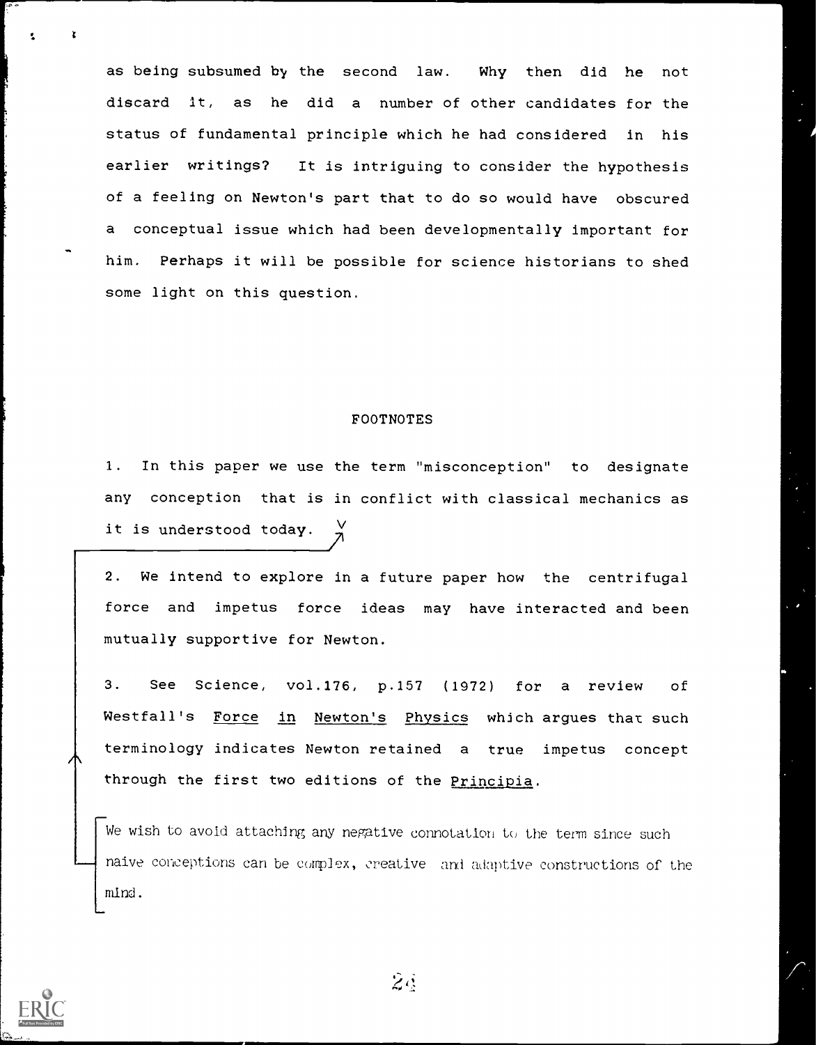as being subsumed by the second law. Why then did he not discard it, as he did a number of other candidates for the status of fundamental principle which he had considered in his earlier writings? It is intriguing to consider the hypothesis of a feeling on Newton's part that to do so would have obscured a conceptual issue which had been developmentally important for him. Perhaps it will be possible for science historians to shed some light on this question.

## FOOTNOTES

1. In this paper we use the term "misconception" to designate any conception that is in conflict with classical mechanics as it is understood today.

2. We intend to explore in a future paper how the centrifugal force and impetus force ideas may have interacted and been mutually supportive for Newton.

3. See Science, vol.176, p.157 (1972) for a review of Westfall's Force in Newton's Physics which argues that such terminology indicates Newton retained a true impetus concept through the first two editions of the Principia.

We wish to avoid attaching any negative connotation to the term since such naive conceptions can be complex, creative and adaptive constructions of the mind.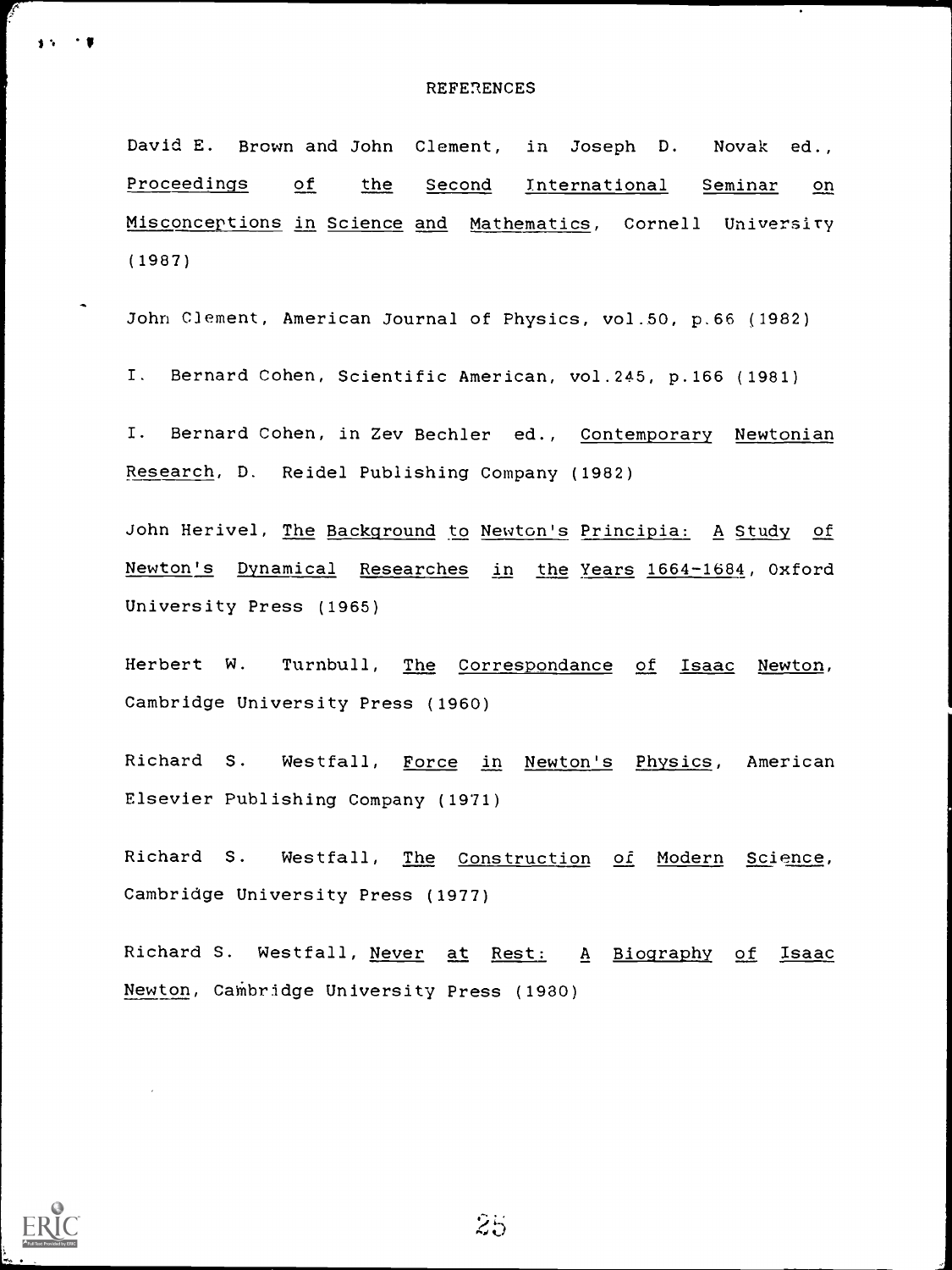# REFERENCES

David E. Brown and John Clement, in Joseph D. Novak ed., Proceedings of the Second International Seminar on Misconceptions in Science and Mathematics, Cornell University (1987)

John Clement, American Journal of Physics, vol.50, p.66 (1982)

I. Bernard Cohen, Scientific American, vol.245, p.166 (1981)

I. Bernard Cohen, in Zev Bechler ed., Contemporary Newtonian Research, D. Reidel Publishing Company (1982)

John Herivel, The Background to Newton's Principia: A Study of Newton's Dynamical Researches in the Years 1664-1684, Oxford University Press (1965)

Herbert W. Turnbull, The Correspondance of Isaac Newton, Cambridge University Press (1960)

Richard S. Westfall, Force in Newton's Physics, American Elsevier Publishing Company (1971)

Richard S. Westfall, The Construction of Modern Science, Cambridge University Press (1977)

Richard S. Westfall, Never at Rest: A Biography of Isaac Newton, Cambridge University Press (1980)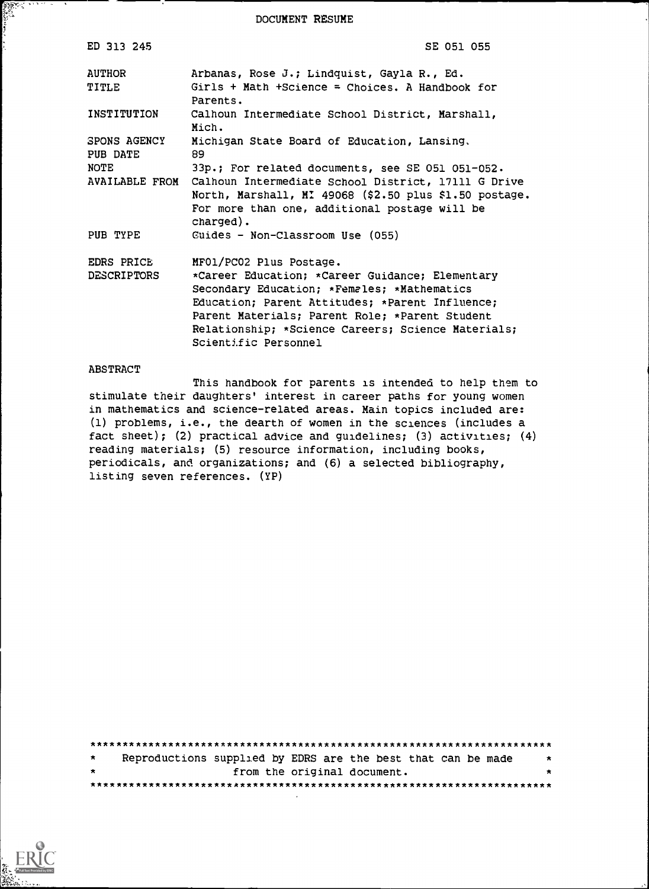DOCUMENT RESUME

| | |
|---|---|
| ED 313 245 | SE 051 055 |
| AUTHOR | Arbanas, Rose J.; Lindquist, Gayla R., Ed. |
| TITLE | Girls + Math +Science = Choices. A Handbook for Parents. |
| INSTITUTION | Calhoun Intermediate School District, Marshall, Mich. |
| SPONS AGENCY | Michigan State Board of Education, Lansing. |
| PUB DATE | 89 |
| NOTE | 33p.; For related documents, see SE 051 051-052. |
| AVAILABLE FROM | Calhoun Intermediate School District, 17111 G Drive North, Marshall, MI 49068 ($2.50 plus $1.50 postage. For more than one, additional postage will be charged). |
| PUB TYPE | Guides - Non-Classroom Use (055) |
| EDRS PRICE | MF01/PC02 Plus Postage. |
| DESCRIPTORS | *Career Education; *Career Guidance; Elementary Secondary Education; *Females; *Mathematics Education; Parent Attitudes; *Parent Influence; Parent Materials; Parent Role; *Parent Student Relationship; *Science Careers; Science Materials; Scientific Personnel |

ABSTRACT

This handbook for parents is intended to help them to stimulate their daughters' interest in career paths for young women in mathematics and science-related areas. Main topics included are: (1) problems, i.e., the dearth of women in the sciences (includes a fact sheet); (2) practical advice and guidelines; (3) activities; (4) reading materials; (5) resource information, including books, periodicals, and organizations; and (6) a selected bibliography, listing seven references. (YP)

***********************************************************************
* Reproductions supplied by EDRS are the best that can be made *
* from the original document. *
***********************************************************************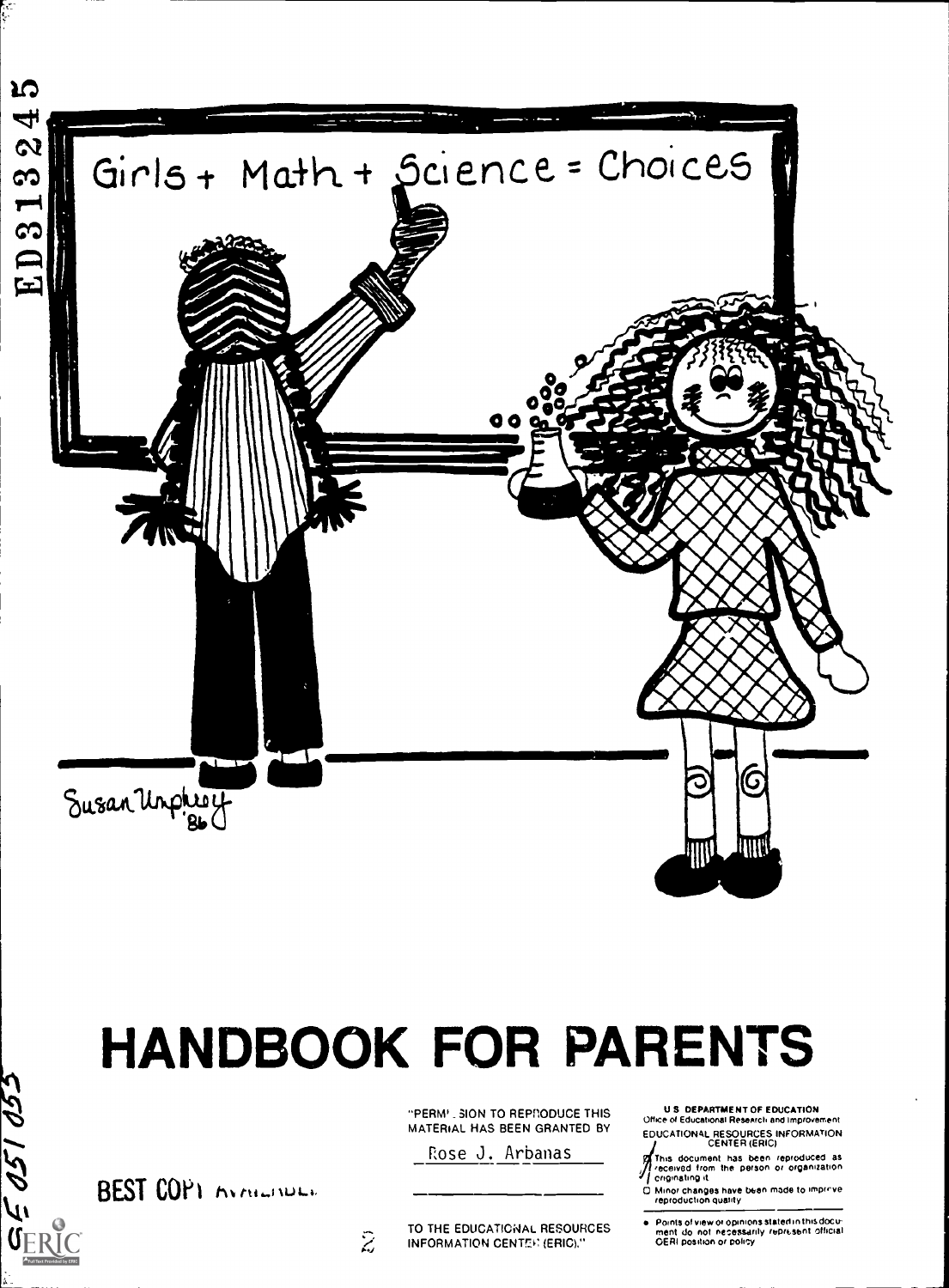Girls + Math + Science = Choices

Susan Unphrey '86

# HANDBOOK FOR PARENTS

"PERMISSION TO REPRODUCE THIS MATERIAL HAS BEEN GRANTED BY

Rose J. Arbanas

TO THE EDUCATIONAL RESOURCES INFORMATION CENTER (ERIC)."

U S DEPARTMENT OF EDUCATION
Office of Educational Research and Improvement
EDUCATIONAL RESOURCES INFORMATION CENTER (ERIC)

- This document has been reproduced as received from the person or organization originating it
- Minor changes have been made to improve reproduction quality
- Points of view or opinions stated in this document do not necessarily represent official OERI position or policy

BEST COPY AVAILABLE

ED313245

SE 051 053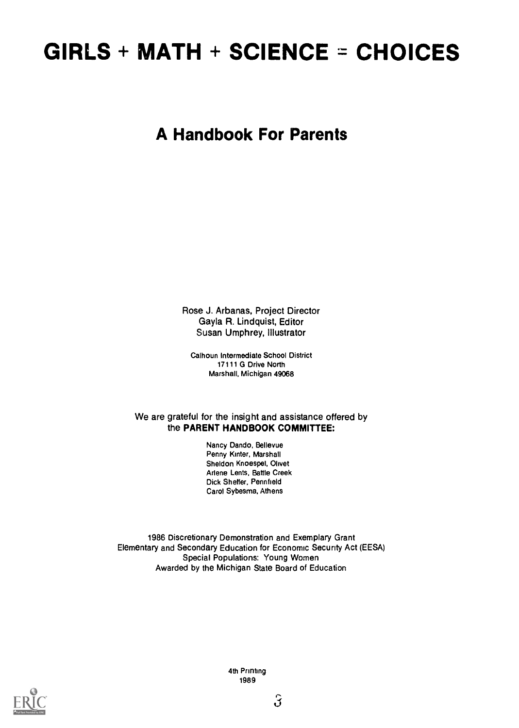# GIRLS + MATH + SCIENCE = CHOICES

## A Handbook For Parents

Rose J. Arbanas, Project Director
Gayla R. Lindquist, Editor
Susan Umphrey, Illustrator

Calhoun Intermediate School District
17111 G Drive North
Marshall, Michigan 49068

We are grateful for the insight and assistance offered by the **PARENT HANDBOOK COMMITTEE:**

Nancy Dando, Bellevue
Penny Kinter, Marshall
Sheldon Knoespel, Olivet
Arlene Lents, Battle Creek
Dick Sheffer, Pennfield
Carol Sybesma, Athens

1986 Discretionary Demonstration and Exemplary Grant
Elementary and Secondary Education for Economic Security Act (EESA)
Special Populations: Young Women
Awarded by the Michigan State Board of Education

4th Printing
1989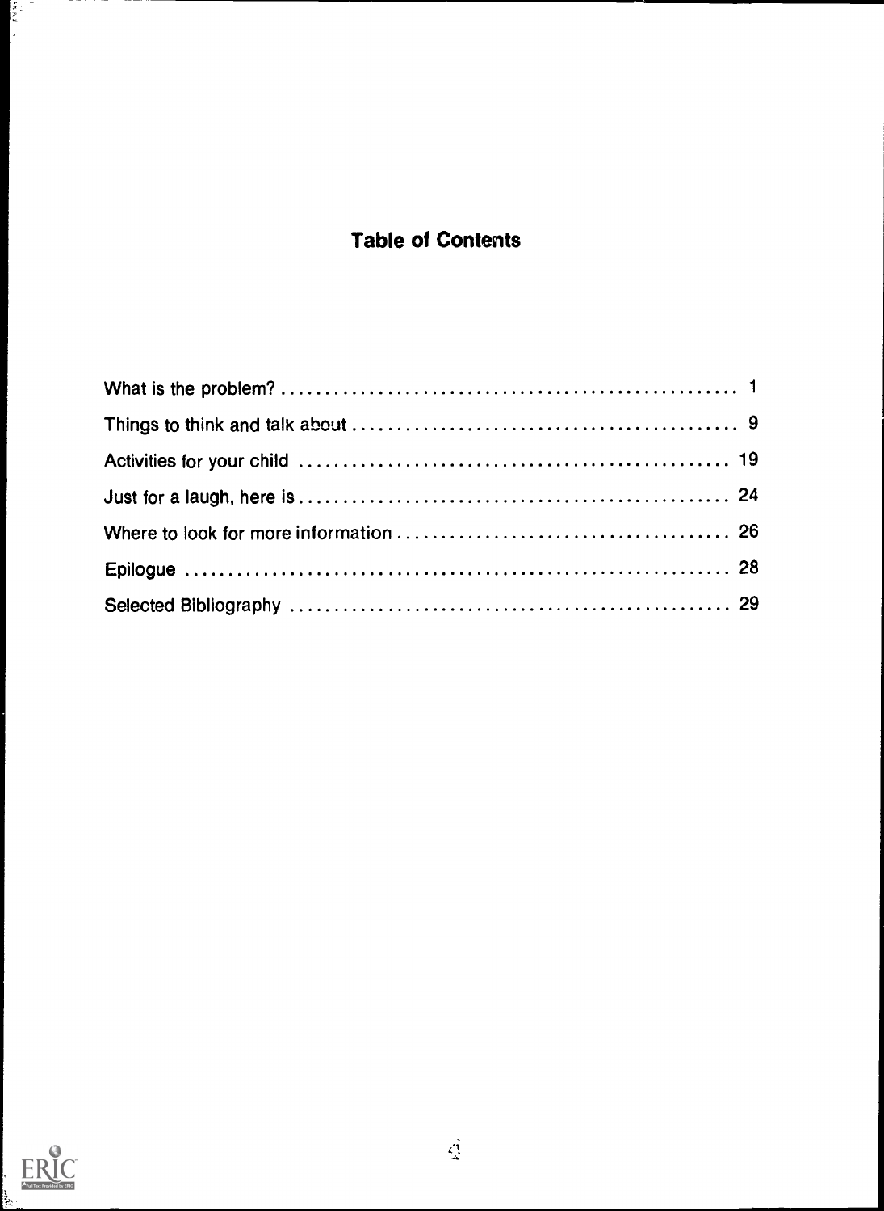## Table of Contents

What is the problem? .................................................... 1

Things to think and talk about ............................................ 9

Activities for your child ................................................ 19

Just for a laugh, here is ................................................. 24

Where to look for more information ...................................... 26

Epilogue ............................................................... 28

Selected Bibliography .................................................. 29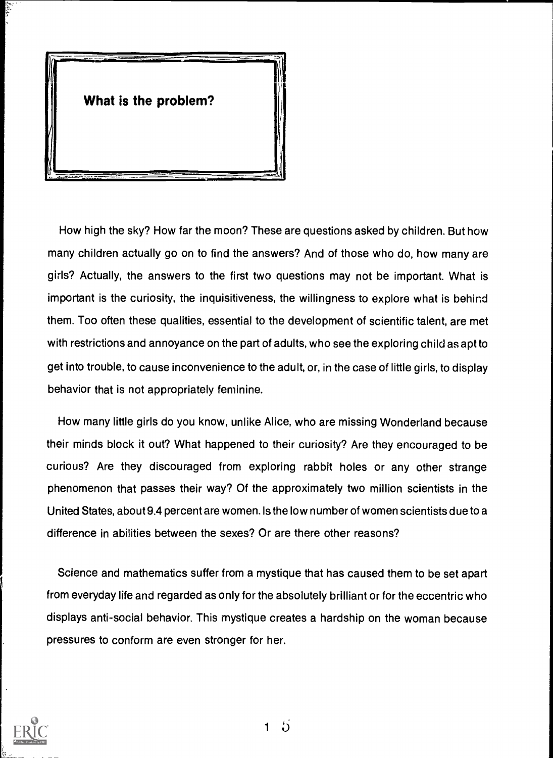## What is the problem?

How high the sky? How far the moon? These are questions asked by children. But how many children actually go on to find the answers? And of those who do, how many are girls? Actually, the answers to the first two questions may not be important. What is important is the curiosity, the inquisitiveness, the willingness to explore what is behind them. Too often these qualities, essential to the development of scientific talent, are met with restrictions and annoyance on the part of adults, who see the exploring child as apt to get into trouble, to cause inconvenience to the adult, or, in the case of little girls, to display behavior that is not appropriately feminine.

How many little girls do you know, unlike Alice, who are missing Wonderland because their minds block it out? What happened to their curiosity? Are they encouraged to be curious? Are they discouraged from exploring rabbit holes or any other strange phenomenon that passes their way? Of the approximately two million scientists in the United States, about 9.4 percent are women. Is the low number of women scientists due to a difference in abilities between the sexes? Or are there other reasons?

Science and mathematics suffer from a mystique that has caused them to be set apart from everyday life and regarded as only for the absolutely brilliant or for the eccentric who displays anti-social behavior. This mystique creates a hardship on the woman because pressures to conform are even stronger for her.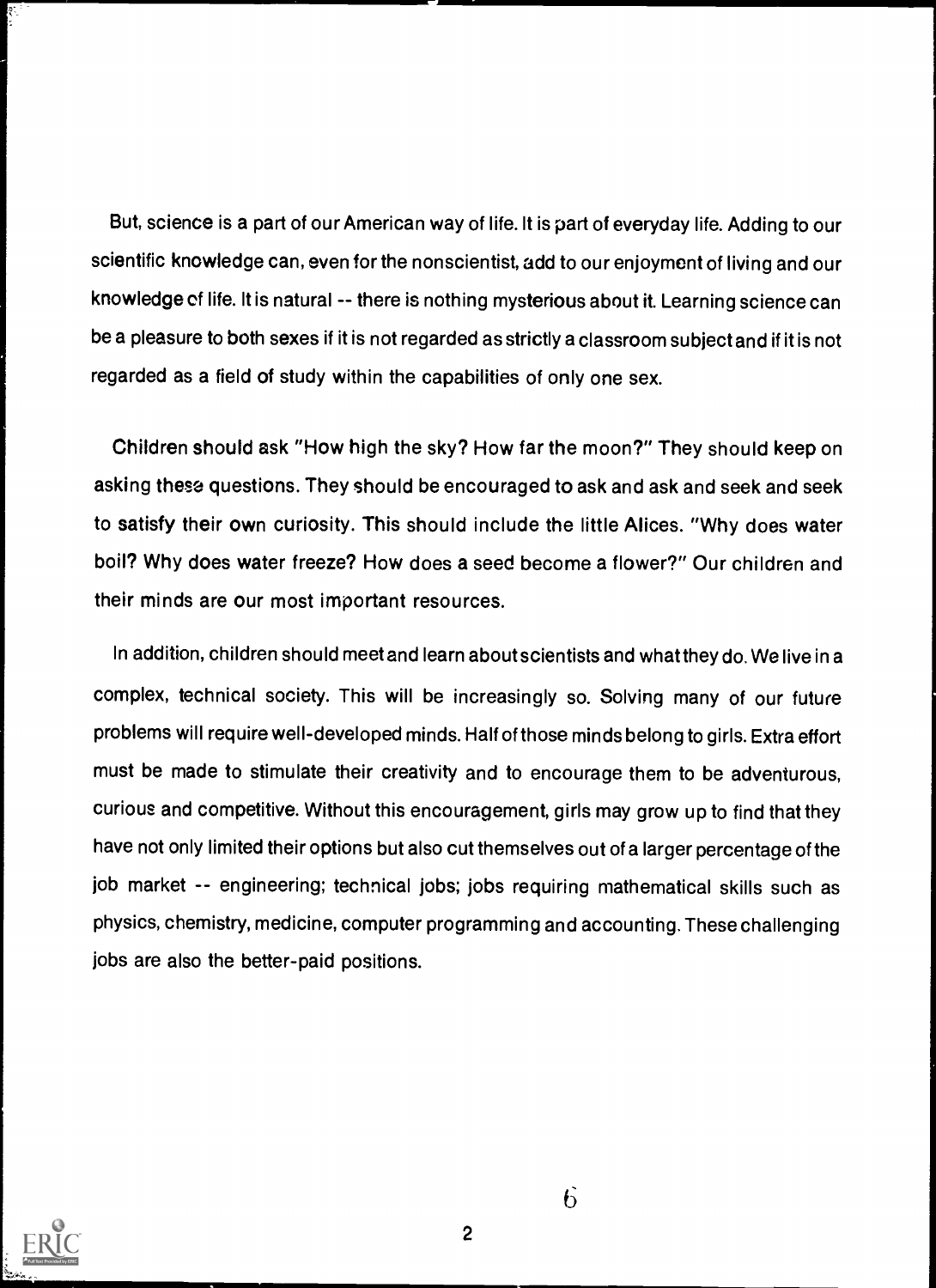But, science is a part of our American way of life. It is part of everyday life. Adding to our scientific knowledge can, even for the nonscientist, add to our enjoyment of living and our knowledge of life. It is natural -- there is nothing mysterious about it. Learning science can be a pleasure to both sexes if it is not regarded as strictly a classroom subject and if it is not regarded as a field of study within the capabilities of only one sex.

Children should ask "How high the sky? How far the moon?" They should keep on asking these questions. They should be encouraged to ask and ask and seek and seek to satisfy their own curiosity. This should include the little Alices. "Why does water boil? Why does water freeze? How does a seed become a flower?" Our children and their minds are our most important resources.

In addition, children should meet and learn about scientists and what they do. We live in a complex, technical society. This will be increasingly so. Solving many of our future problems will require well-developed minds. Half of those minds belong to girls. Extra effort must be made to stimulate their creativity and to encourage them to be adventurous, curious and competitive. Without this encouragement, girls may grow up to find that they have not only limited their options but also cut themselves out of a larger percentage of the job market -- engineering; technical jobs; jobs requiring mathematical skills such as physics, chemistry, medicine, computer programming and accounting. These challenging jobs are also the better-paid positions.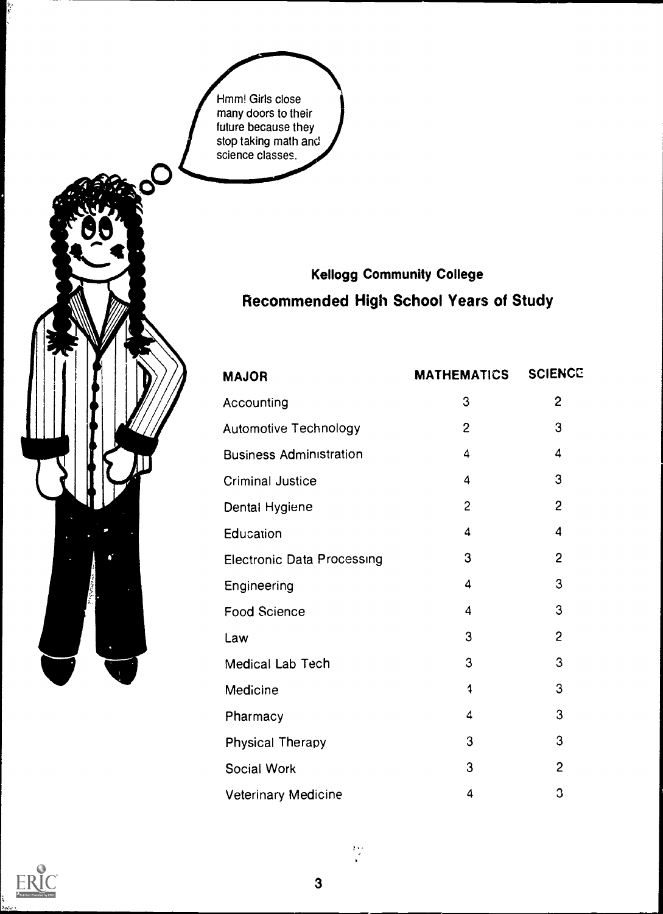Hmm! Girls close many doors to their future because they stop taking math and science classes.

## Kellogg Community College

## Recommended High School Years of Study

| MAJOR | MATHEMATICS | SCIENCE |
|---|---|---|
| Accounting | 3 | 2 |
| Automotive Technology | 2 | 3 |
| Business Administration | 4 | 4 |
| Criminal Justice | 4 | 3 |
| Dental Hygiene | 2 | 2 |
| Education | 4 | 4 |
| Electronic Data Processing | 3 | 2 |
| Engineering | 4 | 3 |
| Food Science | 4 | 3 |
| Law | 3 | 2 |
| Medical Lab Tech | 3 | 3 |
| Medicine | 4 | 3 |
| Pharmacy | 4 | 3 |
| Physical Therapy | 3 | 3 |
| Social Work | 3 | 2 |
| Veterinary Medicine | 4 | 3 |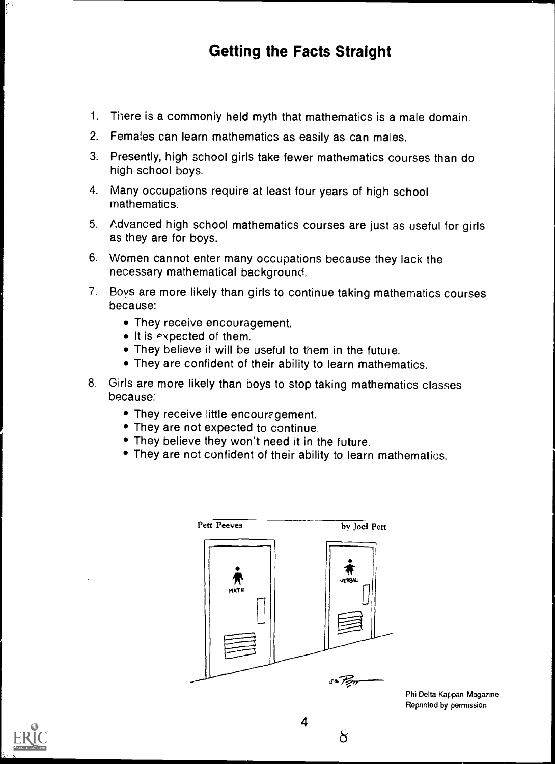# Getting the Facts Straight

1. There is a commonly held myth that mathematics is a male domain.
2. Females can learn mathematics as easily as can males.
3. Presently, high school girls take fewer mathematics courses than do high school boys.
4. Many occupations require at least four years of high school mathematics.
5. Advanced high school mathematics courses are just as useful for girls as they are for boys.
6. Women cannot enter many occupations because they lack the necessary mathematical background.
7. Boys are more likely than girls to continue taking mathematics courses because:
   - They receive encouragement.
   - It is expected of them.
   - They believe it will be useful to them in the future.
   - They are confident of their ability to learn mathematics.
8. Girls are more likely than boys to stop taking mathematics classes because:
   - They receive little encouragement.
   - They are not expected to continue.
   - They believe they won't need it in the future.
   - They are not confident of their ability to learn mathematics.

Pett Peeves by Joel Pett

MATH VERBAL

Phi Delta Kappan Magazine
Reprinted by permission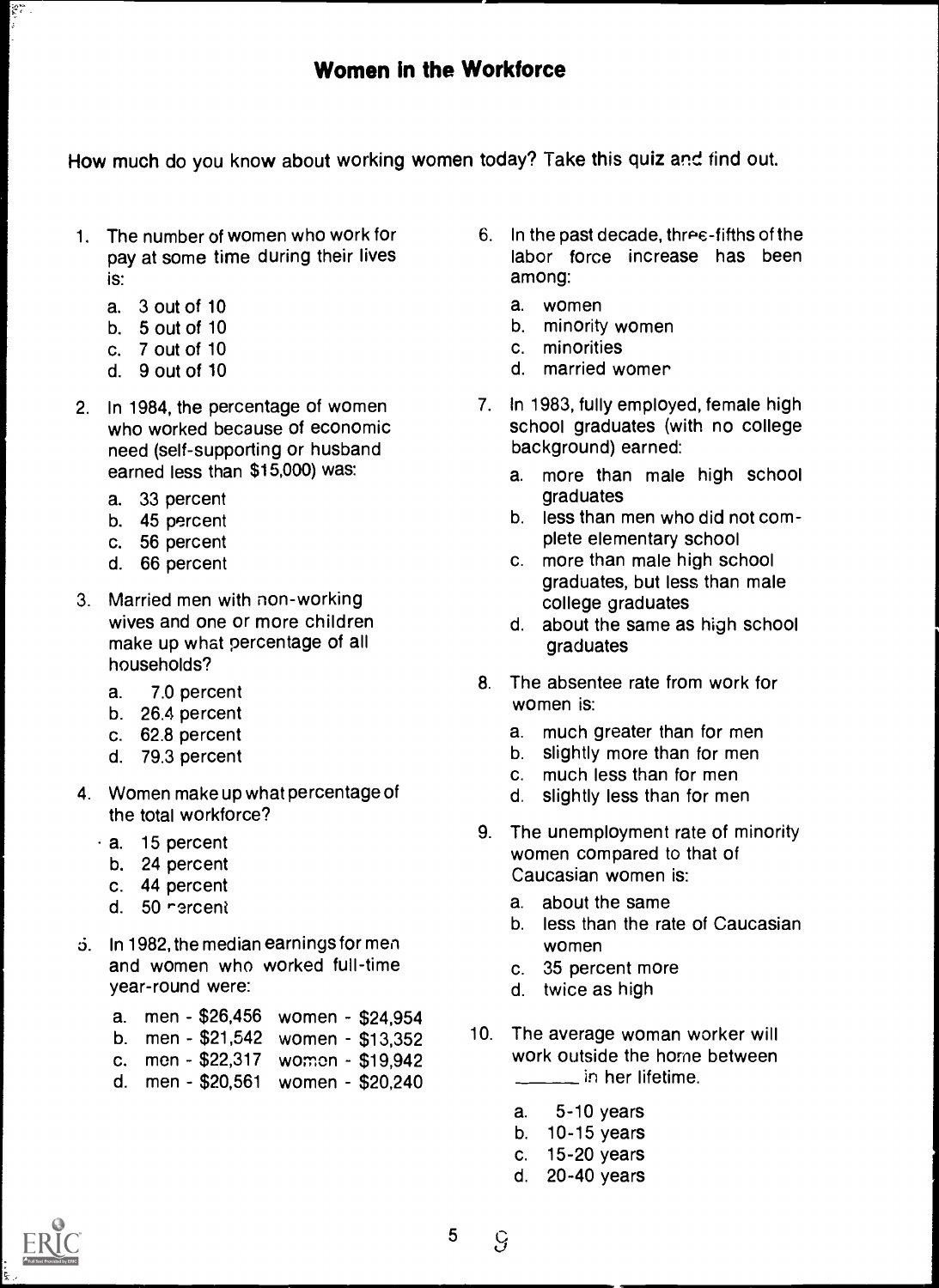## Women in the Workforce

How much do you know about working women today? Take this quiz and find out.

1. The number of women who work for pay at some time during their lives is:
   - a. 3 out of 10
   - b. 5 out of 10
   - c. 7 out of 10
   - d. 9 out of 10

2. In 1984, the percentage of women who worked because of economic need (self-supporting or husband earned less than $15,000) was:
   - a. 33 percent
   - b. 45 percent
   - c. 56 percent
   - d. 66 percent

3. Married men with non-working wives and one or more children make up what percentage of all households?
   - a. 7.0 percent
   - b. 26.4 percent
   - c. 62.8 percent
   - d. 79.3 percent

4. Women make up what percentage of the total workforce?
   - a. 15 percent
   - b. 24 percent
   - c. 44 percent
   - d. 50 percent

5. In 1982, the median earnings for men and women who worked full-time year-round were:
   - a. men - $26,456 women - $24,954
   - b. men - $21,542 women - $13,352
   - c. men - $22,317 women - $19,942
   - d. men - $20,561 women - $20,240

6. In the past decade, three-fifths of the labor force increase has been among:
   - a. women
   - b. minority women
   - c. minorities
   - d. married women

7. In 1983, fully employed, female high school graduates (with no college background) earned:
   - a. more than male high school graduates
   - b. less than men who did not complete elementary school
   - c. more than male high school graduates, but less than male college graduates
   - d. about the same as high school graduates

8. The absentee rate from work for women is:
   - a. much greater than for men
   - b. slightly more than for men
   - c. much less than for men
   - d. slightly less than for men

9. The unemployment rate of minority women compared to that of Caucasian women is:
   - a. about the same
   - b. less than the rate of Caucasian women
   - c. 35 percent more
   - d. twice as high

10. The average woman worker will work outside the home between ______ in her lifetime.
    - a. 5-10 years
    - b. 10-15 years
    - c. 15-20 years
    - d. 20-40 years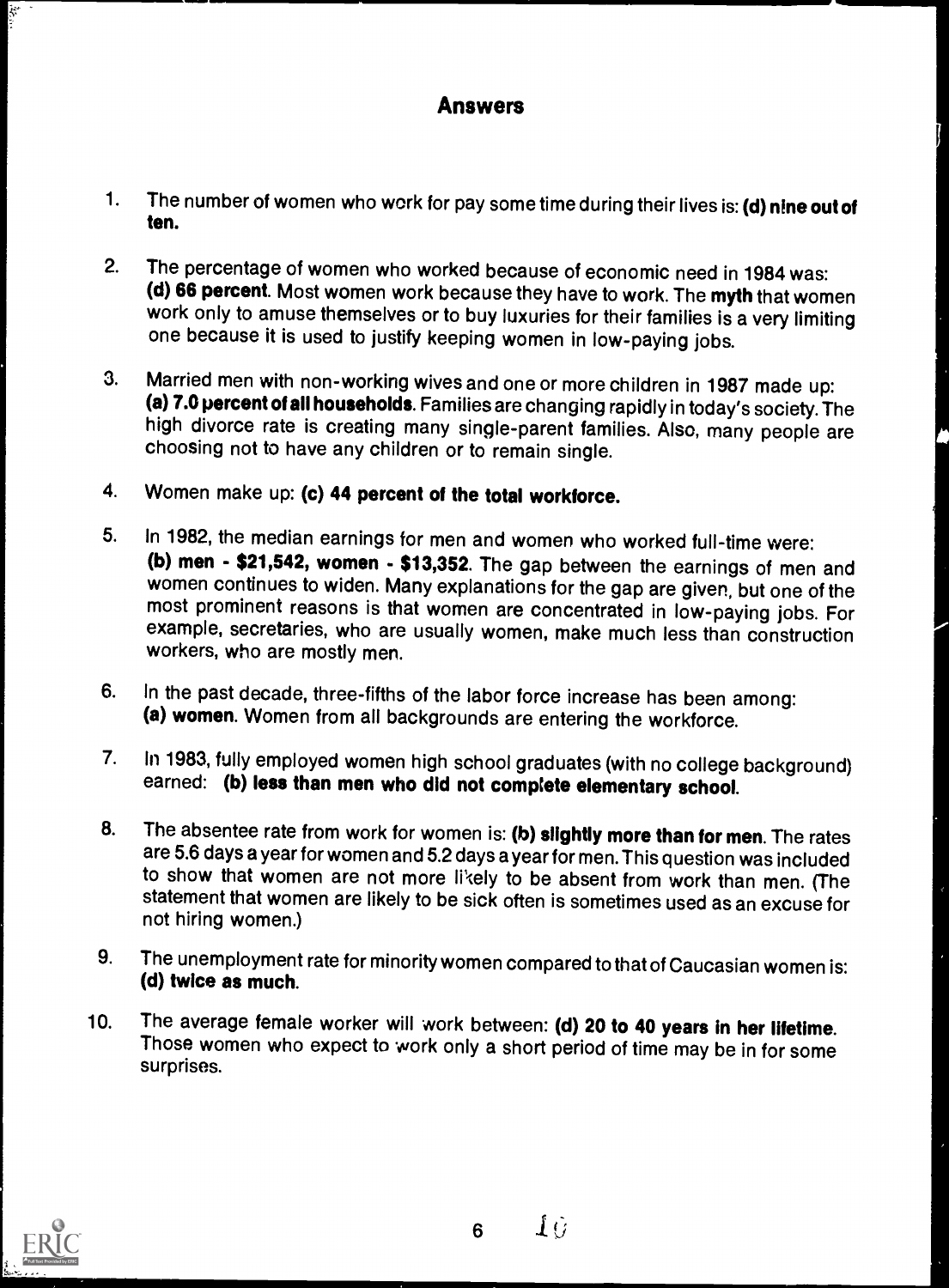## Answers

1. The number of women who work for pay some time during their lives is: **(d) nine out of ten.**

2. The percentage of women who worked because of economic need in 1984 was: **(d) 66 percent**. Most women work because they have to work. The **myth** that women work only to amuse themselves or to buy luxuries for their families is a very limiting one because it is used to justify keeping women in low-paying jobs.

3. Married men with non-working wives and one or more children in 1987 made up: **(a) 7.0 percent of all households**. Families are changing rapidly in today's society. The high divorce rate is creating many single-parent families. Also, many people are choosing not to have any children or to remain single.

4. Women make up: **(c) 44 percent of the total workforce.**

5. In 1982, the median earnings for men and women who worked full-time were: **(b) men - $21,542, women - $13,352**. The gap between the earnings of men and women continues to widen. Many explanations for the gap are given, but one of the most prominent reasons is that women are concentrated in low-paying jobs. For example, secretaries, who are usually women, make much less than construction workers, who are mostly men.

6. In the past decade, three-fifths of the labor force increase has been among: **(a) women**. Women from all backgrounds are entering the workforce.

7. In 1983, fully employed women high school graduates (with no college background) earned: **(b) less than men who did not complete elementary school.**

8. The absentee rate from work for women is: **(b) slightly more than for men**. The rates are 5.6 days a year for women and 5.2 days a year for men. This question was included to show that women are not more likely to be absent from work than men. (The statement that women are likely to be sick often is sometimes used as an excuse for not hiring women.)

9. The unemployment rate for minority women compared to that of Caucasian women is: **(d) twice as much.**

10. The average female worker will work between: **(d) 20 to 40 years in her lifetime.** Those women who expect to work only a short period of time may be in for some surprises.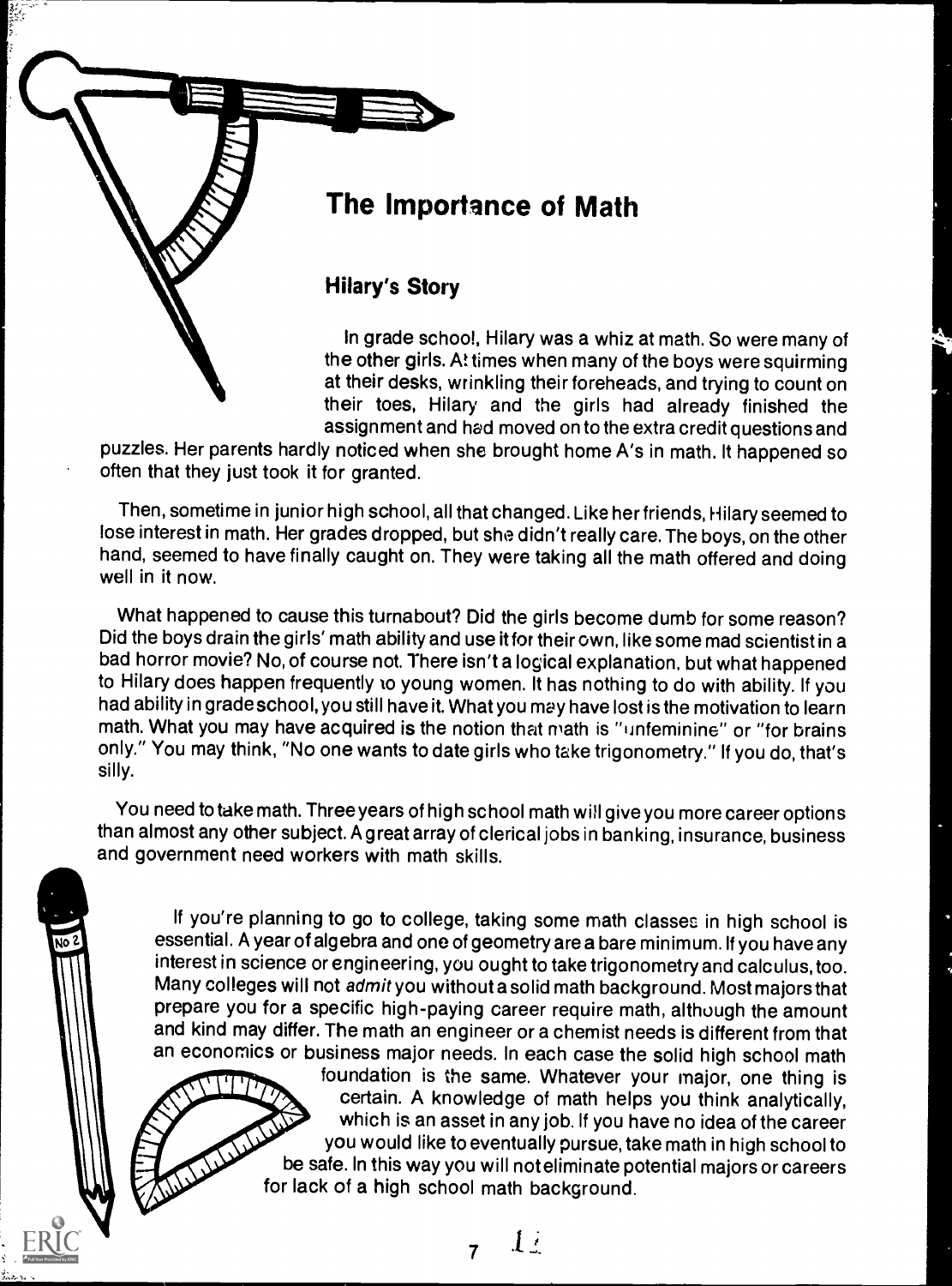# The Importance of Math

## Hilary's Story

In grade school, Hilary was a whiz at math. So were many of the other girls. At times when many of the boys were squirming at their desks, wrinkling their foreheads, and trying to count on their toes, Hilary and the girls had already finished the assignment and had moved on to the extra credit questions and puzzles. Her parents hardly noticed when she brought home A's in math. It happened so often that they just took it for granted.

Then, sometime in junior high school, all that changed. Like her friends, Hilary seemed to lose interest in math. Her grades dropped, but she didn't really care. The boys, on the other hand, seemed to have finally caught on. They were taking all the math offered and doing well in it now.

What happened to cause this turnabout? Did the girls become dumb for some reason? Did the boys drain the girls' math ability and use it for their own, like some mad scientist in a bad horror movie? No, of course not. There isn't a logical explanation, but what happened to Hilary does happen frequently to young women. It has nothing to do with ability. If you had ability in grade school, you still have it. What you may have lost is the motivation to learn math. What you may have acquired is the notion that math is "unfeminine" or "for brains only." You may think, "No one wants to date girls who take trigonometry." If you do, that's silly.

You need to take math. Three years of high school math will give you more career options than almost any other subject. A great array of clerical jobs in banking, insurance, business and government need workers with math skills.

If you're planning to go to college, taking some math classes in high school is essential. A year of algebra and one of geometry are a bare minimum. If you have any interest in science or engineering, you ought to take trigonometry and calculus, too. Many colleges will not *admit* you without a solid math background. Most majors that prepare you for a specific high-paying career require math, although the amount and kind may differ. The math an engineer or a chemist needs is different from that an economics or business major needs. In each case the solid high school math foundation is the same. Whatever your major, one thing is certain. A knowledge of math helps you think analytically, which is an asset in any job. If you have no idea of the career you would like to eventually pursue, take math in high school to be safe. In this way you will not eliminate potential majors or careers for lack of a high school math background.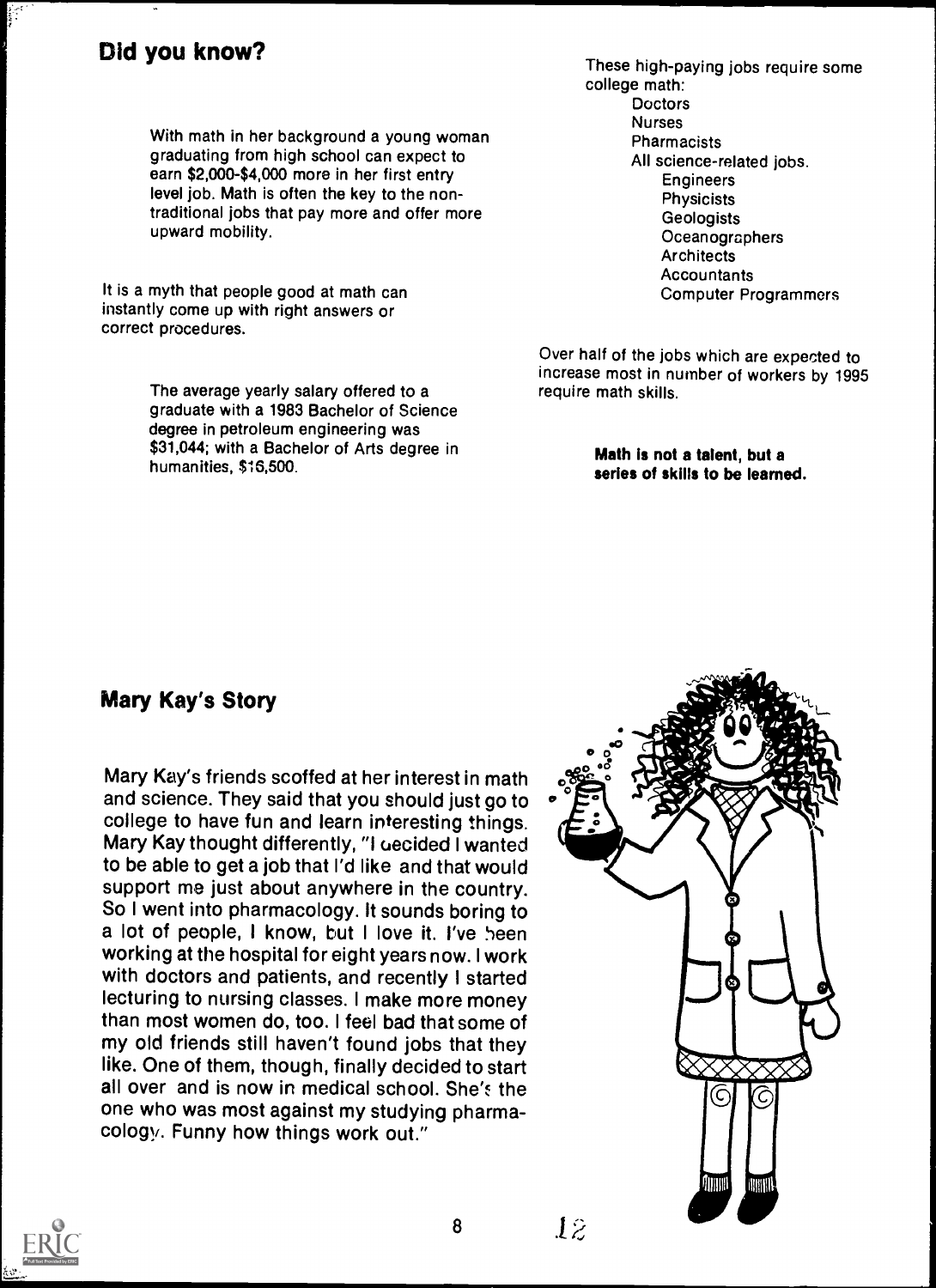## Did you know?

With math in her background a young woman graduating from high school can expect to earn $2,000-$4,000 more in her first entry level job. Math is often the key to the non-traditional jobs that pay more and offer more upward mobility.

It is a myth that people good at math can instantly come up with right answers or correct procedures.

The average yearly salary offered to a graduate with a 1983 Bachelor of Science degree in petroleum engineering was $31,044; with a Bachelor of Arts degree in humanities, $16,500.

These high-paying jobs require some college math:

- Doctors
- Nurses
- Pharmacists
- All science-related jobs.
  - Engineers
  - Physicists
  - Geologists
  - Oceanographers
  - Architects
  - Accountants
  - Computer Programmers

Over half of the jobs which are expected to increase most in number of workers by 1995 require math skills.

**Math is not a talent, but a series of skills to be learned.**

## Mary Kay's Story

Mary Kay's friends scoffed at her interest in math and science. They said that you should just go to college to have fun and learn interesting things. Mary Kay thought differently, "I decided I wanted to be able to get a job that I'd like and that would support me just about anywhere in the country. So I went into pharmacology. It sounds boring to a lot of people, I know, but I love it. I've been working at the hospital for eight years now. I work with doctors and patients, and recently I started lecturing to nursing classes. I make more money than most women do, too. I feel bad that some of my old friends still haven't found jobs that they like. One of them, though, finally decided to start all over and is now in medical school. She's the one who was most against my studying pharmacology. Funny how things work out."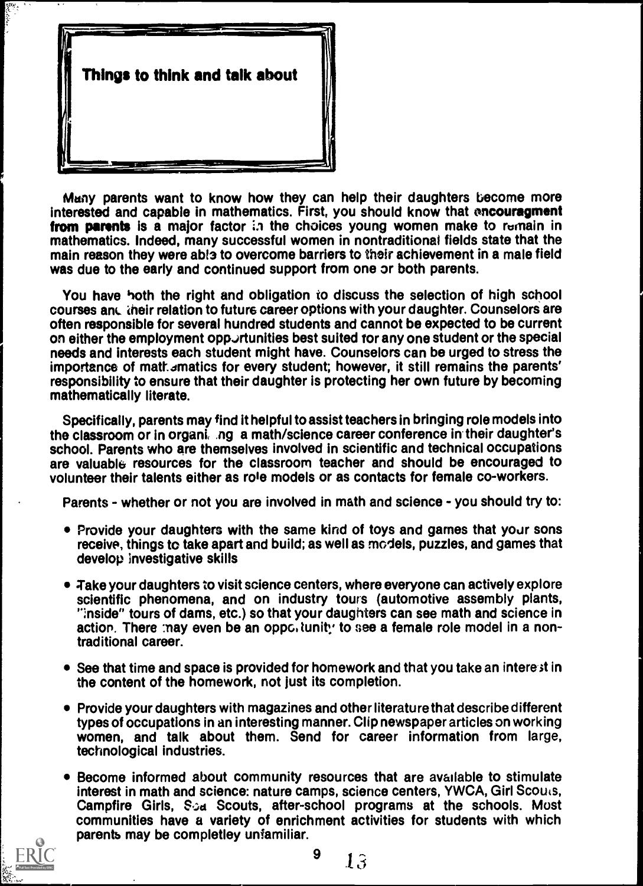## Things to think and talk about

Many parents want to know how they can help their daughters become more interested and capable in mathematics. First, you should know that **encouragment from parents** is a major factor in the choices young women make to remain in mathematics. Indeed, many successful women in nontraditional fields state that the main reason they were able to overcome barriers to their achievement in a male field was due to the early and continued support from one or both parents.

You have both the right and obligation to discuss the selection of high school courses and their relation to future career options with your daughter. Counselors are often responsible for several hundred students and cannot be expected to be current on either the employment opportunities best suited for any one student or the special needs and interests each student might have. Counselors can be urged to stress the importance of mathematics for every student; however, it still remains the parents' responsibility to ensure that their daughter is protecting her own future by becoming mathematically literate.

Specifically, parents may find it helpful to assist teachers in bringing role models into the classroom or in organizing a math/science career conference in their daughter's school. Parents who are themselves involved in scientific and technical occupations are valuable resources for the classroom teacher and should be encouraged to volunteer their talents either as role models or as contacts for female co-workers.

Parents - whether or not you are involved in math and science - you should try to:

- Provide your daughters with the same kind of toys and games that your sons receive, things to take apart and build; as well as models, puzzles, and games that develop investigative skills
- Take your daughters to visit science centers, where everyone can actively explore scientific phenomena, and on industry tours (automotive assembly plants, "inside" tours of dams, etc.) so that your daughters can see math and science in action. There may even be an opportunity to see a female role model in a non-traditional career.
- See that time and space is provided for homework and that you take an interest in the content of the homework, not just its completion.
- Provide your daughters with magazines and other literature that describe different types of occupations in an interesting manner. Clip newspaper articles on working women, and talk about them. Send for career information from large, technological industries.
- Become informed about community resources that are available to stimulate interest in math and science: nature camps, science centers, YWCA, Girl Scouts, Campfire Girls, Sea Scouts, after-school programs at the schools. Most communities have a variety of enrichment activities for students with which parents may be completley unfamiliar.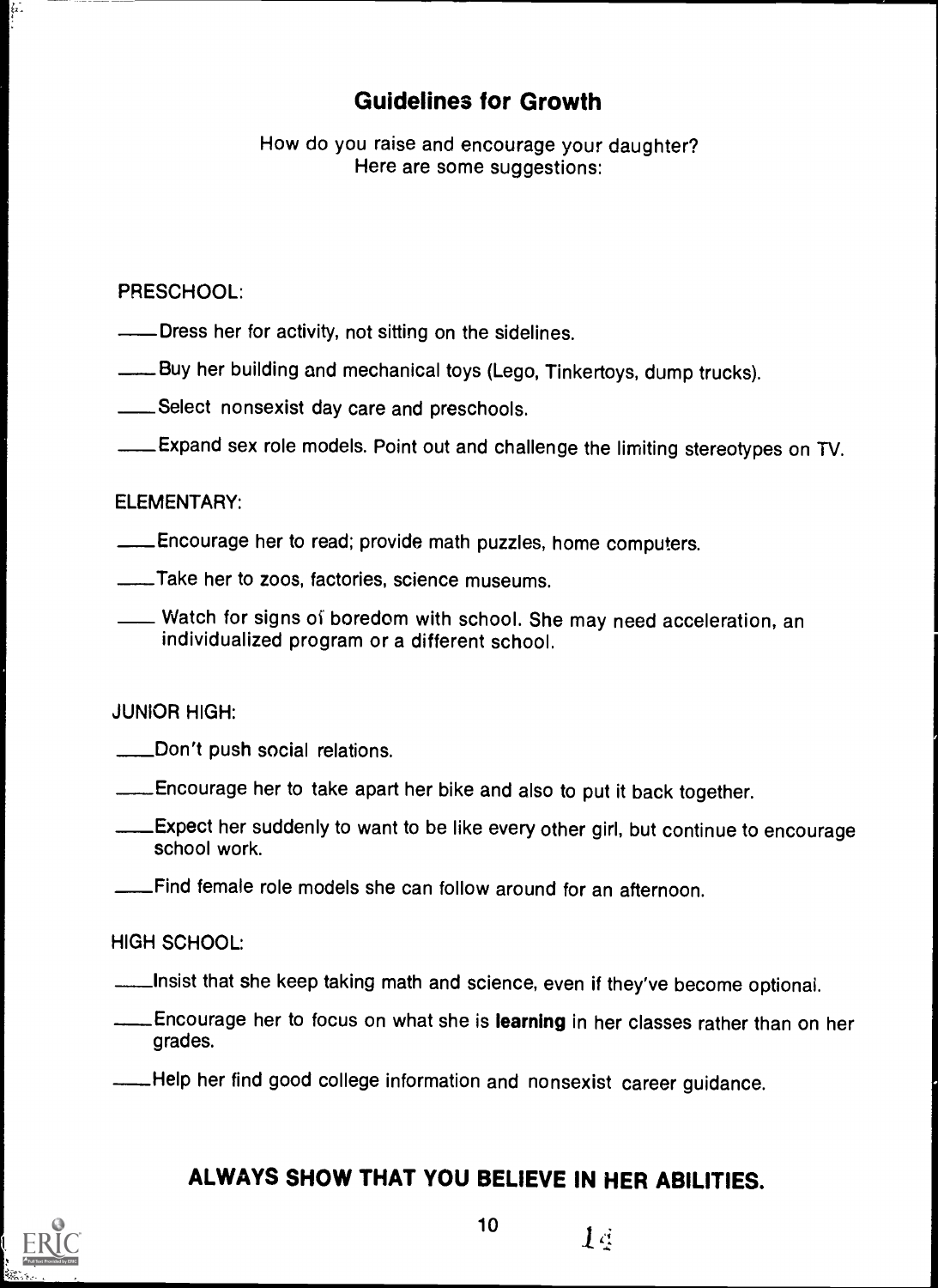## Guidelines for Growth

How do you raise and encourage your daughter?
Here are some suggestions:

PRESCHOOL:

- ___Dress her for activity, not sitting on the sidelines.
- ___Buy her building and mechanical toys (Lego, Tinkertoys, dump trucks).
- ___Select nonsexist day care and preschools.
- ___Expand sex role models. Point out and challenge the limiting stereotypes on TV.

ELEMENTARY:

- ___Encourage her to read; provide math puzzles, home computers.
- ___Take her to zoos, factories, science museums.
- ___ Watch for signs of boredom with school. She may need acceleration, an individualized program or a different school.

JUNIOR HIGH:

- ___Don't push social relations.
- ___Encourage her to take apart her bike and also to put it back together.
- ___Expect her suddenly to want to be like every other girl, but continue to encourage school work.
- ___Find female role models she can follow around for an afternoon.

HIGH SCHOOL:

- ___Insist that she keep taking math and science, even if they've become optional.
- ___Encourage her to focus on what she is **learning** in her classes rather than on her grades.
- ___Help her find good college information and nonsexist career guidance.

**ALWAYS SHOW THAT YOU BELIEVE IN HER ABILITIES.**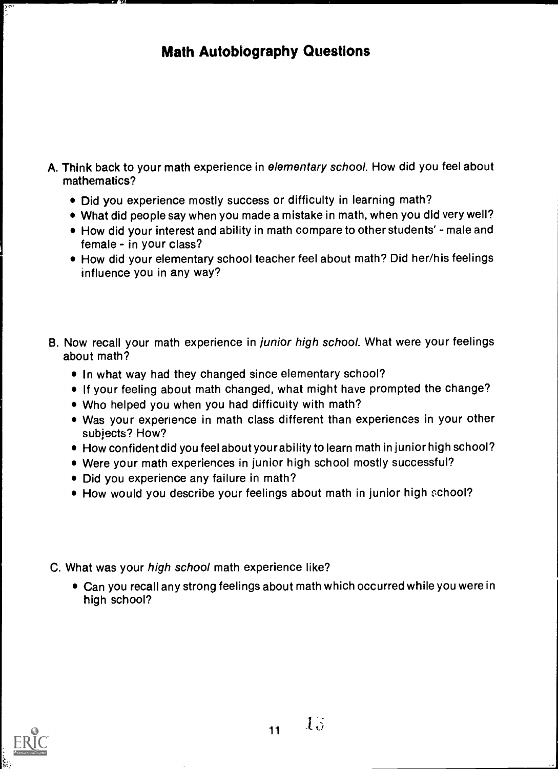## Math Autobiography Questions

A. Think back to your math experience in *elementary school*. How did you feel about mathematics?

- Did you experience mostly success or difficulty in learning math?
- What did people say when you made a mistake in math, when you did very well?
- How did your interest and ability in math compare to other students' - male and female - in your class?
- How did your elementary school teacher feel about math? Did her/his feelings influence you in any way?

B. Now recall your math experience in *junior high school*. What were your feelings about math?

- In what way had they changed since elementary school?
- If your feeling about math changed, what might have prompted the change?
- Who helped you when you had difficulty with math?
- Was your experience in math class different than experiences in your other subjects? How?
- How confident did you feel about your ability to learn math in junior high school?
- Were your math experiences in junior high school mostly successful?
- Did you experience any failure in math?
- How would you describe your feelings about math in junior high school?

C. What was your *high school* math experience like?

- Can you recall any strong feelings about math which occurred while you were in high school?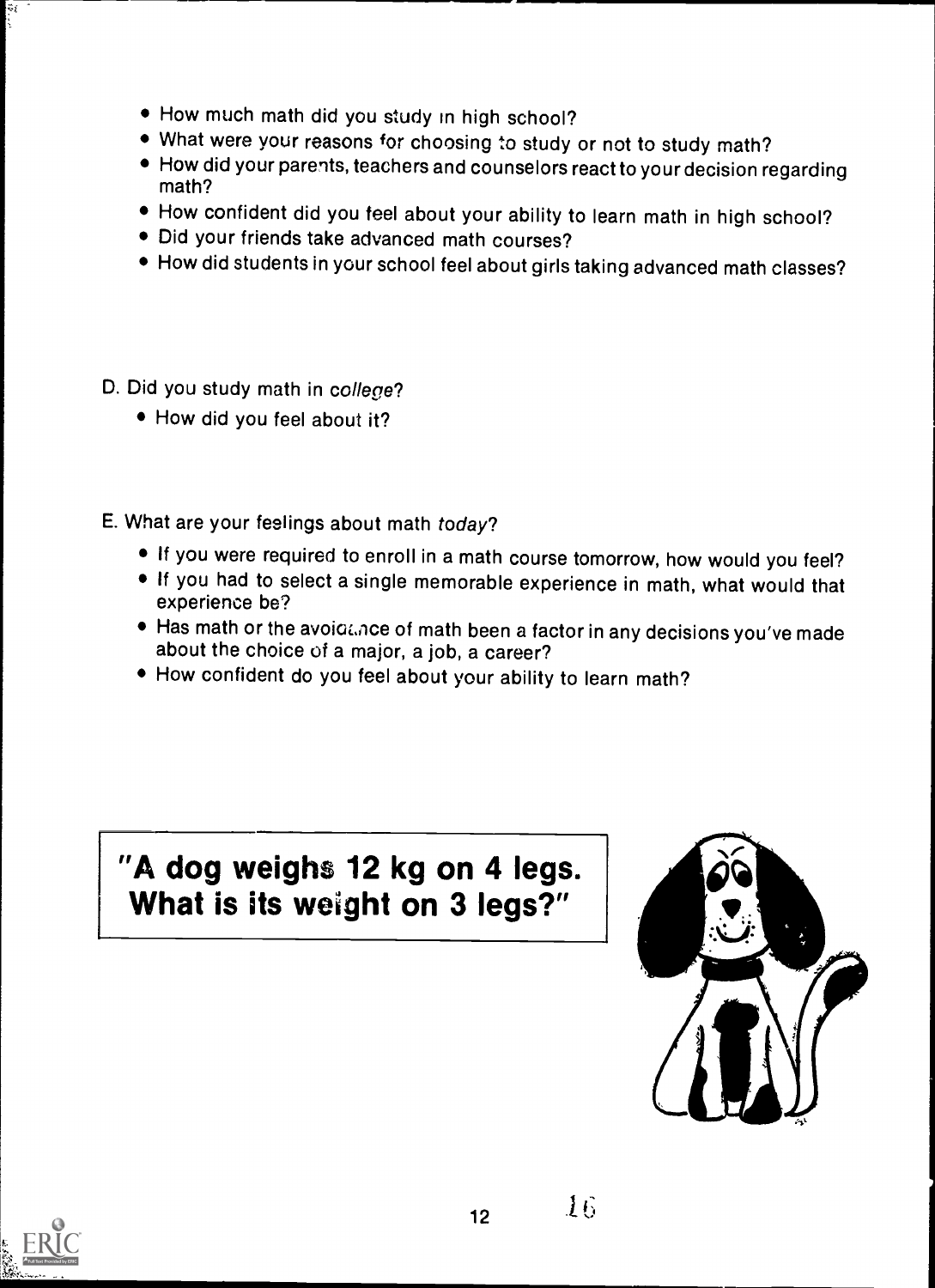- How much math did you study in high school?
- What were your reasons for choosing to study or not to study math?
- How did your parents, teachers and counselors react to your decision regarding math?
- How confident did you feel about your ability to learn math in high school?
- Did your friends take advanced math courses?
- How did students in your school feel about girls taking advanced math classes?

D. Did you study math in *college*?

- How did you feel about it?

E. What are your feelings about math *today*?

- If you were required to enroll in a math course tomorrow, how would you feel?
- If you had to select a single memorable experience in math, what would that experience be?
- Has math or the avoidance of math been a factor in any decisions you've made about the choice of a major, a job, a career?
- How confident do you feel about your ability to learn math?

**"A dog weighs 12 kg on 4 legs. What is its weight on 3 legs?"**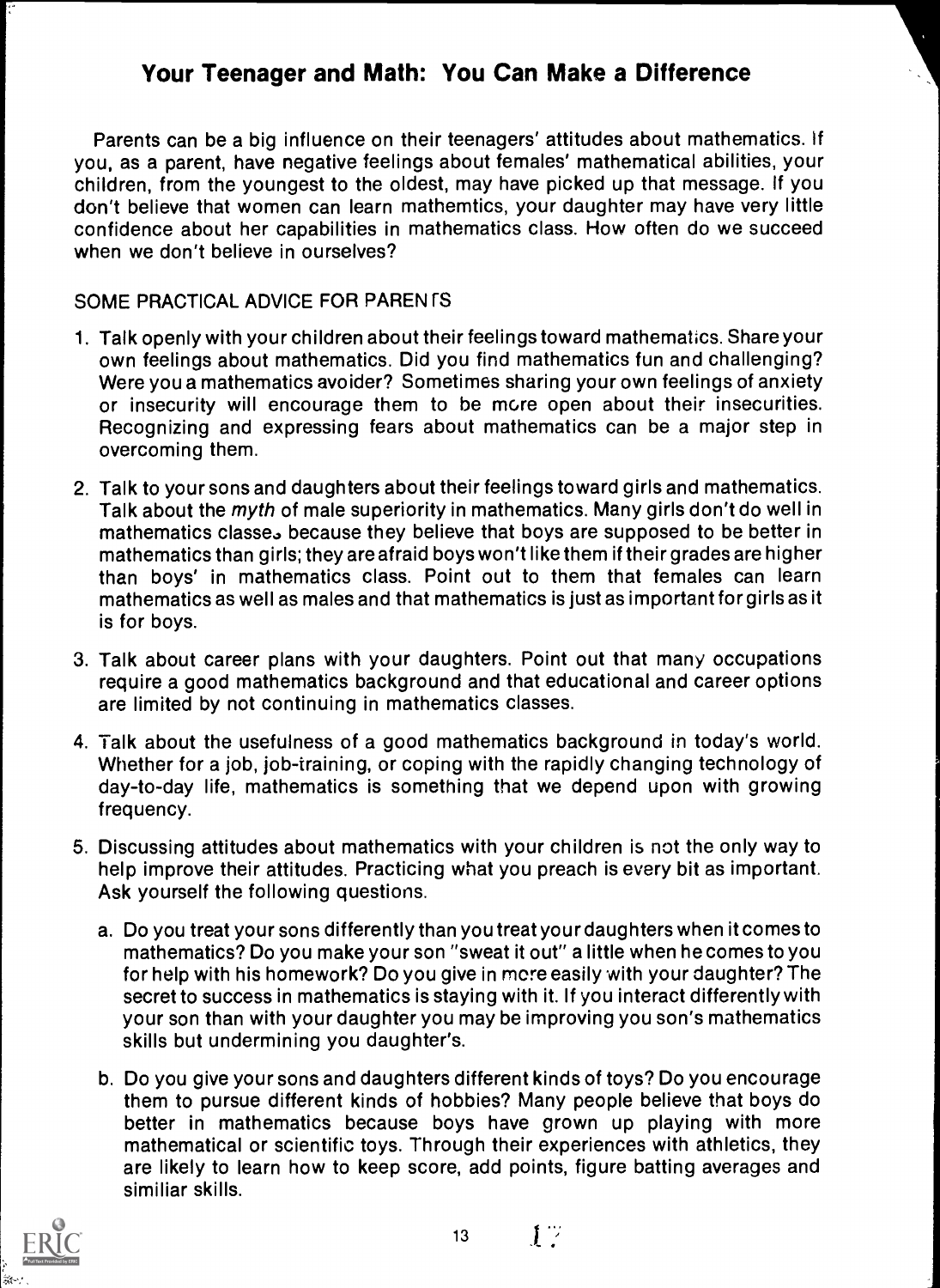## Your Teenager and Math: You Can Make a Difference

Parents can be a big influence on their teenagers' attitudes about mathematics. If you, as a parent, have negative feelings about females' mathematical abilities, your children, from the youngest to the oldest, may have picked up that message. If you don't believe that women can learn mathemtics, your daughter may have very little confidence about her capabilities in mathematics class. How often do we succeed when we don't believe in ourselves?

SOME PRACTICAL ADVICE FOR PARENTS

1. Talk openly with your children about their feelings toward mathematics. Share your own feelings about mathematics. Did you find mathematics fun and challenging? Were you a mathematics avoider? Sometimes sharing your own feelings of anxiety or insecurity will encourage them to be more open about their insecurities. Recognizing and expressing fears about mathematics can be a major step in overcoming them.

2. Talk to your sons and daughters about their feelings toward girls and mathematics. Talk about the *myth* of male superiority in mathematics. Many girls don't do well in mathematics classes because they believe that boys are supposed to be better in mathematics than girls; they are afraid boys won't like them if their grades are higher than boys' in mathematics class. Point out to them that females can learn mathematics as well as males and that mathematics is just as important for girls as it is for boys.

3. Talk about career plans with your daughters. Point out that many occupations require a good mathematics background and that educational and career options are limited by not continuing in mathematics classes.

4. Talk about the usefulness of a good mathematics background in today's world. Whether for a job, job-training, or coping with the rapidly changing technology of day-to-day life, mathematics is something that we depend upon with growing frequency.

5. Discussing attitudes about mathematics with your children is not the only way to help improve their attitudes. Practicing what you preach is every bit as important. Ask yourself the following questions.

   a. Do you treat your sons differently than you treat your daughters when it comes to mathematics? Do you make your son "sweat it out" a little when he comes to you for help with his homework? Do you give in more easily with your daughter? The secret to success in mathematics is staying with it. If you interact differently with your son than with your daughter you may be improving you son's mathematics skills but undermining you daughter's.

   b. Do you give your sons and daughters different kinds of toys? Do you encourage them to pursue different kinds of hobbies? Many people believe that boys do better in mathematics because boys have grown up playing with more mathematical or scientific toys. Through their experiences with athletics, they are likely to learn how to keep score, add points, figure batting averages and similiar skills.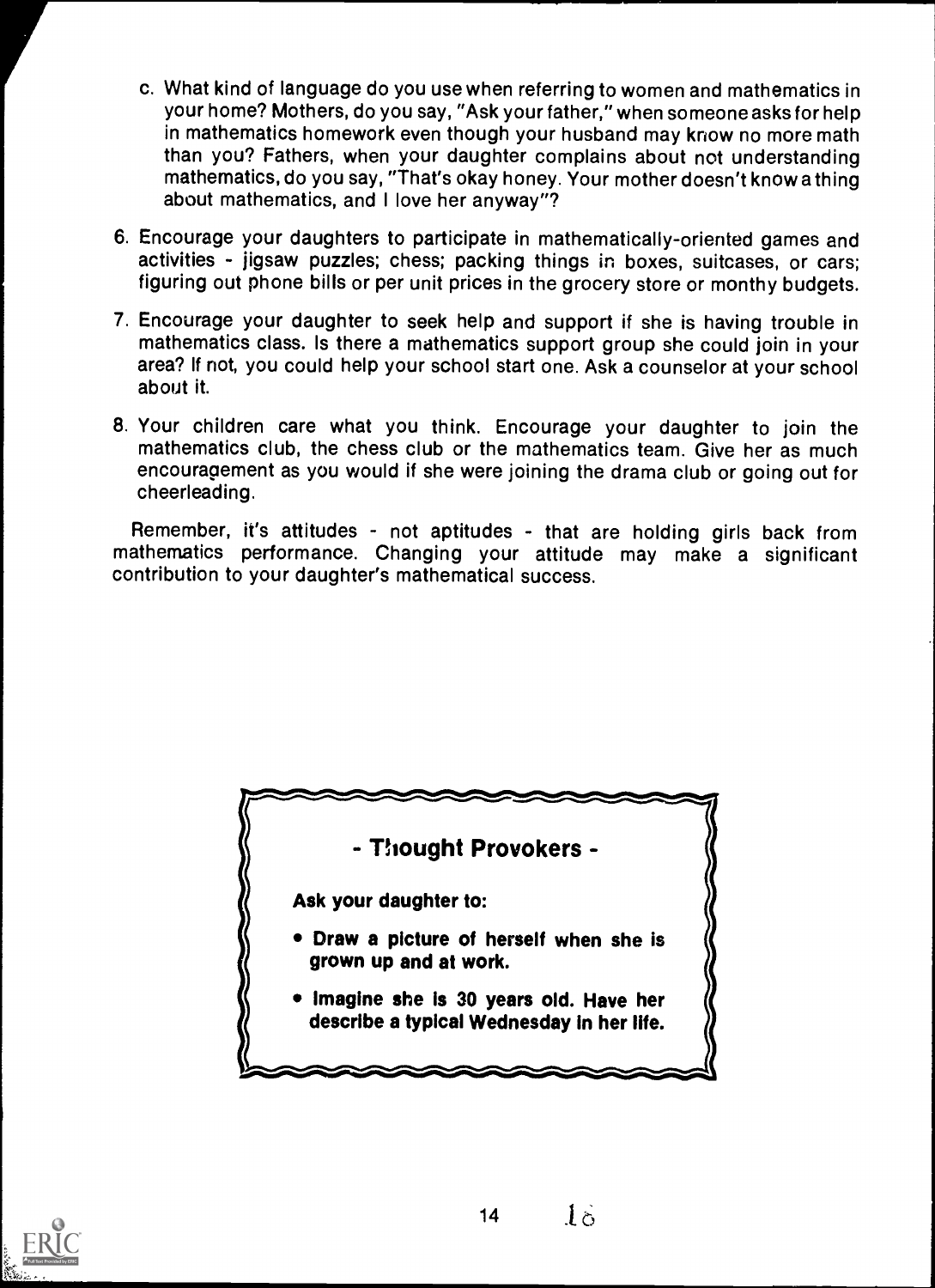c. What kind of language do you use when referring to women and mathematics in your home? Mothers, do you say, "Ask your father," when someone asks for help in mathematics homework even though your husband may know no more math than you? Fathers, when your daughter complains about not understanding mathematics, do you say, "That's okay honey. Your mother doesn't know a thing about mathematics, and I love her anyway"?

6. Encourage your daughters to participate in mathematically-oriented games and activities - jigsaw puzzles; chess; packing things in boxes, suitcases, or cars; figuring out phone bills or per unit prices in the grocery store or monthy budgets.

7. Encourage your daughter to seek help and support if she is having trouble in mathematics class. Is there a mathematics support group she could join in your area? If not, you could help your school start one. Ask a counselor at your school about it.

8. Your children care what you think. Encourage your daughter to join the mathematics club, the chess club or the mathematics team. Give her as much encouragement as you would if she were joining the drama club or going out for cheerleading.

Remember, it's attitudes - not aptitudes - that are holding girls back from mathematics performance. Changing your attitude may make a significant contribution to your daughter's mathematical success.

**- Thought Provokers -**

**Ask your daughter to:**

- **Draw a picture of herself when she is grown up and at work.**
- **Imagine she is 30 years old. Have her describe a typical Wednesday in her life.**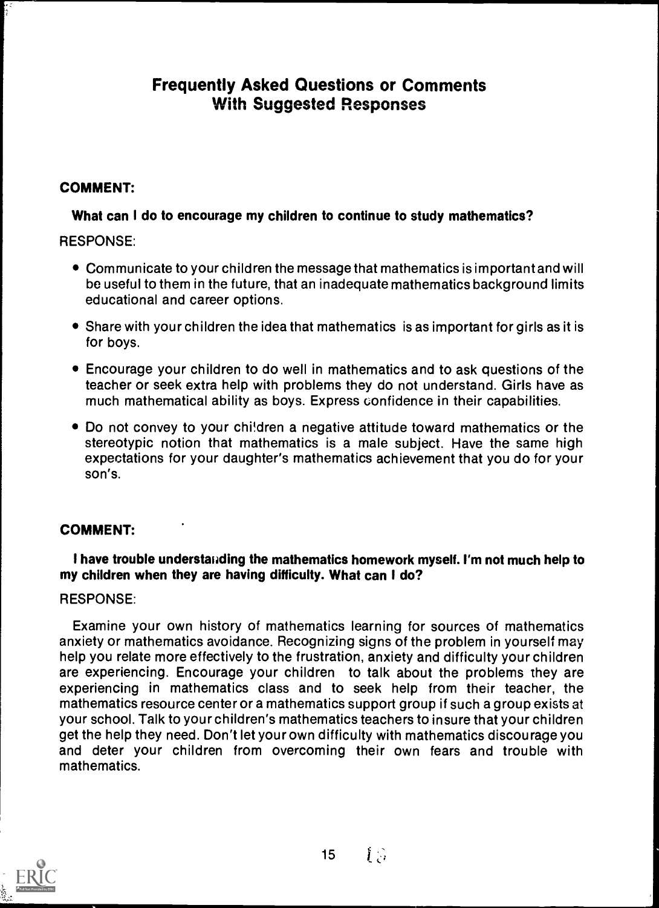## Frequently Asked Questions or Comments With Suggested Responses

**COMMENT:**

**What can I do to encourage my children to continue to study mathematics?**

RESPONSE:

- Communicate to your children the message that mathematics is important and will be useful to them in the future, that an inadequate mathematics background limits educational and career options.
- Share with your children the idea that mathematics is as important for girls as it is for boys.
- Encourage your children to do well in mathematics and to ask questions of the teacher or seek extra help with problems they do not understand. Girls have as much mathematical ability as boys. Express confidence in their capabilities.
- Do not convey to your children a negative attitude toward mathematics or the stereotypic notion that mathematics is a male subject. Have the same high expectations for your daughter's mathematics achievement that you do for your son's.

**COMMENT:**

**I have trouble understanding the mathematics homework myself. I'm not much help to my children when they are having difficulty. What can I do?**

RESPONSE:

Examine your own history of mathematics learning for sources of mathematics anxiety or mathematics avoidance. Recognizing signs of the problem in yourself may help you relate more effectively to the frustration, anxiety and difficulty your children are experiencing. Encourage your children to talk about the problems they are experiencing in mathematics class and to seek help from their teacher, the mathematics resource center or a mathematics support group if such a group exists at your school. Talk to your children's mathematics teachers to insure that your children get the help they need. Don't let your own difficulty with mathematics discourage you and deter your children from overcoming their own fears and trouble with mathematics.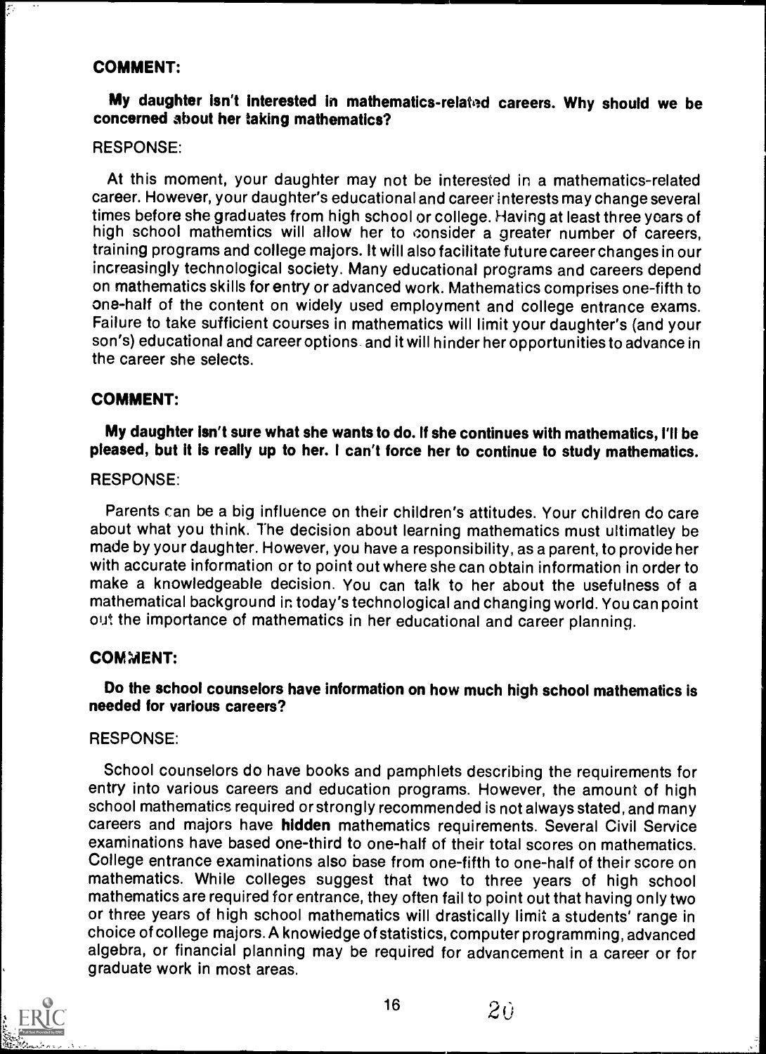**COMMENT:**

**My daughter isn't interested in mathematics-related careers. Why should we be concerned about her taking mathematics?**

RESPONSE:

At this moment, your daughter may not be interested in a mathematics-related career. However, your daughter's educational and career interests may change several times before she graduates from high school or college. Having at least three years of high school mathemtics will allow her to consider a greater number of careers, training programs and college majors. It will also facilitate future career changes in our increasingly technological society. Many educational programs and careers depend on mathematics skills for entry or advanced work. Mathematics comprises one-fifth to one-half of the content on widely used employment and college entrance exams. Failure to take sufficient courses in mathematics will limit your daughter's (and your son's) educational and career options and it will hinder her opportunities to advance in the career she selects.

**COMMENT:**

**My daughter isn't sure what she wants to do. If she continues with mathematics, I'll be pleased, but it is really up to her. I can't force her to continue to study mathematics.**

RESPONSE:

Parents can be a big influence on their children's attitudes. Your children do care about what you think. The decision about learning mathematics must ultimatley be made by your daughter. However, you have a responsibility, as a parent, to provide her with accurate information or to point out where she can obtain information in order to make a knowledgeable decision. You can talk to her about the usefulness of a mathematical background in today's technological and changing world. You can point out the importance of mathematics in her educational and career planning.

**COMMENT:**

**Do the school counselors have information on how much high school mathematics is needed for various careers?**

RESPONSE:

School counselors do have books and pamphlets describing the requirements for entry into various careers and education programs. However, the amount of high school mathematics required or strongly recommended is not always stated, and many careers and majors have **hidden** mathematics requirements. Several Civil Service examinations have based one-third to one-half of their total scores on mathematics. College entrance examinations also base from one-fifth to one-half of their score on mathematics. While colleges suggest that two to three years of high school mathematics are required for entrance, they often fail to point out that having only two or three years of high school mathematics will drastically limit a students' range in choice of college majors. A knowledge of statistics, computer programming, advanced algebra, or financial planning may be required for advancement in a career or for graduate work in most areas.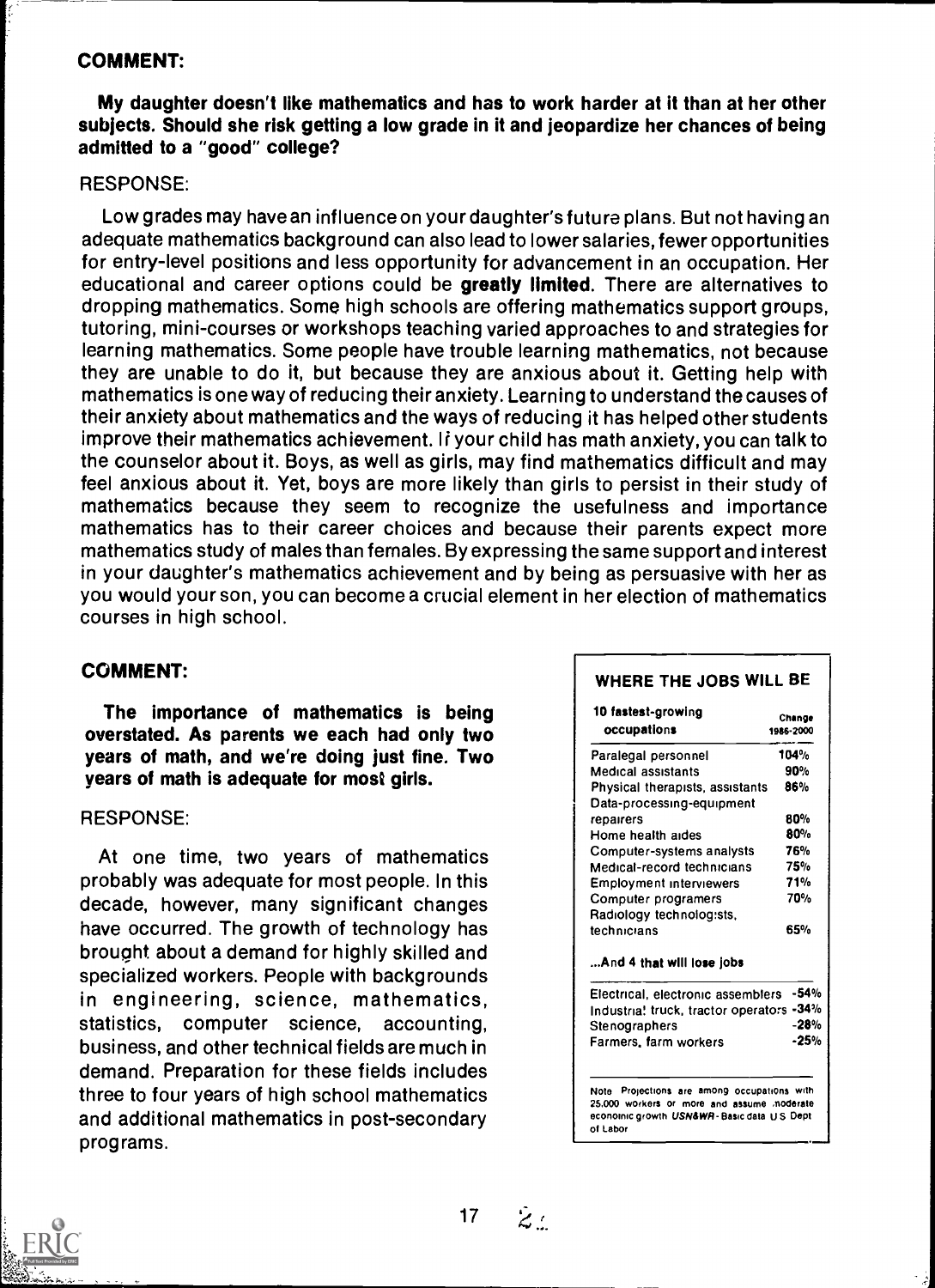**COMMENT:**

**My daughter doesn't like mathematics and has to work harder at it than at her other subjects. Should she risk getting a low grade in it and jeopardize her chances of being admitted to a "good" college?**

RESPONSE:

Low grades may have an influence on your daughter's future plans. But not having an adequate mathematics background can also lead to lower salaries, fewer opportunities for entry-level positions and less opportunity for advancement in an occupation. Her educational and career options could be **greatly limited**. There are alternatives to dropping mathematics. Some high schools are offering mathematics support groups, tutoring, mini-courses or workshops teaching varied approaches to and strategies for learning mathematics. Some people have trouble learning mathematics, not because they are unable to do it, but because they are anxious about it. Getting help with mathematics is one way of reducing their anxiety. Learning to understand the causes of their anxiety about mathematics and the ways of reducing it has helped other students improve their mathematics achievement. If your child has math anxiety, you can talk to the counselor about it. Boys, as well as girls, may find mathematics difficult and may feel anxious about it. Yet, boys are more likely than girls to persist in their study of mathematics because they seem to recognize the usefulness and importance mathematics has to their career choices and because their parents expect more mathematics study of males than females. By expressing the same support and interest in your daughter's mathematics achievement and by being as persuasive with her as you would your son, you can become a crucial element in her election of mathematics courses in high school.

**COMMENT:**

**The importance of mathematics is being overstated. As parents we each had only two years of math, and we're doing just fine. Two years of math is adequate for most girls.**

RESPONSE:

At one time, two years of mathematics probably was adequate for most people. In this decade, however, many significant changes have occurred. The growth of technology has brought about a demand for highly skilled and specialized workers. People with backgrounds in engineering, science, mathematics, statistics, computer science, accounting, business, and other technical fields are much in demand. Preparation for these fields includes three to four years of high school mathematics and additional mathematics in post-secondary programs.

**WHERE THE JOBS WILL BE**

| 10 fastest-growing occupations | Change 1986-2000 |
|---|---|
| Paralegal personnel | 104% |
| Medical assistants | 90% |
| Physical therapists, assistants | 86% |
| Data-processing-equipment repairers | 80% |
| Home health aides | 80% |
| Computer-systems analysts | 76% |
| Medical-record technicians | 75% |
| Employment interviewers | 71% |
| Computer programers | 70% |
| Radiology technologists, technicians | 65% |
| **...And 4 that will lose jobs** | |
| Electrical, electronic assemblers | -54% |
| Industrial truck, tractor operators | -34% |
| Stenographers | -28% |
| Farmers, farm workers | -25% |

Note: Projections are among occupations with 25,000 workers or more and assume moderate economic growth. USN&WR - Basic data U.S. Dept. of Labor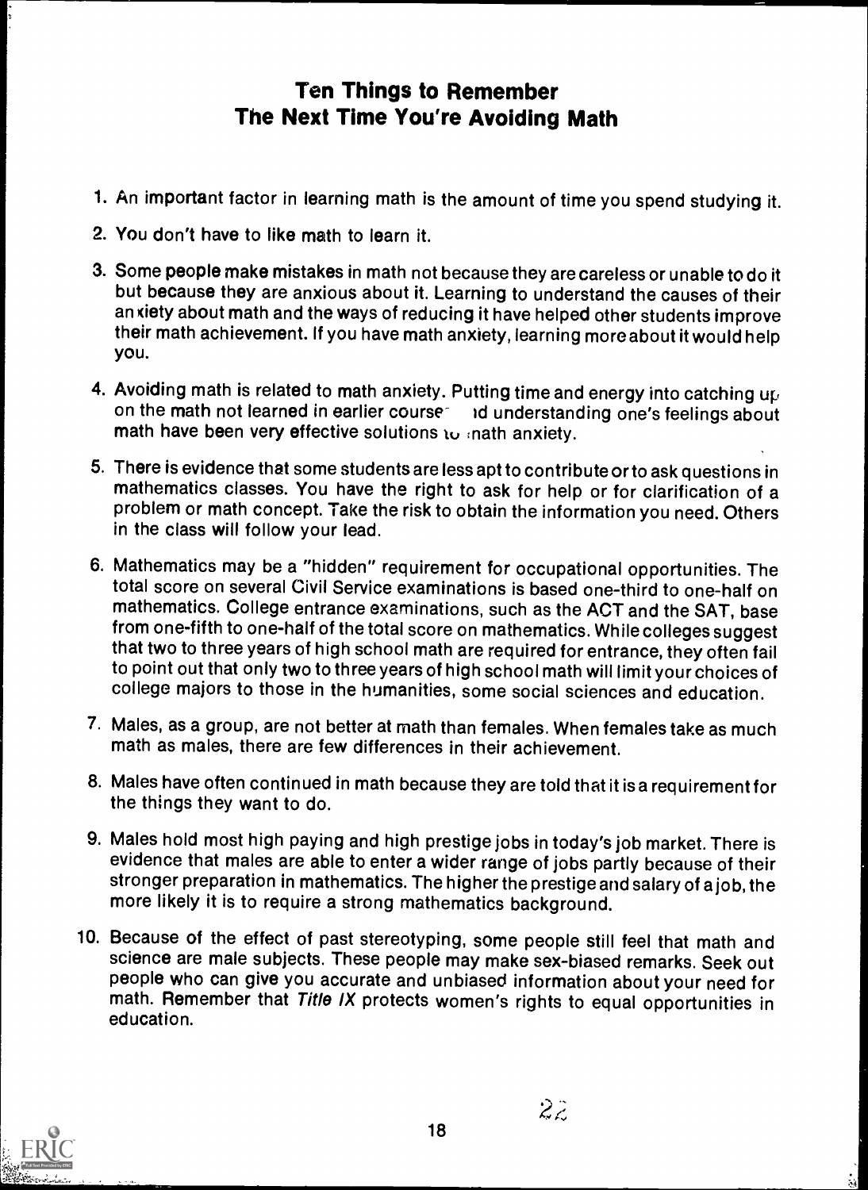# Ten Things to Remember The Next Time You're Avoiding Math

1. An important factor in learning math is the amount of time you spend studying it.
2. You don't have to like math to learn it.
3. Some people make mistakes in math not because they are careless or unable to do it but because they are anxious about it. Learning to understand the causes of their anxiety about math and the ways of reducing it have helped other students improve their math achievement. If you have math anxiety, learning more about it would help you.
4. Avoiding math is related to math anxiety. Putting time and energy into catching up on the math not learned in earlier courses and understanding one's feelings about math have been very effective solutions to math anxiety.
5. There is evidence that some students are less apt to contribute or to ask questions in mathematics classes. You have the right to ask for help or for clarification of a problem or math concept. Take the risk to obtain the information you need. Others in the class will follow your lead.
6. Mathematics may be a "hidden" requirement for occupational opportunities. The total score on several Civil Service examinations is based one-third to one-half on mathematics. College entrance examinations, such as the ACT and the SAT, base from one-fifth to one-half of the total score on mathematics. While colleges suggest that two to three years of high school math are required for entrance, they often fail to point out that only two to three years of high school math will limit your choices of college majors to those in the humanities, some social sciences and education.
7. Males, as a group, are not better at math than females. When females take as much math as males, there are few differences in their achievement.
8. Males have often continued in math because they are told that it is a requirement for the things they want to do.
9. Males hold most high paying and high prestige jobs in today's job market. There is evidence that males are able to enter a wider range of jobs partly because of their stronger preparation in mathematics. The higher the prestige and salary of a job, the more likely it is to require a strong mathematics background.
10. Because of the effect of past stereotyping, some people still feel that math and science are male subjects. These people may make sex-biased remarks. Seek out people who can give you accurate and unbiased information about your need for math. Remember that *Title IX* protects women's rights to equal opportunities in education.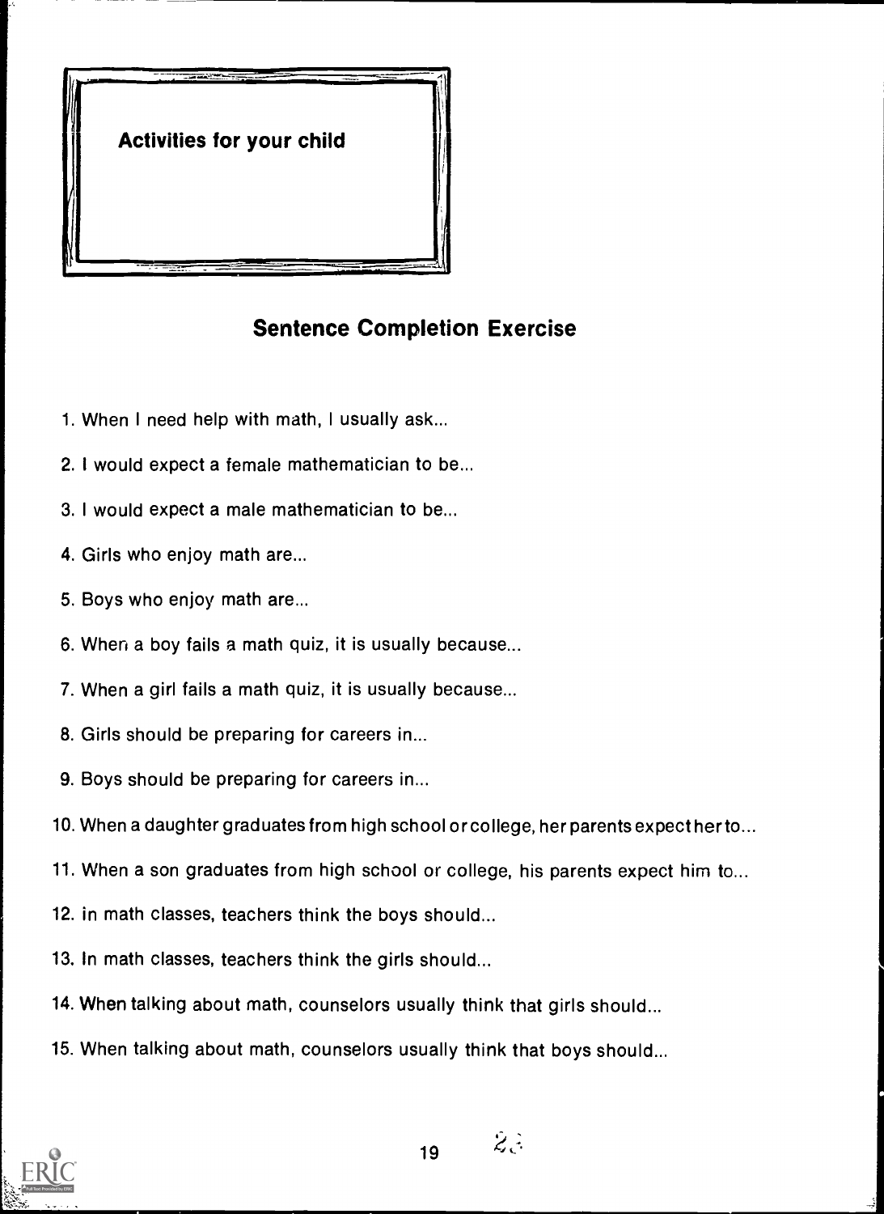## Activities for your child

### Sentence Completion Exercise

1. When I need help with math, I usually ask...
2. I would expect a female mathematician to be...
3. I would expect a male mathematician to be...
4. Girls who enjoy math are...
5. Boys who enjoy math are...
6. When a boy fails a math quiz, it is usually because...
7. When a girl fails a math quiz, it is usually because...
8. Girls should be preparing for careers in...
9. Boys should be preparing for careers in...
10. When a daughter graduates from high school or college, her parents expect her to...
11. When a son graduates from high school or college, his parents expect him to...
12. in math classes, teachers think the boys should...
13. In math classes, teachers think the girls should...
14. When talking about math, counselors usually think that girls should...
15. When talking about math, counselors usually think that boys should...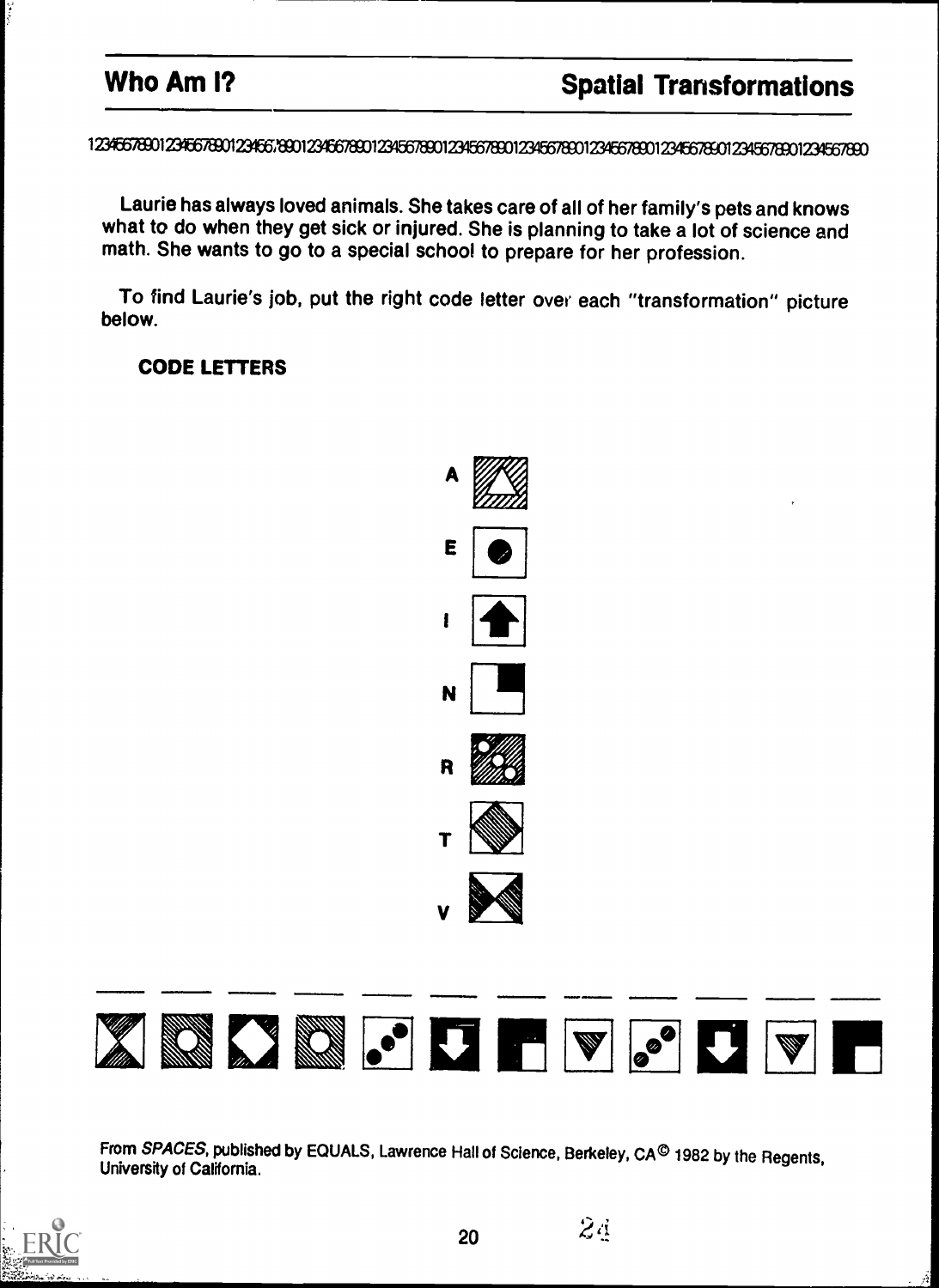## Who Am I?

## Spatial Transformations

1234567890123456789012345678901234567890123456789012345678901234567890123456789012345678901234567890123456789012345678901234567890

Laurie has always loved animals. She takes care of all of her family's pets and knows what to do when they get sick or injured. She is planning to take a lot of science and math. She wants to go to a special school to prepare for her profession.

To find Laurie's job, put the right code letter over each "transformation" picture below.

**CODE LETTERS**

A

E

I

N

R

T

V

\_\_\_ \_\_\_ \_\_\_ \_\_\_ \_\_\_ \_\_\_ \_\_\_ \_\_\_ \_\_\_ \_\_\_ \_\_\_ \_\_\_

From *SPACES*, published by EQUALS, Lawrence Hall of Science, Berkeley, CA © 1982 by the Regents, University of California.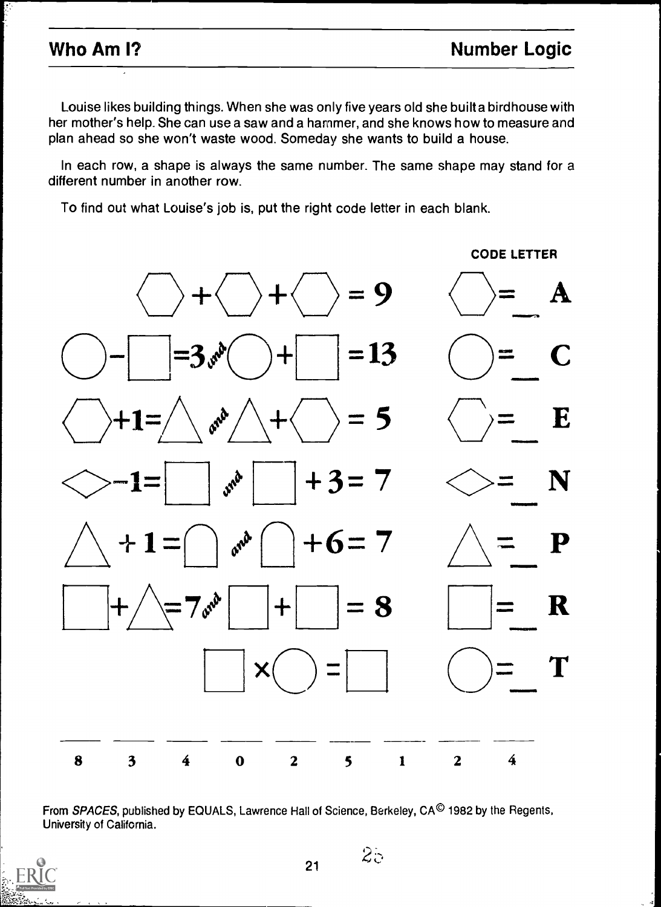## Who Am I?

## Number Logic

Louise likes building things. When she was only five years old she built a birdhouse with her mother's help. She can use a saw and a hammer, and she knows how to measure and plan ahead so she won't waste wood. Someday she wants to build a house.

In each row, a shape is always the same number. The same shape may stand for a different number in another row.

To find out what Louise's job is, put the right code letter in each blank.

| | CODE LETTER |
|---|---|
| ⬡ + ⬡ + ⬡ = 9 | ⬡ = ___ A |
| ◯ − □ = 3 *and* ◯ + □ = 13 | ◯ = ___ C |
| ⬡ + 1 = △ *and* △ + ⬡ = 5 | ⬡ = ___ E |
| ◇ − 1 = □ *and* □ + 3 = 7 | ◇ = ___ N |
| △ + 1 = ⌓ *and* ⌓ + 6 = 7 | △ = ___ P |
| □ + △ = 7 *and* □ + □ = 8 | □ = ___ R |
| □ × ◯ = □ | ◯ = ___ T |

___ ___ ___ ___ ___ ___ ___ ___ ___

8 3 4 0 2 5 1 2 4

From *SPACES*, published by EQUALS, Lawrence Hall of Science, Berkeley, CA© 1982 by the Regents, University of California.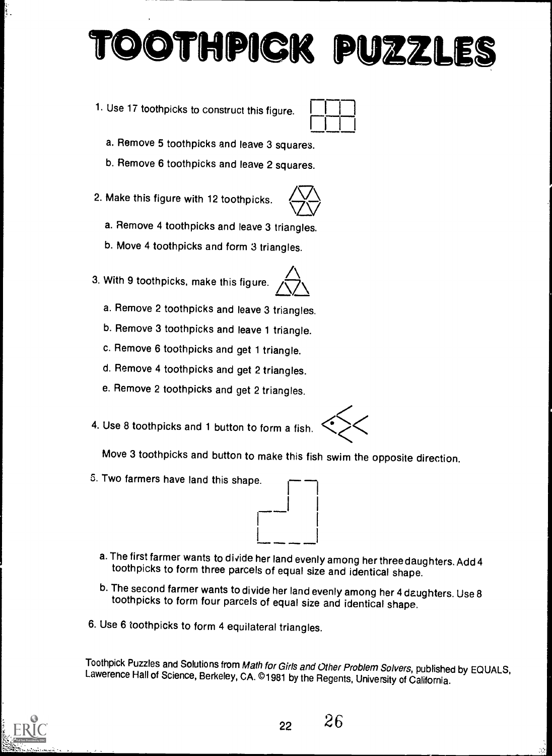# TOOTHPICK PUZZLES

1. Use 17 toothpicks to construct this figure.
   a. Remove 5 toothpicks and leave 3 squares.
   b. Remove 6 toothpicks and leave 2 squares.

2. Make this figure with 12 toothpicks.
   a. Remove 4 toothpicks and leave 3 triangles.
   b. Move 4 toothpicks and form 3 triangles.

3. With 9 toothpicks, make this figure.
   a. Remove 2 toothpicks and leave 3 triangles.
   b. Remove 3 toothpicks and leave 1 triangle.
   c. Remove 6 toothpicks and get 1 triangle.
   d. Remove 4 toothpicks and get 2 triangles.
   e. Remove 2 toothpicks and get 2 triangles.

4. Use 8 toothpicks and 1 button to form a fish.

   Move 3 toothpicks and button to make this fish swim the opposite direction.

5. Two farmers have land this shape.
   a. The first farmer wants to divide her land evenly among her three daughters. Add 4 toothpicks to form three parcels of equal size and identical shape.
   b. The second farmer wants to divide her land evenly among her 4 daughters. Use 8 toothpicks to form four parcels of equal size and identical shape.

6. Use 6 toothpicks to form 4 equilateral triangles.

Toothpick Puzzles and Solutions from *Math for Girls and Other Problem Solvers*, published by EQUALS, Lawerence Hall of Science, Berkeley, CA. ©1981 by the Regents, University of California.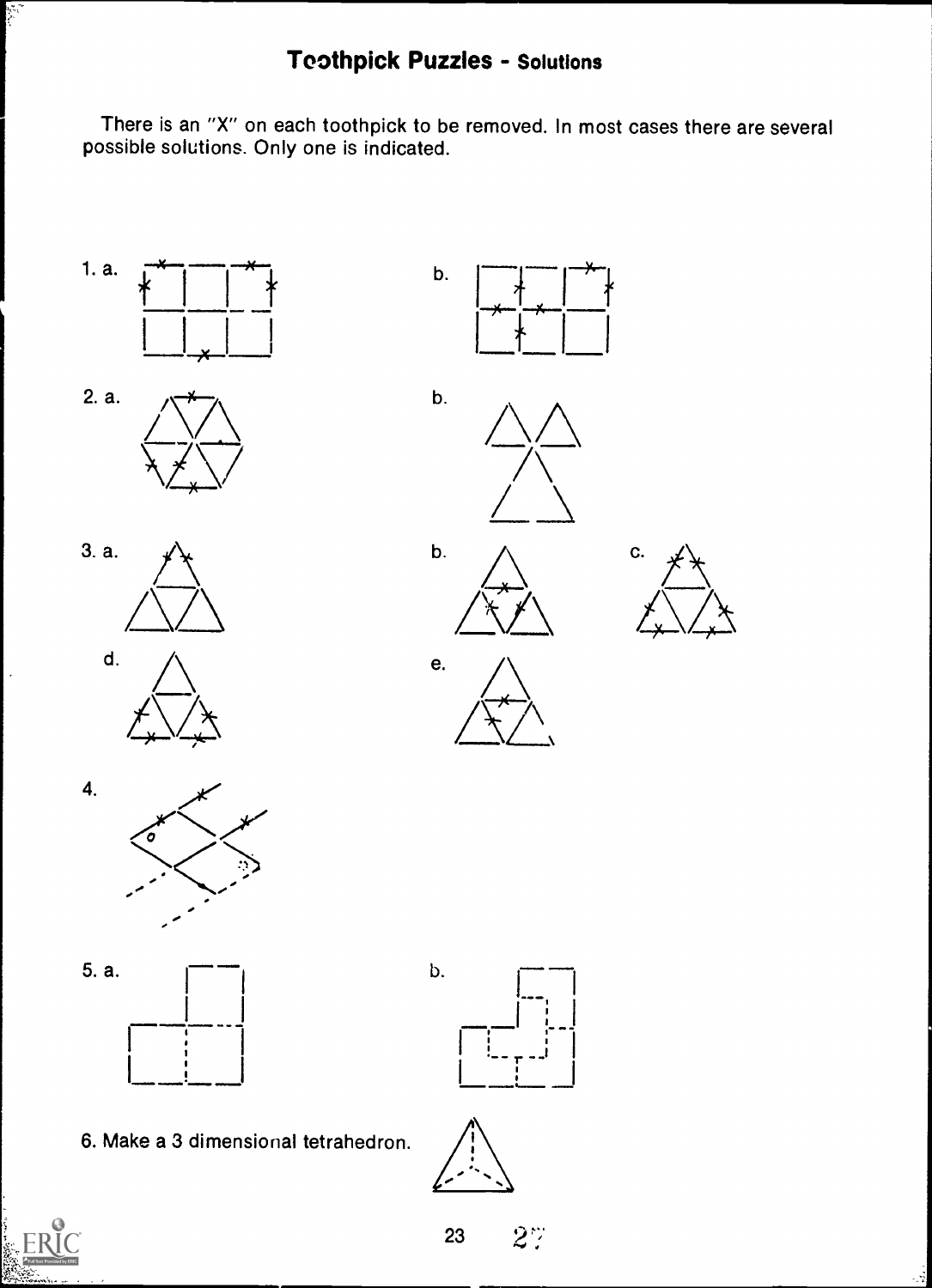# Toothpick Puzzles - Solutions

There is an "X" on each toothpick to be removed. In most cases there are several possible solutions. Only one is indicated.

1. a.

   b.

2. a.

   b.

3. a.

   b.

   c.

   d.

   e.

4.

5. a.

   b.

6. Make a 3 dimensional tetrahedron.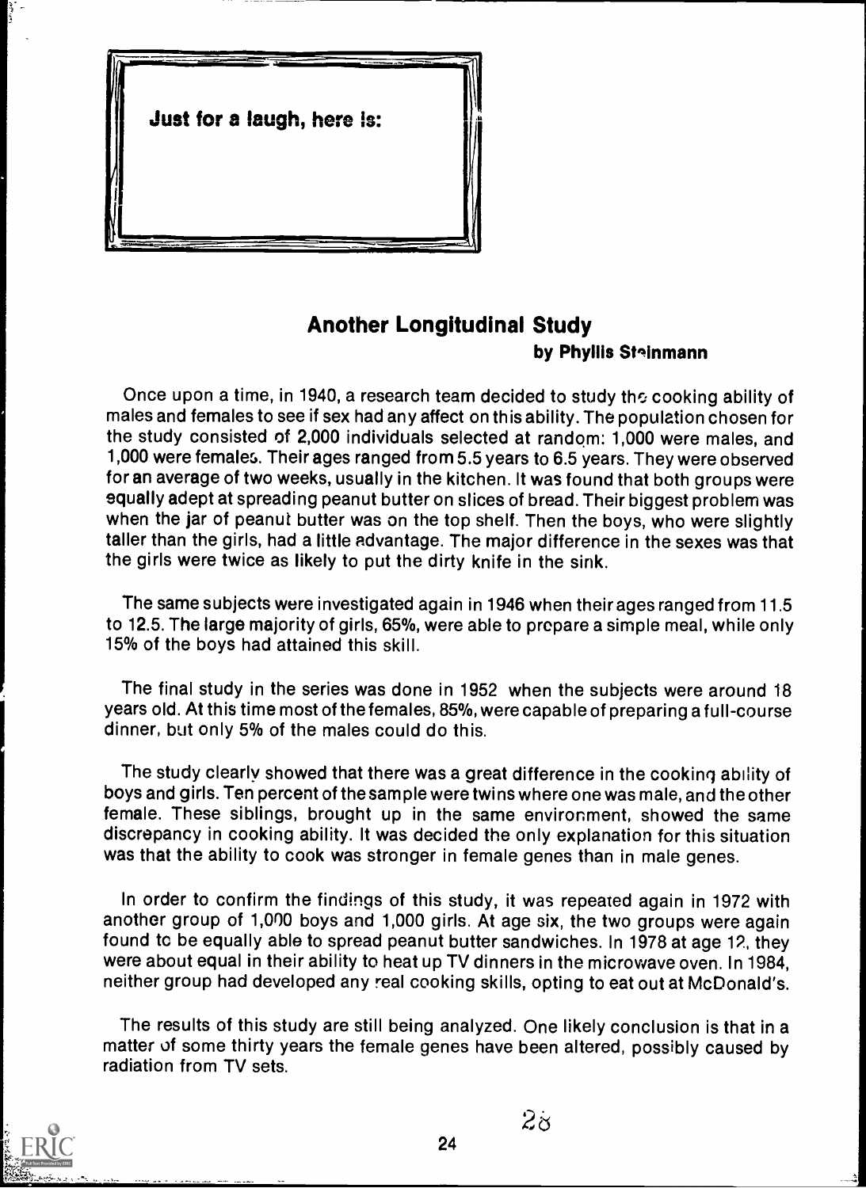Just for a laugh, here is:

## Another Longitudinal Study

**by Phyllis Steinmann**

Once upon a time, in 1940, a research team decided to study the cooking ability of males and females to see if sex had any affect on this ability. The population chosen for the study consisted of 2,000 individuals selected at random: 1,000 were males, and 1,000 were females. Their ages ranged from 5.5 years to 6.5 years. They were observed for an average of two weeks, usually in the kitchen. It was found that both groups were equally adept at spreading peanut butter on slices of bread. Their biggest problem was when the jar of peanut butter was on the top shelf. Then the boys, who were slightly taller than the girls, had a little advantage. The major difference in the sexes was that the girls were twice as likely to put the dirty knife in the sink.

The same subjects were investigated again in 1946 when their ages ranged from 11.5 to 12.5. The large majority of girls, 65%, were able to prepare a simple meal, while only 15% of the boys had attained this skill.

The final study in the series was done in 1952 when the subjects were around 18 years old. At this time most of the females, 85%, were capable of preparing a full-course dinner, but only 5% of the males could do this.

The study clearly showed that there was a great difference in the cooking ability of boys and girls. Ten percent of the sample were twins where one was male, and the other female. These siblings, brought up in the same environment, showed the same discrepancy in cooking ability. It was decided the only explanation for this situation was that the ability to cook was stronger in female genes than in male genes.

In order to confirm the findings of this study, it was repeated again in 1972 with another group of 1,000 boys and 1,000 girls. At age six, the two groups were again found to be equally able to spread peanut butter sandwiches. In 1978 at age 12, they were about equal in their ability to heat up TV dinners in the microwave oven. In 1984, neither group had developed any real cooking skills, opting to eat out at McDonald's.

The results of this study are still being analyzed. One likely conclusion is that in a matter of some thirty years the female genes have been altered, possibly caused by radiation from TV sets.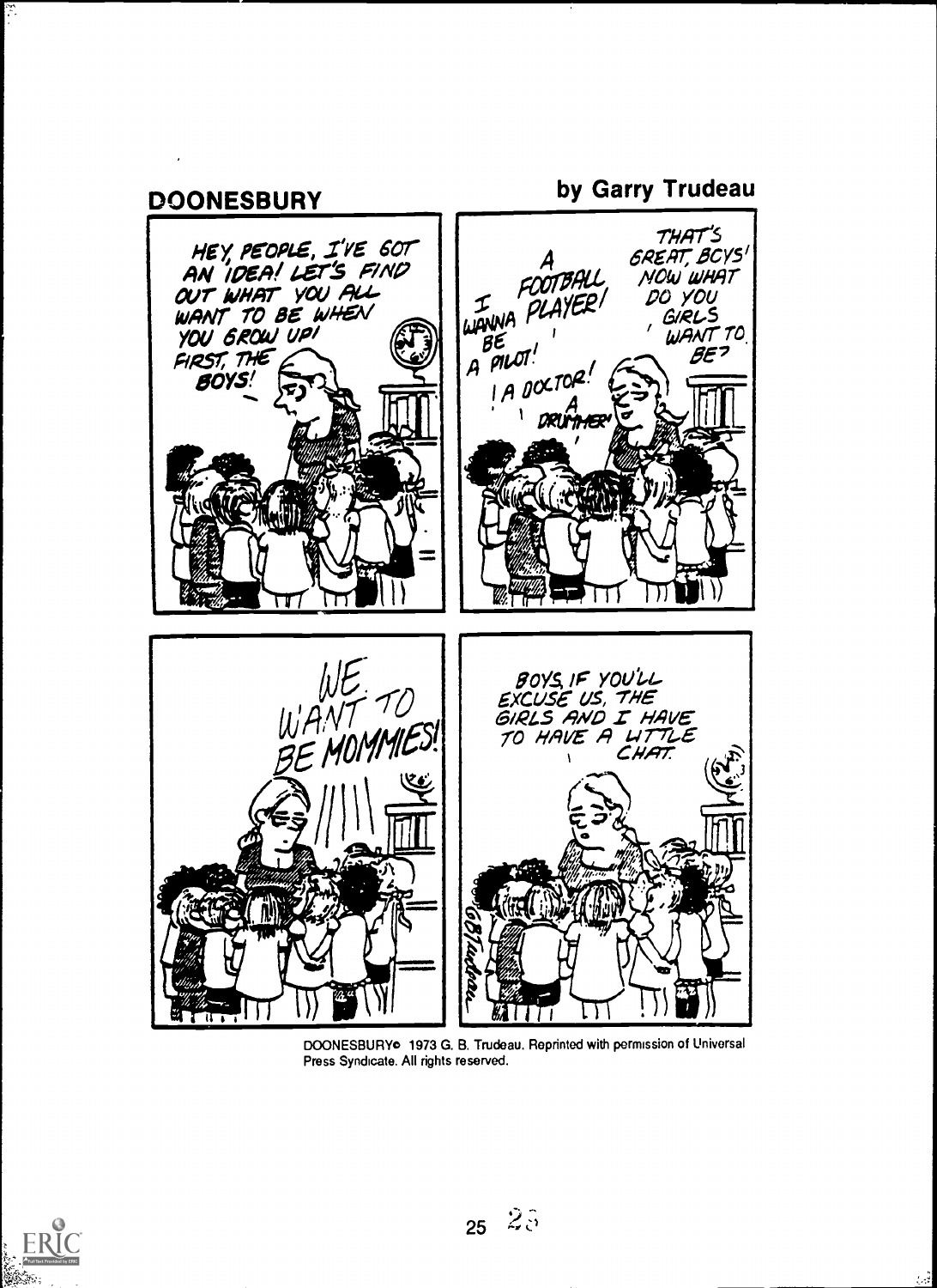## DOONESBURY

**by Garry Trudeau**

HEY, PEOPLE, I'VE GOT AN IDEA! LET'S FIND OUT WHAT YOU ALL WANT TO BE WHEN YOU GROW UP! FIRST, THE BOYS!

A FOOTBALL PLAYER!

I WANNA BE A PILOT!

A DOCTOR!

A DRUMMER!

THAT'S GREAT, BOYS! NOW WHAT DO YOU GIRLS WANT TO BE?

WE WANT TO BE MOMMIES!

BOYS, IF YOU'LL EXCUSE US, THE GIRLS AND I HAVE TO HAVE A LITTLE CHAT.

DOONESBURY© 1973 G. B. Trudeau. Reprinted with permission of Universal Press Syndicate. All rights reserved.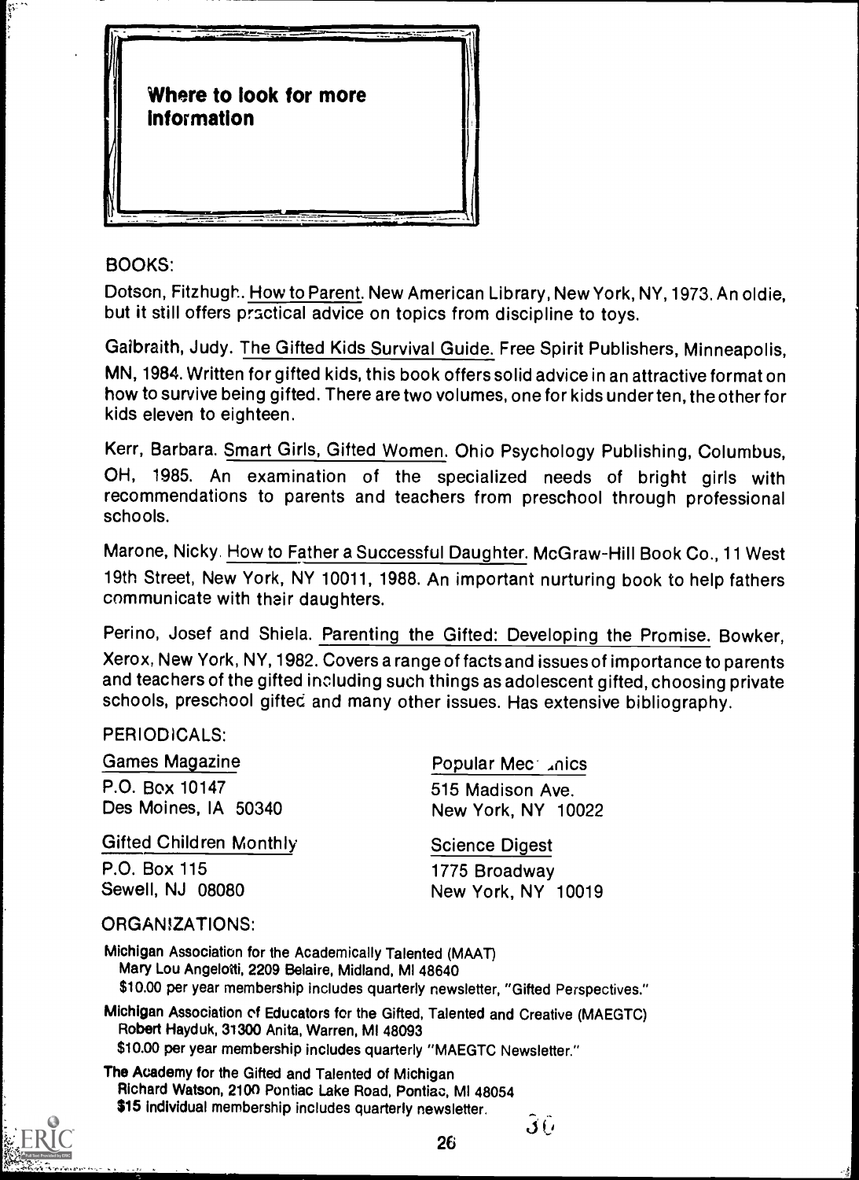## Where to look for more information

BOOKS:

Dotson, Fitzhugh. How to Parent. New American Library, New York, NY, 1973. An oldie, but it still offers practical advice on topics from discipline to toys.

Gaibraith, Judy. The Gifted Kids Survival Guide. Free Spirit Publishers, Minneapolis, MN, 1984. Written for gifted kids, this book offers solid advice in an attractive format on how to survive being gifted. There are two volumes, one for kids under ten, the other for kids eleven to eighteen.

Kerr, Barbara. Smart Girls, Gifted Women. Ohio Psychology Publishing, Columbus, OH, 1985. An examination of the specialized needs of bright girls with recommendations to parents and teachers from preschool through professional schools.

Marone, Nicky. How to Father a Successful Daughter. McGraw-Hill Book Co., 11 West 19th Street, New York, NY 10011, 1988. An important nurturing book to help fathers communicate with their daughters.

Perino, Josef and Shiela. Parenting the Gifted: Developing the Promise. Bowker, Xerox, New York, NY, 1982. Covers a range of facts and issues of importance to parents and teachers of the gifted including such things as adolescent gifted, choosing private schools, preschool gifted and many other issues. Has extensive bibliography.

PERIODICALS:

Games Magazine
P.O. Box 10147
Des Moines, IA 50340

Gifted Children Monthly
P.O. Box 115
Sewell, NJ 08080

Popular Mechanics
515 Madison Ave.
New York, NY 10022

Science Digest
1775 Broadway
New York, NY 10019

ORGANIZATIONS:

Michigan Association for the Academically Talented (MAAT)
Mary Lou Angelotti, 2209 Belaire, Midland, MI 48640
$10.00 per year membership includes quarterly newsletter, "Gifted Perspectives."

Michigan Association of Educators for the Gifted, Talented and Creative (MAEGTC)
Robert Hayduk, 31300 Anita, Warren, MI 48093
$10.00 per year membership includes quarterly "MAEGTC Newsletter."

The Academy for the Gifted and Talented of Michigan
Richard Watson, 2100 Pontiac Lake Road, Pontiac, MI 48054
$15 individual membership includes quarterly newsletter.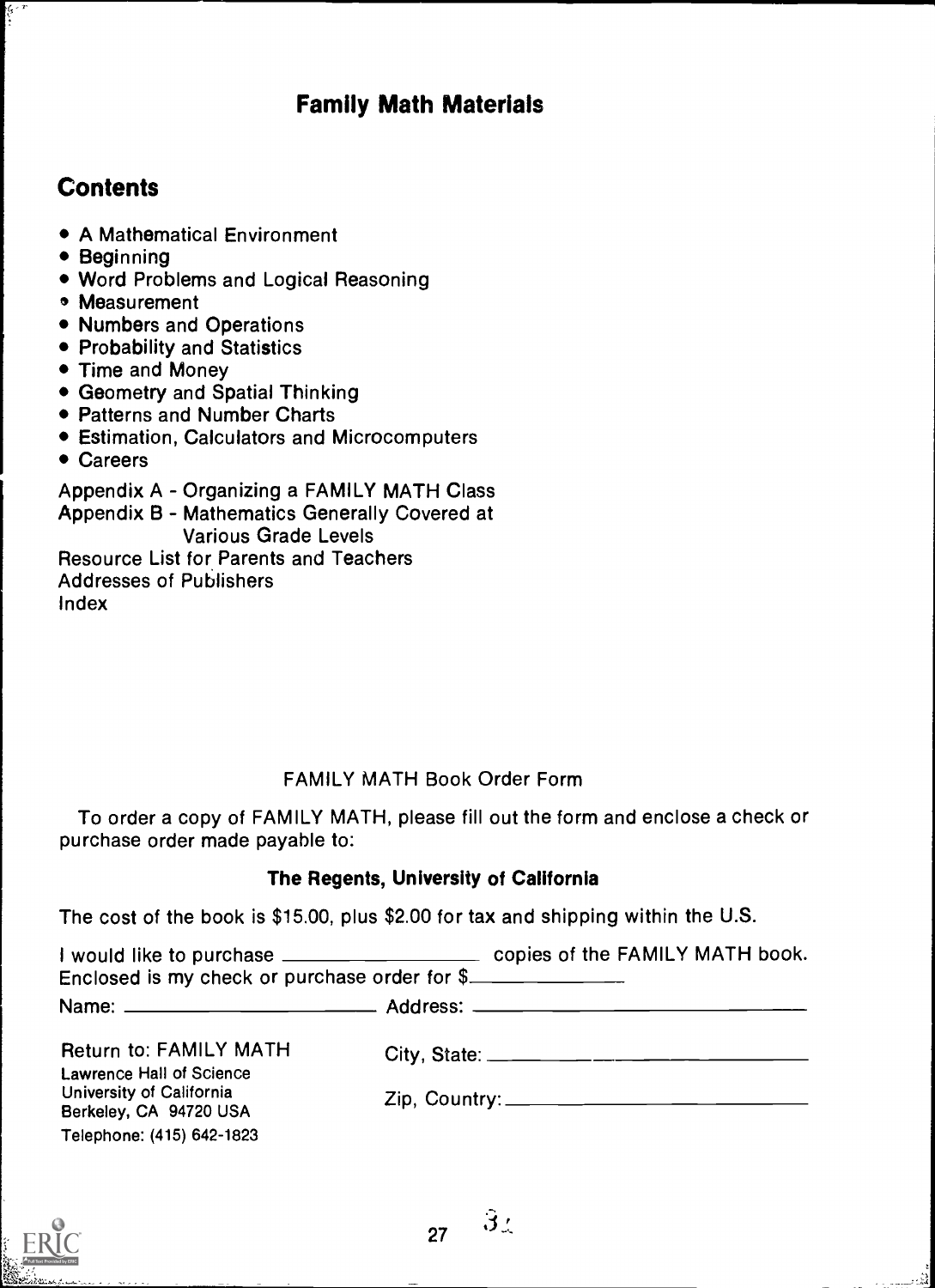# Family Math Materials

## Contents

- A Mathematical Environment
- Beginning
- Word Problems and Logical Reasoning
- Measurement
- Numbers and Operations
- Probability and Statistics
- Time and Money
- Geometry and Spatial Thinking
- Patterns and Number Charts
- Estimation, Calculators and Microcomputers
- Careers

Appendix A - Organizing a FAMILY MATH Class
Appendix B - Mathematics Generally Covered at Various Grade Levels
Resource List for Parents and Teachers
Addresses of Publishers
Index

FAMILY MATH Book Order Form

To order a copy of FAMILY MATH, please fill out the form and enclose a check or purchase order made payable to:

**The Regents, University of California**

The cost of the book is $15.00, plus $2.00 for tax and shipping within the U.S.

I would like to purchase ________________ copies of the FAMILY MATH book.
Enclosed is my check or purchase order for $____________

Name: ______________________ Address: ______________________________

Return to: FAMILY MATH
Lawrence Hall of Science
University of California
Berkeley, CA 94720 USA
Telephone: (415) 642-1823

City, State: ______________________________

Zip, Country: ______________________________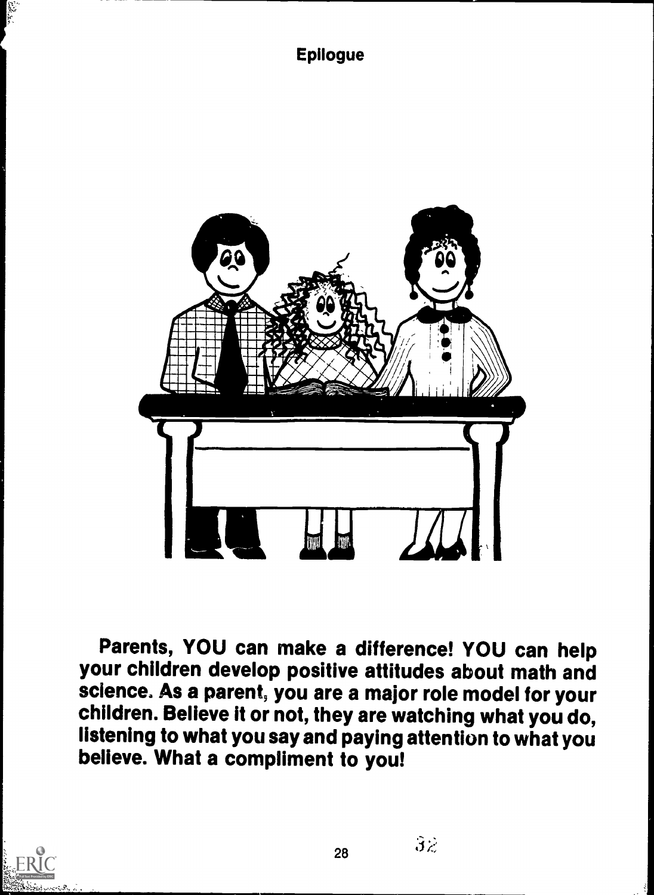# Epilogue

**Parents, YOU can make a difference! YOU can help your children develop positive attitudes about math and science. As a parent, you are a major role model for your children. Believe it or not, they are watching what you do, listening to what you say and paying attention to what you believe. What a compliment to you!**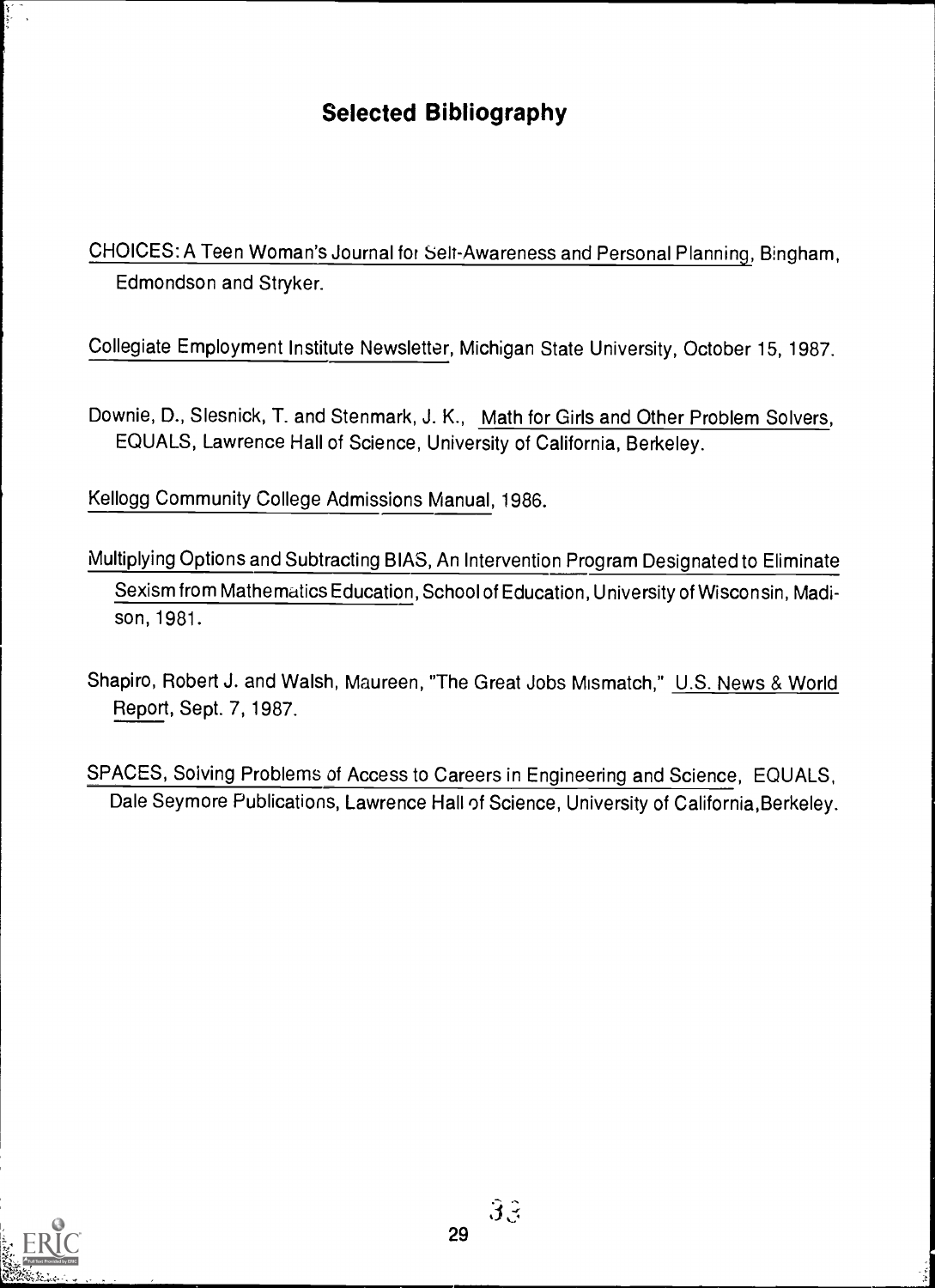## Selected Bibliography

CHOICES: A Teen Woman's Journal for Self-Awareness and Personal Planning, Bingham, Edmondson and Stryker.

Collegiate Employment Institute Newsletter, Michigan State University, October 15, 1987.

Downie, D., Slesnick, T. and Stenmark, J. K., Math for Girls and Other Problem Solvers, EQUALS, Lawrence Hall of Science, University of California, Berkeley.

Kellogg Community College Admissions Manual, 1986.

Multiplying Options and Subtracting BIAS, An Intervention Program Designated to Eliminate Sexism from Mathematics Education, School of Education, University of Wisconsin, Madison, 1981.

Shapiro, Robert J. and Walsh, Maureen, "The Great Jobs Mismatch," U.S. News & World Report, Sept. 7, 1987.

SPACES, Solving Problems of Access to Careers in Engineering and Science, EQUALS, Dale Seymore Publications, Lawrence Hall of Science, University of California, Berkeley.